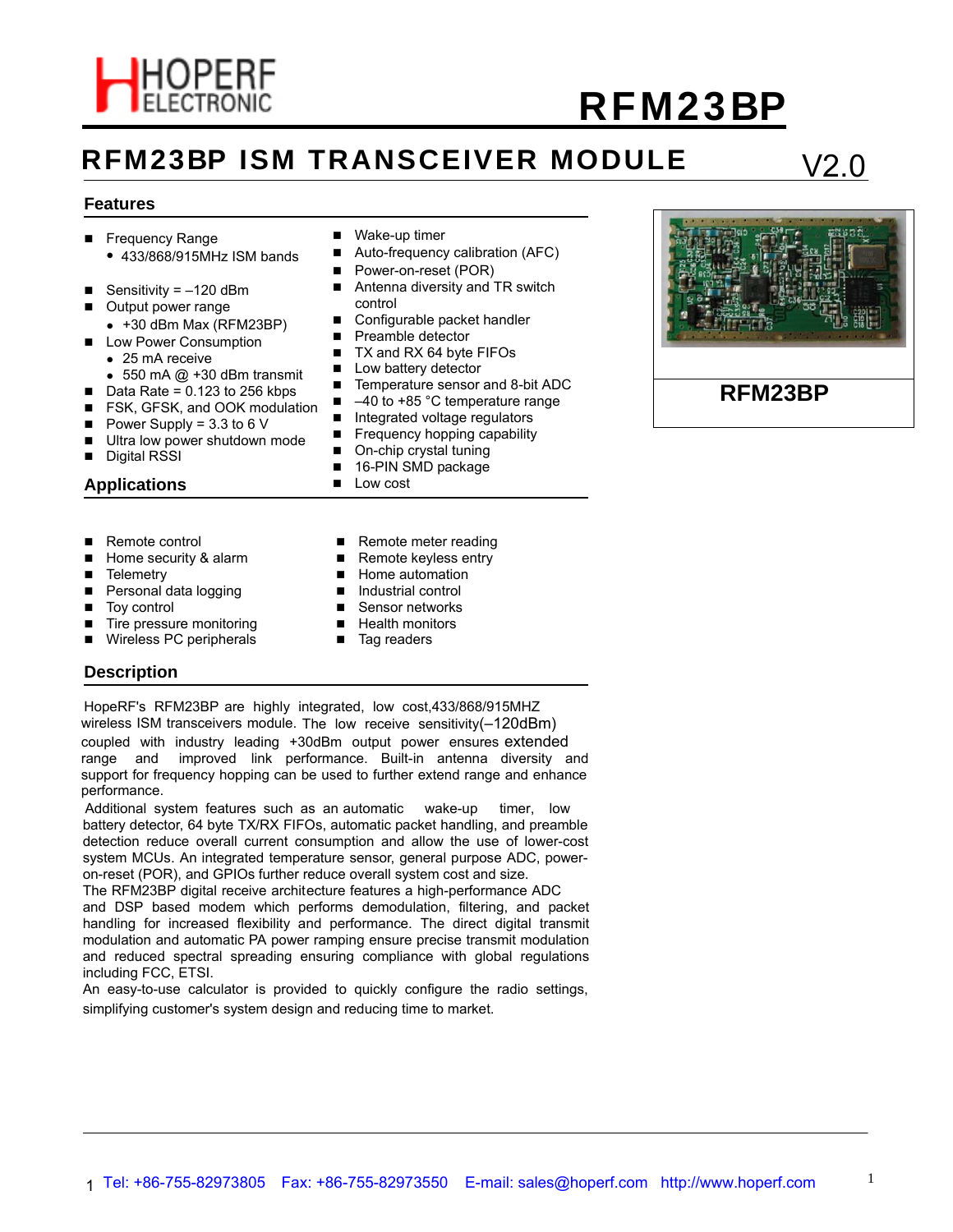# RFM23BP

## RFM23BP ISM TRANSCEIVER MODULE V2.0

### Features

- Frequency Range
  - 433/868/915MHz ISM bands
- Sensitivity = –120 dBm
- Output power range
  - +30 dBm Max (RFM23BP)
- Low Power Consumption
  - 25 mA receive
  - 550 mA @ +30 dBm transmit
- Data Rate = 0.123 to 256 kbps
- FSK, GFSK, and OOK modulation
- Power Supply = 3.3 to 6 V
- Ultra low power shutdown mode
- Digital RSSI
- Wake-up timer
- Auto-frequency calibration (AFC)
- Power-on-reset (POR)
- Antenna diversity and TR switch control
- Configurable packet handler
- Preamble detector
- TX and RX 64 byte FIFOs
- Low battery detector
- Temperature sensor and 8-bit ADC
- –40 to +85 °C temperature range
- Integrated voltage regulators
- Frequency hopping capability
- On-chip crystal tuning
- 16-PIN SMD package
- Low cost

**RFM23BP**

### Applications

- Remote control
- Home security & alarm
- Telemetry
- Personal data logging
- Toy control
- Tire pressure monitoring
- Wireless PC peripherals
- Remote meter reading
- Remote keyless entry
- Home automation
- Industrial control
- Sensor networks
- Health monitors
- Tag readers

### Description

HopeRF's RFM23BP are highly integrated, low cost,433/868/915MHZ wireless ISM transceivers module. The low receive sensitivity(–120dBm) coupled with industry leading +30dBm output power ensures extended range and improved link performance. Built-in antenna diversity and support for frequency hopping can be used to further extend range and enhance performance.

Additional system features such as an automatic wake-up timer, low battery detector, 64 byte TX/RX FIFOs, automatic packet handling, and preamble detection reduce overall current consumption and allow the use of lower-cost system MCUs. An integrated temperature sensor, general purpose ADC, power-on-reset (POR), and GPIOs further reduce overall system cost and size.

The RFM23BP digital receive architecture features a high-performance ADC and DSP based modem which performs demodulation, filtering, and packet handling for increased flexibility and performance. The direct digital transmit modulation and automatic PA power ramping ensure precise transmit modulation and reduced spectral spreading ensuring compliance with global regulations including FCC, ETSI.

An easy-to-use calculator is provided to quickly configure the radio settings, simplifying customer's system design and reducing time to market.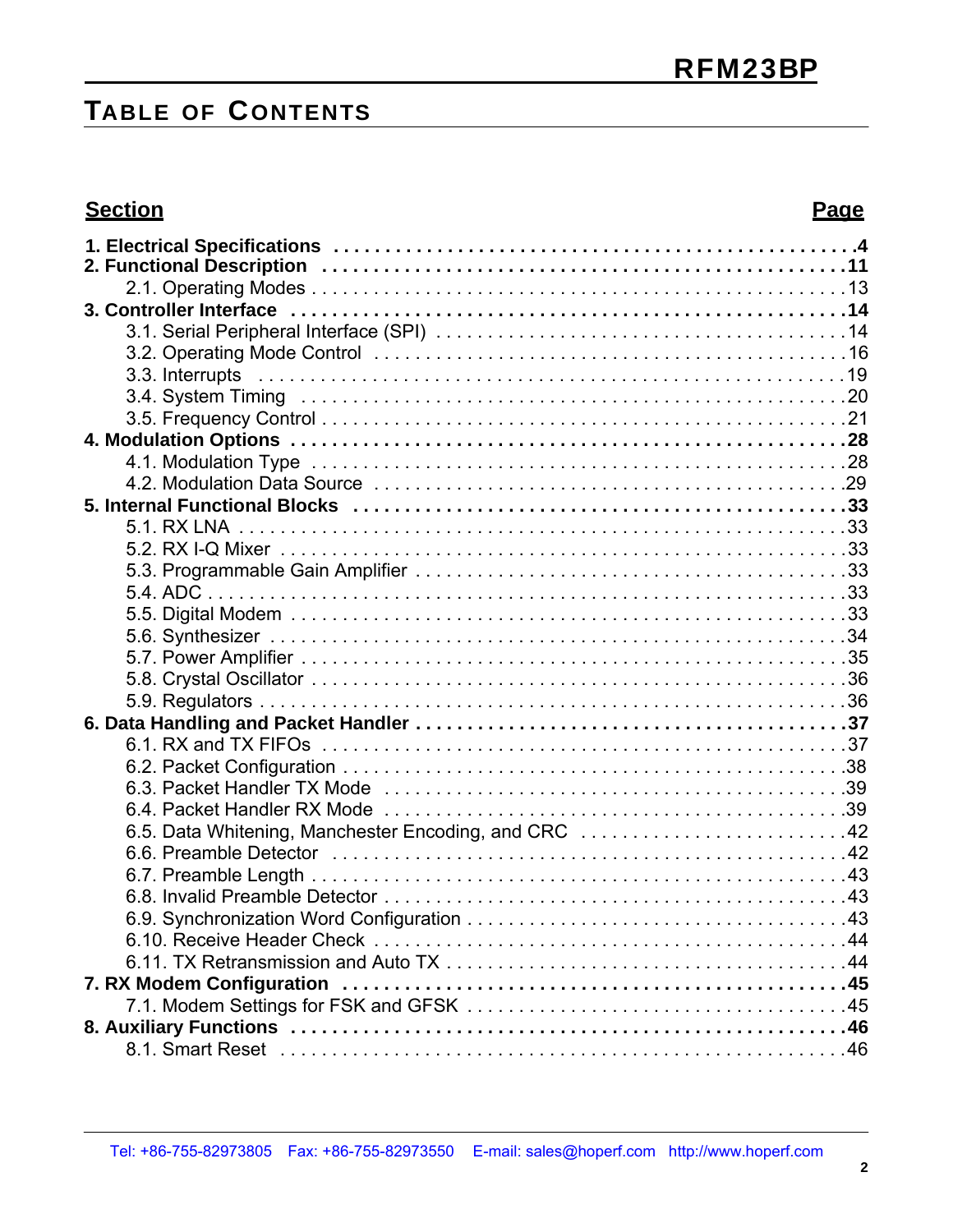## TABLE OF CONTENTS

| Section | Page |
|---|---|
| **1. Electrical Specifications** | **4** |
| **2. Functional Description** | **11** |
| 2.1. Operating Modes | 13 |
| **3. Controller Interface** | **14** |
| 3.1. Serial Peripheral Interface (SPI) | 14 |
| 3.2. Operating Mode Control | 16 |
| 3.3. Interrupts | 19 |
| 3.4. System Timing | 20 |
| 3.5. Frequency Control | 21 |
| **4. Modulation Options** | **28** |
| 4.1. Modulation Type | 28 |
| 4.2. Modulation Data Source | 29 |
| **5. Internal Functional Blocks** | **33** |
| 5.1. RX LNA | 33 |
| 5.2. RX I-Q Mixer | 33 |
| 5.3. Programmable Gain Amplifier | 33 |
| 5.4. ADC | 33 |
| 5.5. Digital Modem | 33 |
| 5.6. Synthesizer | 34 |
| 5.7. Power Amplifier | 35 |
| 5.8. Crystal Oscillator | 36 |
| 5.9. Regulators | 36 |
| **6. Data Handling and Packet Handler** | **37** |
| 6.1. RX and TX FIFOs | 37 |
| 6.2. Packet Configuration | 38 |
| 6.3. Packet Handler TX Mode | 39 |
| 6.4. Packet Handler RX Mode | 39 |
| 6.5. Data Whitening, Manchester Encoding, and CRC | 42 |
| 6.6. Preamble Detector | 42 |
| 6.7. Preamble Length | 43 |
| 6.8. Invalid Preamble Detector | 43 |
| 6.9. Synchronization Word Configuration | 43 |
| 6.10. Receive Header Check | 44 |
| 6.11. TX Retransmission and Auto TX | 44 |
| **7. RX Modem Configuration** | **45** |
| 7.1. Modem Settings for FSK and GFSK | 45 |
| **8. Auxiliary Functions** | **46** |
| 8.1. Smart Reset | 46 |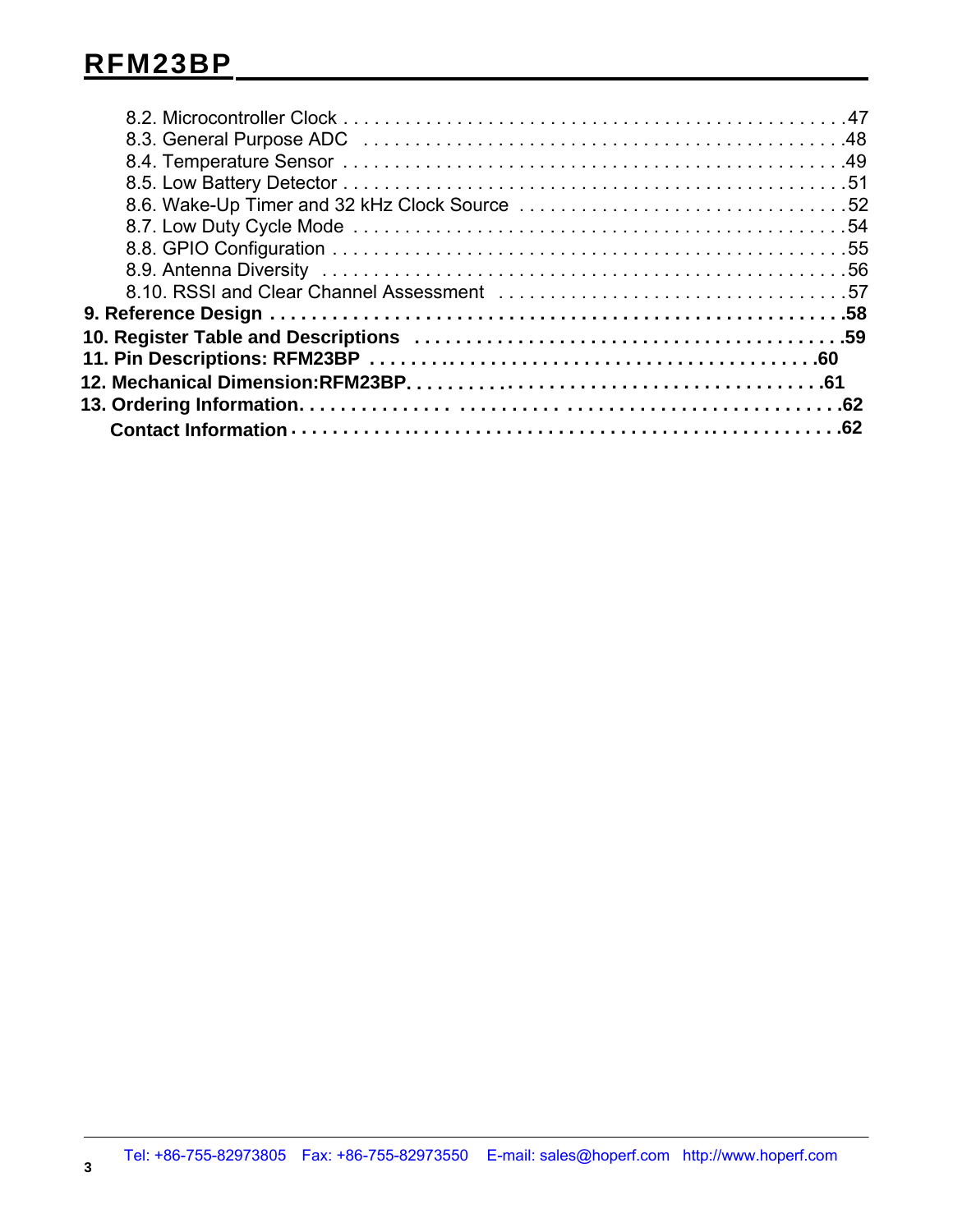8.2. Microcontroller Clock . . . . . . . . . . . . . . . . . . . . . . . . . . . . . . . . . . . . . . . . . . . . . . . . .47
8.3. General Purpose ADC . . . . . . . . . . . . . . . . . . . . . . . . . . . . . . . . . . . . . . . . . . . . . . . . .48
8.4. Temperature Sensor . . . . . . . . . . . . . . . . . . . . . . . . . . . . . . . . . . . . . . . . . . . . . . . . .49
8.5. Low Battery Detector . . . . . . . . . . . . . . . . . . . . . . . . . . . . . . . . . . . . . . . . . . . . . . . . .51
8.6. Wake-Up Timer and 32 kHz Clock Source . . . . . . . . . . . . . . . . . . . . . . . . . . . . . . . . .52
8.7. Low Duty Cycle Mode . . . . . . . . . . . . . . . . . . . . . . . . . . . . . . . . . . . . . . . . . . . . . . . . .54
8.8. GPIO Configuration . . . . . . . . . . . . . . . . . . . . . . . . . . . . . . . . . . . . . . . . . . . . . . . . .55
8.9. Antenna Diversity . . . . . . . . . . . . . . . . . . . . . . . . . . . . . . . . . . . . . . . . . . . . . . . . .56
8.10. RSSI and Clear Channel Assessment . . . . . . . . . . . . . . . . . . . . . . . . . . . . . . . . .57

**9. Reference Design . . . . . . . . . . . . . . . . . . . . . . . . . . . . . . . . . . . . . . . . . . . . . . . . . . . . . .58**

**10. Register Table and Descriptions . . . . . . . . . . . . . . . . . . . . . . . . . . . . . . . . . . . . . . . . . .59**

**11. Pin Descriptions: RFM23BP . . . . . . . . . . . . . . . . . . . . . . . . . . . . . . . . . . . . . . . . . .60**

**12. Mechanical Dimension:RFM23BP. . . . . . . . . . . . . . . . . . . . . . . . . . . . . . . . . . . . . . . .61**

**13. Ordering Information. . . . . . . . . . . . . . . . . . . . . . . . . . . . . . . . . . . . . . . . . . . . . . . . . .62**

**Contact Information . . . . . . . . . . . . . . . . . . . . . . . . . . . . . . . . . . . . . . . . . . . . . . . . . . . . .62**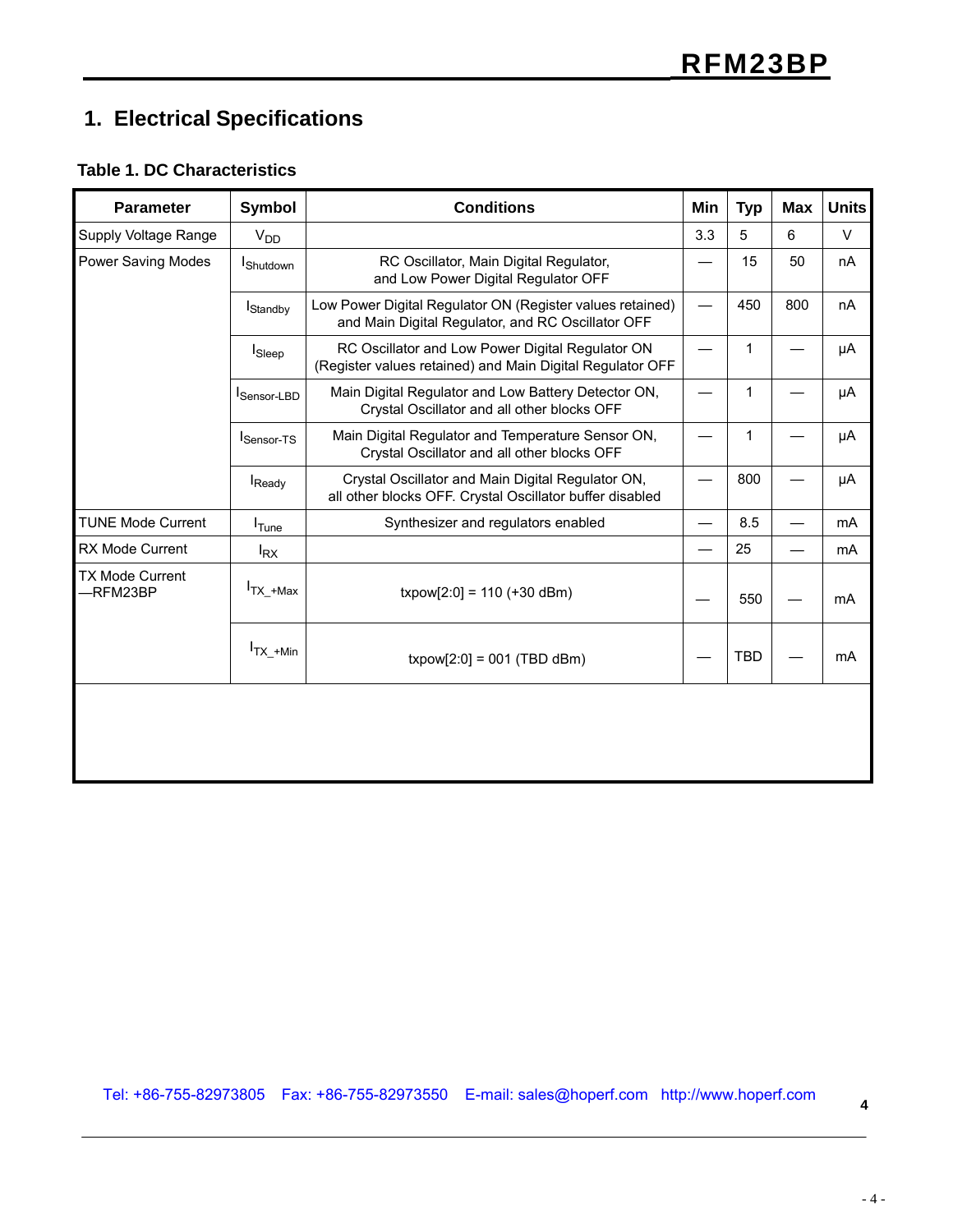# 1. Electrical Specifications

**Table 1. DC Characteristics**

| Parameter | Symbol | Conditions | Min | Typ | Max | Units |
|---|---|---|---|---|---|---|
| Supply Voltage Range | $V_{DD}$ | | 3.3 | 5 | 6 | V |
| Power Saving Modes | $I_{Shutdown}$ | RC Oscillator, Main Digital Regulator, and Low Power Digital Regulator OFF | — | 15 | 50 | nA |
| | $I_{Standby}$ | Low Power Digital Regulator ON (Register values retained) and Main Digital Regulator, and RC Oscillator OFF | — | 450 | 800 | nA |
| | $I_{Sleep}$ | RC Oscillator and Low Power Digital Regulator ON (Register values retained) and Main Digital Regulator OFF | — | 1 | — | μA |
| | $I_{Sensor\text{-}LBD}$ | Main Digital Regulator and Low Battery Detector ON, Crystal Oscillator and all other blocks OFF | — | 1 | — | μA |
| | $I_{Sensor\text{-}TS}$ | Main Digital Regulator and Temperature Sensor ON, Crystal Oscillator and all other blocks OFF | — | 1 | — | μA |
| | $I_{Ready}$ | Crystal Oscillator and Main Digital Regulator ON, all other blocks OFF. Crystal Oscillator buffer disabled | — | 800 | — | μA |
| TUNE Mode Current | $I_{Tune}$ | Synthesizer and regulators enabled | — | 8.5 | — | mA |
| RX Mode Current | $I_{RX}$ | | — | 25 | — | mA |
| TX Mode Current —RFM23BP | $I_{TX\_+Max}$ | txpow[2:0] = 110 (+30 dBm) | — | 550 | — | mA |
| | $I_{TX\_+Min}$ | txpow[2:0] = 001 (TBD dBm) | — | TBD | — | mA |

Tel: +86-755-82973805 Fax: +86-755-82973550 E-mail: sales@hoperf.com http://www.hoperf.com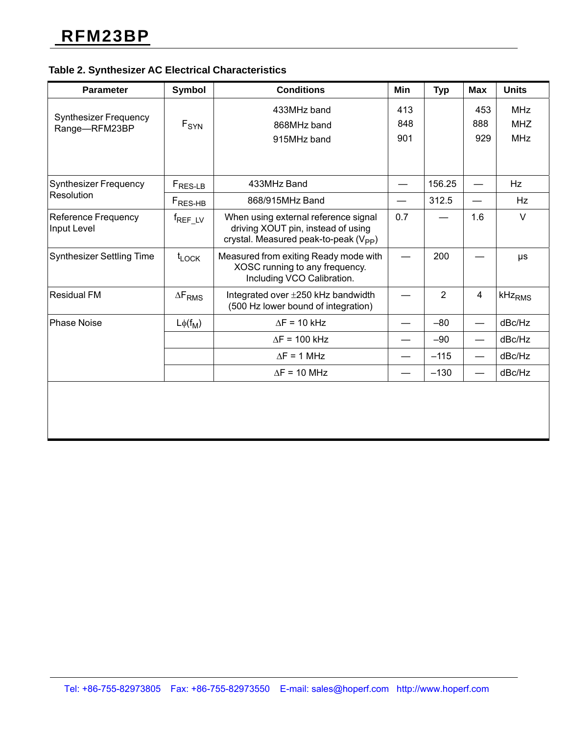**Table 2. Synthesizer AC Electrical Characteristics**

| Parameter | Symbol | Conditions | Min | Typ | Max | Units |
|---|---|---|---|---|---|---|
| Synthesizer Frequency Range—RFM23BP | $F_{SYN}$ | 433MHz band<br>868MHz band<br>915MHz band | 413<br>848<br>901 | | 453<br>888<br>929 | MHz<br>MHZ<br>MHz |
| Synthesizer Frequency Resolution | $F_{RES-LB}$ | 433MHz Band | — | 156.25 | — | Hz |
| | $F_{RES-HB}$ | 868/915MHz Band | — | 312.5 | — | Hz |
| Reference Frequency Input Level | $f_{REF\_LV}$ | When using external reference signal driving XOUT pin, instead of using crystal. Measured peak-to-peak ($V_{PP}$) | 0.7 | — | 1.6 | V |
| Synthesizer Settling Time | $t_{LOCK}$ | Measured from exiting Ready mode with XOSC running to any frequency. Including VCO Calibration. | — | 200 | — | µs |
| Residual FM | $\Delta F_{RMS}$ | Integrated over ±250 kHz bandwidth (500 Hz lower bound of integration) | — | 2 | 4 | $kHz_{RMS}$ |
| Phase Noise | $L\phi(f_M)$ | $\Delta F$ = 10 kHz | — | –80 | — | dBc/Hz |
| | | $\Delta F$ = 100 kHz | — | –90 | — | dBc/Hz |
| | | $\Delta F$ = 1 MHz | — | –115 | — | dBc/Hz |
| | | $\Delta F$ = 10 MHz | — | –130 | — | dBc/Hz |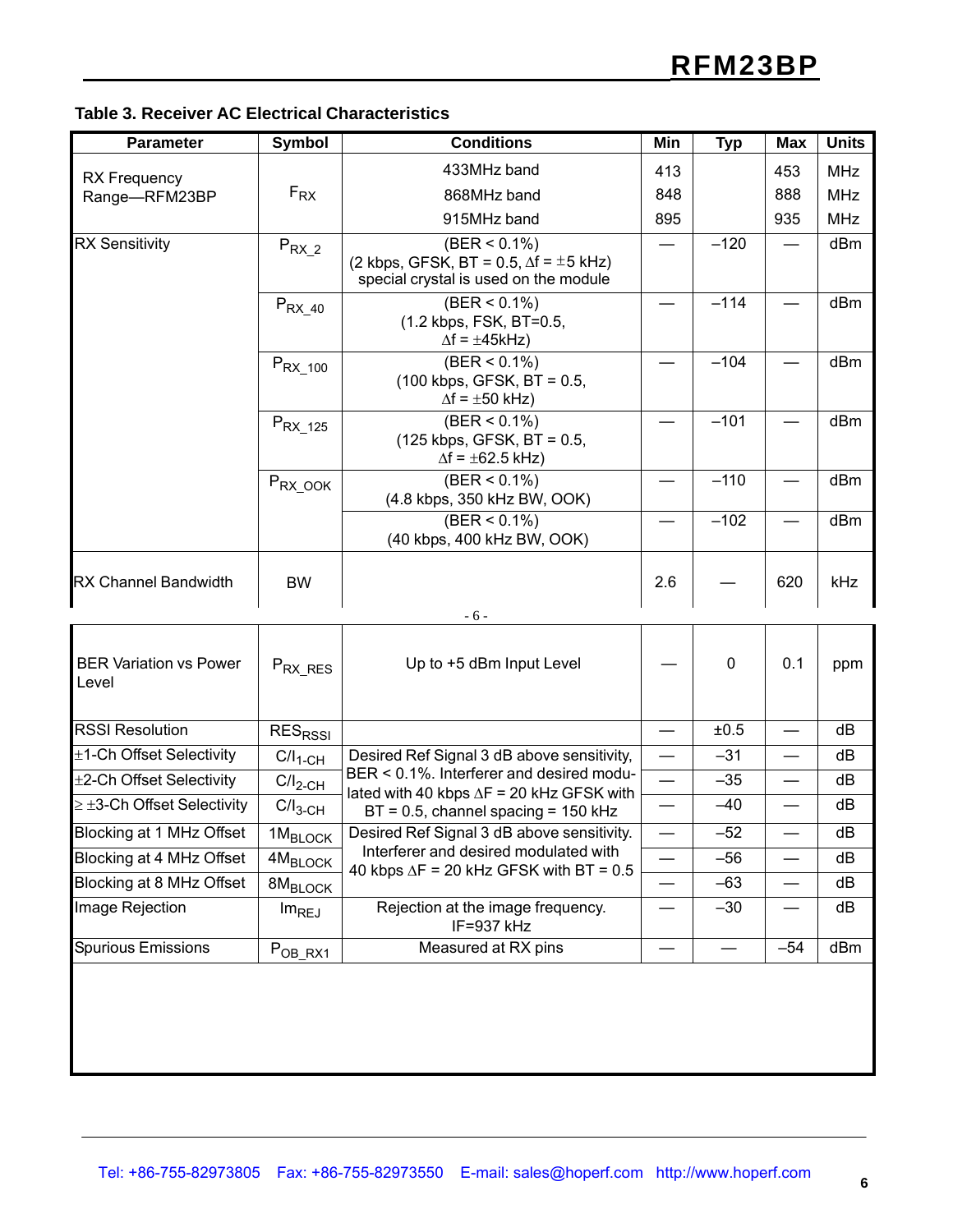**Table 3. Receiver AC Electrical Characteristics**

| Parameter | Symbol | Conditions | Min | Typ | Max | Units |
|---|---|---|---|---|---|---|
| RX Frequency Range—RFM23BP | $F_{RX}$ | 433MHz band | 413 | | 453 | MHz |
| | | 868MHz band | 848 | | 888 | MHz |
| | | 915MHz band | 895 | | 935 | MHz |
| RX Sensitivity | $P_{RX\_2}$ | (BER < 0.1%) (2 kbps, GFSK, BT = 0.5, Δf = ±5 kHz) special crystal is used on the module | — | –120 | — | dBm |
| | $P_{RX\_40}$ | (BER < 0.1%) (1.2 kbps, FSK, BT=0.5, Δf = ±45kHz) | — | –114 | — | dBm |
| | $P_{RX\_100}$ | (BER < 0.1%) (100 kbps, GFSK, BT = 0.5, Δf = ±50 kHz) | — | –104 | — | dBm |
| | $P_{RX\_125}$ | (BER < 0.1%) (125 kbps, GFSK, BT = 0.5, Δf = ±62.5 kHz) | — | –101 | — | dBm |
| | $P_{RX\_OOK}$ | (BER < 0.1%) (4.8 kbps, 350 kHz BW, OOK) | — | –110 | — | dBm |
| | | (BER < 0.1%) (40 kbps, 400 kHz BW, OOK) | — | –102 | — | dBm |
| RX Channel Bandwidth | BW | | 2.6 | — | 620 | kHz |
| BER Variation vs Power Level | $P_{RX\_RES}$ | Up to +5 dBm Input Level | — | 0 | 0.1 | ppm |
| RSSI Resolution | $RES_{RSSI}$ | | — | ±0.5 | — | dB |
| ±1-Ch Offset Selectivity | $C/I_{1\text{-}CH}$ | Desired Ref Signal 3 dB above sensitivity, BER < 0.1%. Interferer and desired modulated with 40 kbps ΔF = 20 kHz GFSK with BT = 0.5, channel spacing = 150 kHz | — | –31 | — | dB |
| ±2-Ch Offset Selectivity | $C/I_{2\text{-}CH}$ | | — | –35 | — | dB |
| ≥ ±3-Ch Offset Selectivity | $C/I_{3\text{-}CH}$ | | — | –40 | — | dB |
| Blocking at 1 MHz Offset | $1M_{BLOCK}$ | Desired Ref Signal 3 dB above sensitivity. Interferer and desired modulated with 40 kbps ΔF = 20 kHz GFSK with BT = 0.5 | — | –52 | — | dB |
| Blocking at 4 MHz Offset | $4M_{BLOCK}$ | | — | –56 | — | dB |
| Blocking at 8 MHz Offset | $8M_{BLOCK}$ | | — | –63 | — | dB |
| Image Rejection | $Im_{REJ}$ | Rejection at the image frequency. IF=937 kHz | — | –30 | — | dB |
| Spurious Emissions | $P_{OB\_RX1}$ | Measured at RX pins | — | — | –54 | dBm |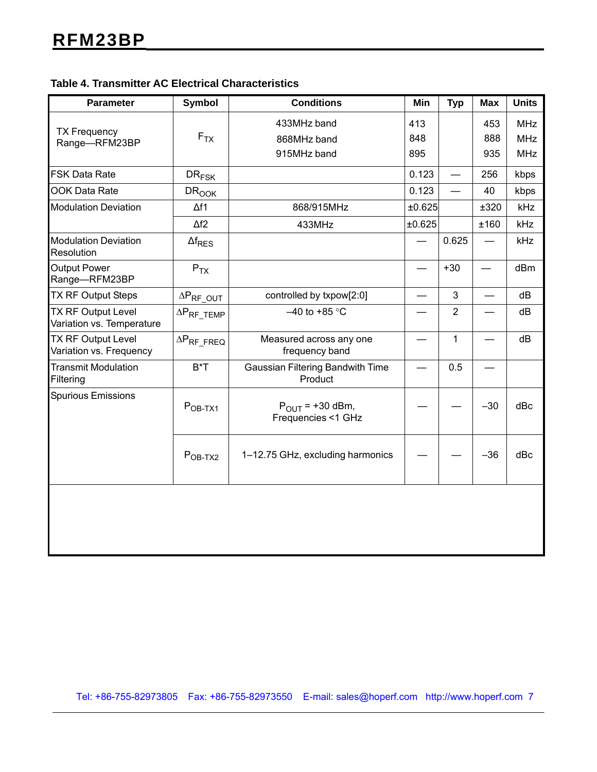**Table 4. Transmitter AC Electrical Characteristics**

| Parameter | Symbol | Conditions | Min | Typ | Max | Units |
|---|---|---|---|---|---|---|
| TX Frequency Range—RFM23BP | $F_{TX}$ | 433MHz band | 413 | | 453 | MHz |
| | | 868MHz band | 848 | | 888 | MHz |
| | | 915MHz band | 895 | | 935 | MHz |
| FSK Data Rate | $DR_{FSK}$ | | 0.123 | — | 256 | kbps |
| OOK Data Rate | $DR_{OOK}$ | | 0.123 | — | 40 | kbps |
| Modulation Deviation | $\Delta f1$ | 868/915MHz | ±0.625 | | ±320 | kHz |
| | $\Delta f2$ | 433MHz | ±0.625 | | ±160 | kHz |
| Modulation Deviation Resolution | $\Delta f_{RES}$ | | — | 0.625 | — | kHz |
| Output Power Range—RFM23BP | $P_{TX}$ | | — | +30 | — | dBm |
| TX RF Output Steps | $\Delta P_{RF\_OUT}$ | controlled by txpow[2:0] | — | 3 | — | dB |
| TX RF Output Level Variation vs. Temperature | $\Delta P_{RF\_TEMP}$ | –40 to +85 °C | — | 2 | — | dB |
| TX RF Output Level Variation vs. Frequency | $\Delta P_{RF\_FREQ}$ | Measured across any one frequency band | — | 1 | — | dB |
| Transmit Modulation Filtering | B*T | Gaussian Filtering Bandwith Time Product | — | 0.5 | — | |
| Spurious Emissions | $P_{OB\text{-}TX1}$ | $P_{OUT}$ = +30 dBm, Frequencies <1 GHz | — | — | –30 | dBc |
| | $P_{OB\text{-}TX2}$ | 1–12.75 GHz, excluding harmonics | — | — | –36 | dBc |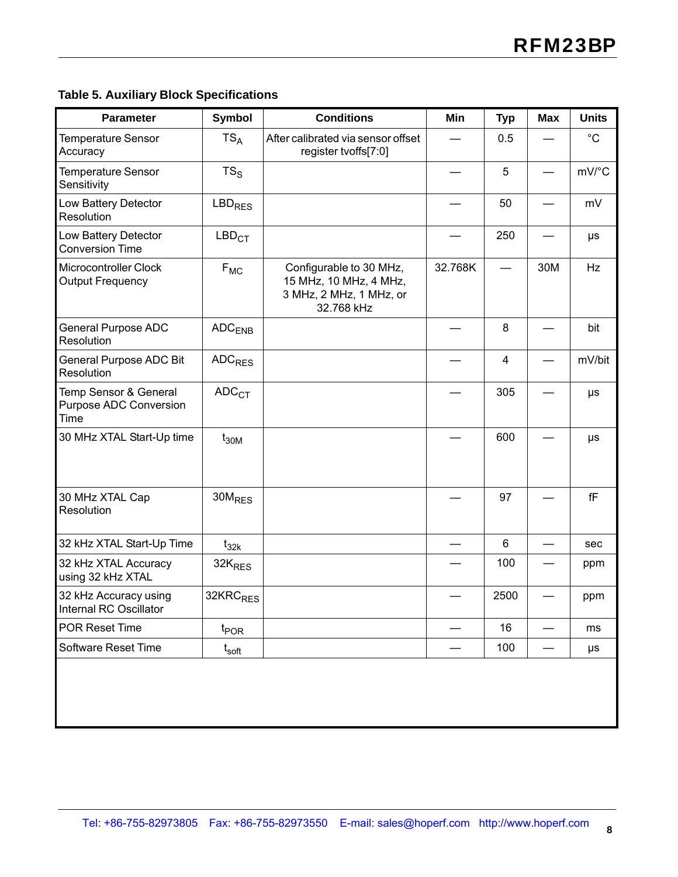**Table 5. Auxiliary Block Specifications**

| Parameter | Symbol | Conditions | Min | Typ | Max | Units |
|---|---|---|---|---|---|---|
| Temperature Sensor Accuracy | $TS_A$ | After calibrated via sensor offset register tvoffs[7:0] | — | 0.5 | — | °C |
| Temperature Sensor Sensitivity | $TS_S$ | | — | 5 | — | mV/°C |
| Low Battery Detector Resolution | $LBD_{RES}$ | | — | 50 | — | mV |
| Low Battery Detector Conversion Time | $LBD_{CT}$ | | — | 250 | — | µs |
| Microcontroller Clock Output Frequency | $F_{MC}$ | Configurable to 30 MHz, 15 MHz, 10 MHz, 4 MHz, 3 MHz, 2 MHz, 1 MHz, or 32.768 kHz | 32.768K | — | 30M | Hz |
| General Purpose ADC Resolution | $ADC_{ENB}$ | | — | 8 | — | bit |
| General Purpose ADC Bit Resolution | $ADC_{RES}$ | | — | 4 | — | mV/bit |
| Temp Sensor & General Purpose ADC Conversion Time | $ADC_{CT}$ | | — | 305 | — | µs |
| 30 MHz XTAL Start-Up time | $t_{30M}$ | | — | 600 | — | µs |
| 30 MHz XTAL Cap Resolution | $30M_{RES}$ | | — | 97 | — | fF |
| 32 kHz XTAL Start-Up Time | $t_{32k}$ | | — | 6 | — | sec |
| 32 kHz XTAL Accuracy using 32 kHz XTAL | $32K_{RES}$ | | — | 100 | — | ppm |
| 32 kHz Accuracy using Internal RC Oscillator | $32KRC_{RES}$ | | — | 2500 | — | ppm |
| POR Reset Time | $t_{POR}$ | | — | 16 | — | ms |
| Software Reset Time | $t_{soft}$ | | — | 100 | — | µs |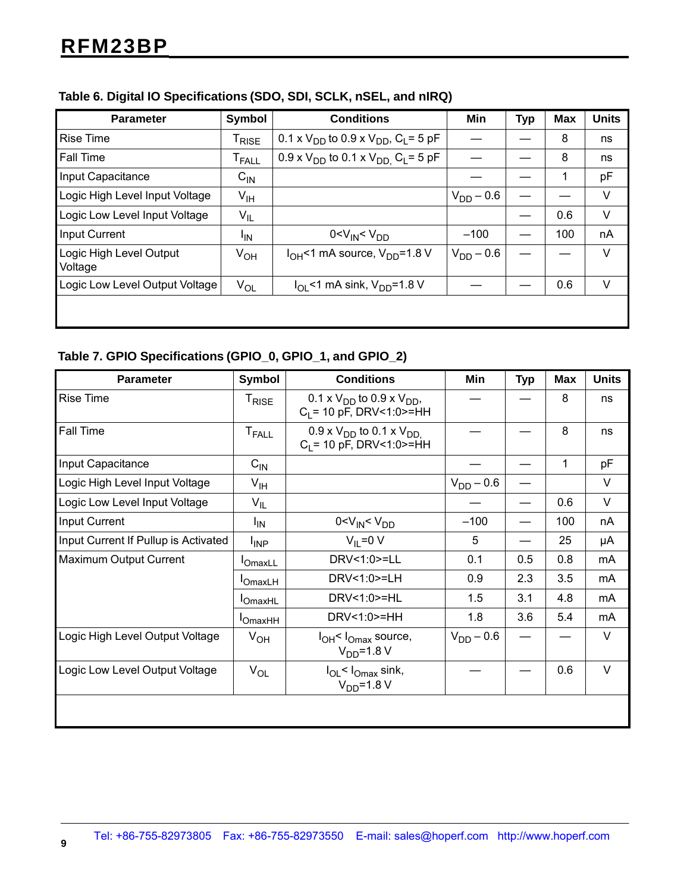**Table 6. Digital IO Specifications (SDO, SDI, SCLK, nSEL, and nIRQ)**

| Parameter | Symbol | Conditions | Min | Typ | Max | Units |
|---|---|---|---|---|---|---|
| Rise Time | $T_{RISE}$ | $0.1 \times V_{DD}$ to $0.9 \times V_{DD}$, $C_L$= 5 pF | — | — | 8 | ns |
| Fall Time | $T_{FALL}$ | $0.9 \times V_{DD}$ to $0.1 \times V_{DD}$, $C_L$= 5 pF | — | — | 8 | ns |
| Input Capacitance | $C_{IN}$ | | — | — | 1 | pF |
| Logic High Level Input Voltage | $V_{IH}$ | | $V_{DD} - 0.6$ | — | — | V |
| Logic Low Level Input Voltage | $V_{IL}$ | | | — | 0.6 | V |
| Input Current | $I_{IN}$ | $0<V_{IN}< V_{DD}$ | –100 | — | 100 | nA |
| Logic High Level Output Voltage | $V_{OH}$ | $I_{OH}$<1 mA source, $V_{DD}$=1.8 V | $V_{DD} - 0.6$ | — | — | V |
| Logic Low Level Output Voltage | $V_{OL}$ | $I_{OL}$<1 mA sink, $V_{DD}$=1.8 V | — | — | 0.6 | V |

**Table 7. GPIO Specifications (GPIO_0, GPIO_1, and GPIO_2)**

| Parameter | Symbol | Conditions | Min | Typ | Max | Units |
|---|---|---|---|---|---|---|
| Rise Time | $T_{RISE}$ | $0.1 \times V_{DD}$ to $0.9 \times V_{DD}$, $C_L$= 10 pF, DRV<1:0>=HH | — | — | 8 | ns |
| Fall Time | $T_{FALL}$ | $0.9 \times V_{DD}$ to $0.1 \times V_{DD}$, $C_L$= 10 pF, DRV<1:0>=HH | — | — | 8 | ns |
| Input Capacitance | $C_{IN}$ | | — | — | 1 | pF |
| Logic High Level Input Voltage | $V_{IH}$ | | $V_{DD} - 0.6$ | — | | V |
| Logic Low Level Input Voltage | $V_{IL}$ | | — | — | 0.6 | V |
| Input Current | $I_{IN}$ | $0<V_{IN}< V_{DD}$ | –100 | — | 100 | nA |
| Input Current If Pullup is Activated | $I_{INP}$ | $V_{IL}$=0 V | 5 | — | 25 | µA |
| Maximum Output Current | $I_{OmaxLL}$ | DRV<1:0>=LL | 0.1 | 0.5 | 0.8 | mA |
| | $I_{OmaxLH}$ | DRV<1:0>=LH | 0.9 | 2.3 | 3.5 | mA |
| | $I_{OmaxHL}$ | DRV<1:0>=HL | 1.5 | 3.1 | 4.8 | mA |
| | $I_{OmaxHH}$ | DRV<1:0>=HH | 1.8 | 3.6 | 5.4 | mA |
| Logic High Level Output Voltage | $V_{OH}$ | $I_{OH}< I_{Omax}$ source, $V_{DD}$=1.8 V | $V_{DD} - 0.6$ | — | — | V |
| Logic Low Level Output Voltage | $V_{OL}$ | $I_{OL}< I_{Omax}$ sink, $V_{DD}$=1.8 V | — | — | 0.6 | V |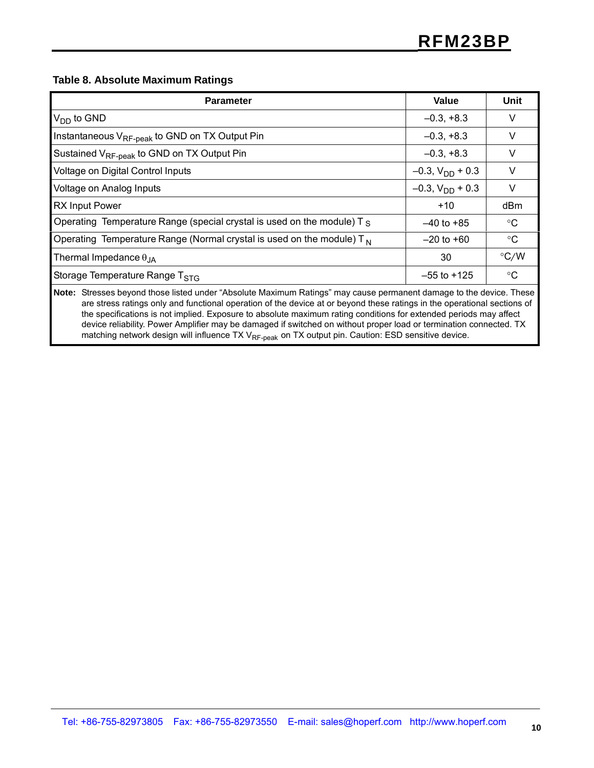**Table 8. Absolute Maximum Ratings**

| Parameter | Value | Unit |
|---|---|---|
| $V_{DD}$ to GND | –0.3, +8.3 | V |
| Instantaneous $V_{RF\text{-}peak}$ to GND on TX Output Pin | –0.3, +8.3 | V |
| Sustained $V_{RF\text{-}peak}$ to GND on TX Output Pin | –0.3, +8.3 | V |
| Voltage on Digital Control Inputs | –0.3, $V_{DD}$ + 0.3 | V |
| Voltage on Analog Inputs | –0.3, $V_{DD}$ + 0.3 | V |
| RX Input Power | +10 | dBm |
| Operating Temperature Range (special crystal is used on the module) $T_S$ | –40 to +85 | °C |
| Operating Temperature Range (Normal crystal is used on the module) $T_N$ | –20 to +60 | °C |
| Thermal Impedance $\theta_{JA}$ | 30 | °C/W |
| Storage Temperature Range $T_{STG}$ | –55 to +125 | °C |

**Note:** Stresses beyond those listed under "Absolute Maximum Ratings" may cause permanent damage to the device. These are stress ratings only and functional operation of the device at or beyond these ratings in the operational sections of the specifications is not implied. Exposure to absolute maximum rating conditions for extended periods may affect device reliability. Power Amplifier may be damaged if switched on without proper load or termination connected. TX matching network design will influence TX $V_{RF\text{-}peak}$ on TX output pin. Caution: ESD sensitive device.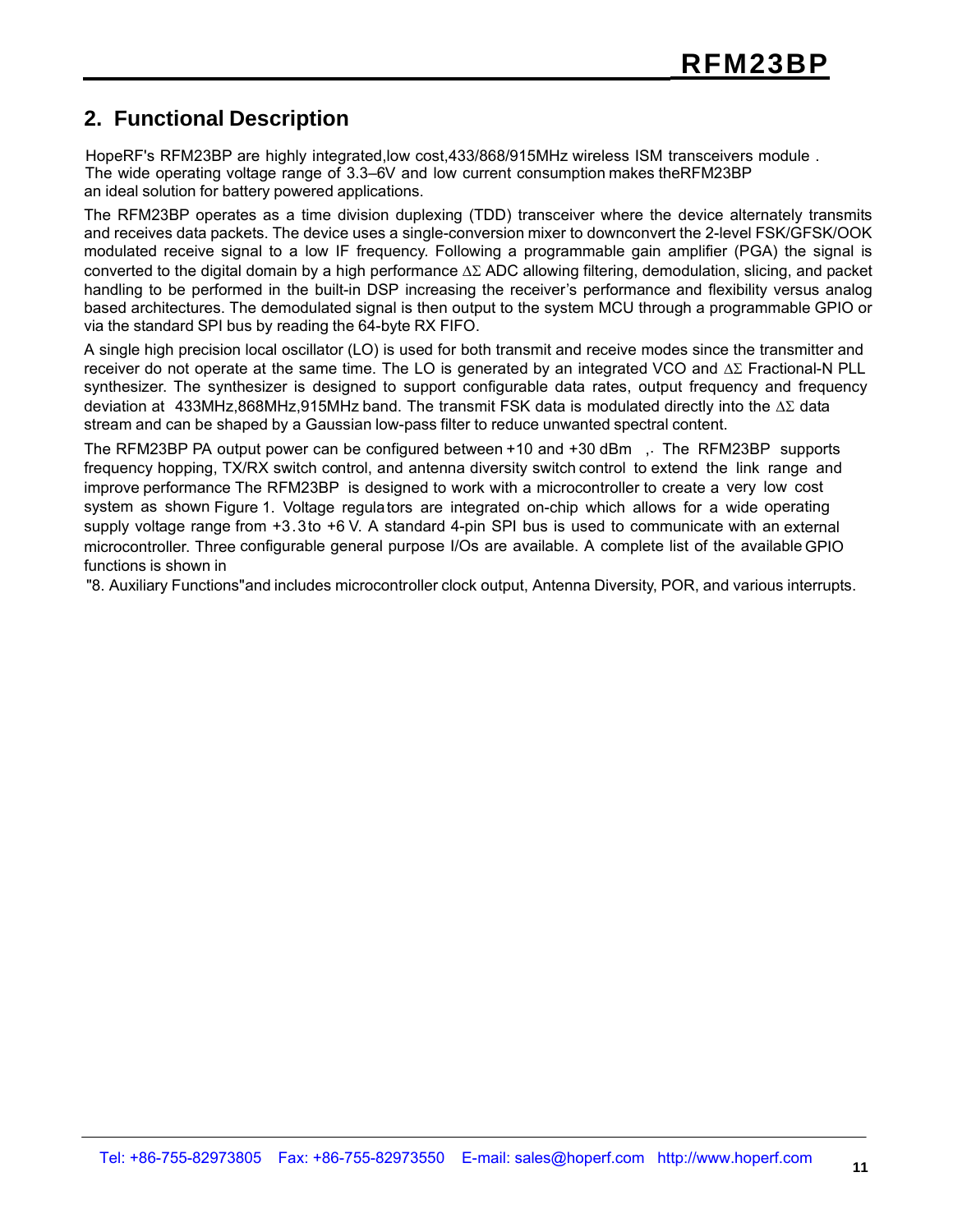## 2. Functional Description

HopeRF's RFM23BP are highly integrated,low cost,433/868/915MHz wireless ISM transceivers module . The wide operating voltage range of 3.3–6V and low current consumption makes theRFM23BP an ideal solution for battery powered applications.

The RFM23BP operates as a time division duplexing (TDD) transceiver where the device alternately transmits and receives data packets. The device uses a single-conversion mixer to downconvert the 2-level FSK/GFSK/OOK modulated receive signal to a low IF frequency. Following a programmable gain amplifier (PGA) the signal is converted to the digital domain by a high performance ΔΣ ADC allowing filtering, demodulation, slicing, and packet handling to be performed in the built-in DSP increasing the receiver's performance and flexibility versus analog based architectures. The demodulated signal is then output to the system MCU through a programmable GPIO or via the standard SPI bus by reading the 64-byte RX FIFO.

A single high precision local oscillator (LO) is used for both transmit and receive modes since the transmitter and receiver do not operate at the same time. The LO is generated by an integrated VCO and ΔΣ Fractional-N PLL synthesizer. The synthesizer is designed to support configurable data rates, output frequency and frequency deviation at 433MHz,868MHz,915MHz band. The transmit FSK data is modulated directly into the ΔΣ data stream and can be shaped by a Gaussian low-pass filter to reduce unwanted spectral content.

The RFM23BP PA output power can be configured between +10 and +30 dBm ,. The RFM23BP supports frequency hopping, TX/RX switch control, and antenna diversity switch control to extend the link range and improve performance The RFM23BP is designed to work with a microcontroller to create a very low cost system as shown Figure 1. Voltage regulators are integrated on-chip which allows for a wide operating supply voltage range from +3.3to +6 V. A standard 4-pin SPI bus is used to communicate with an external microcontroller. Three configurable general purpose I/Os are available. A complete list of the available GPIO functions is shown in

"8. Auxiliary Functions"and includes microcontroller clock output, Antenna Diversity, POR, and various interrupts.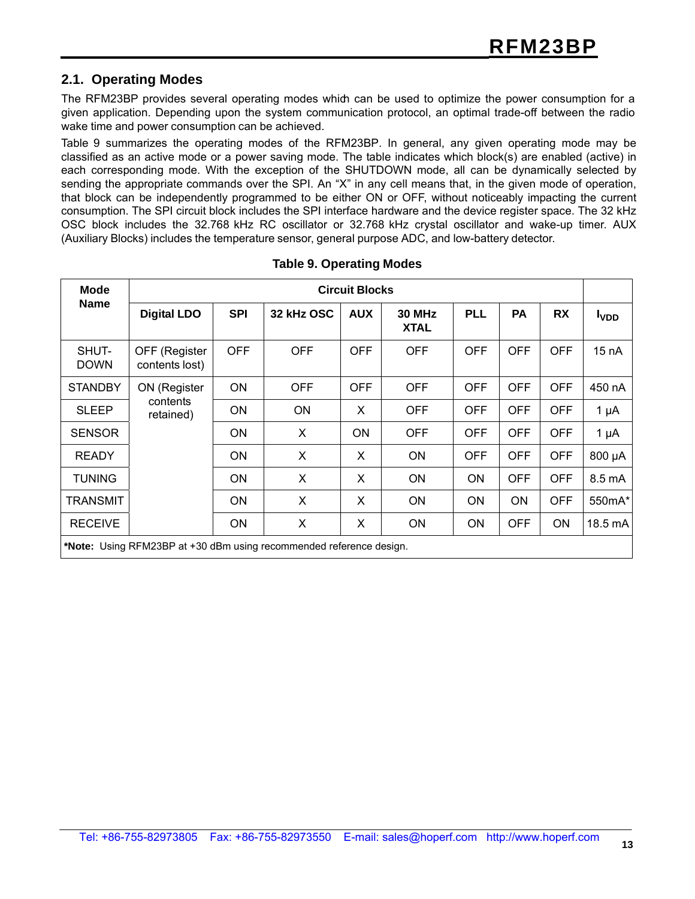## 2.1. Operating Modes

The RFM23BP provides several operating modes which can be used to optimize the power consumption for a given application. Depending upon the system communication protocol, an optimal trade-off between the radio wake time and power consumption can be achieved.

Table 9 summarizes the operating modes of the RFM23BP. In general, any given operating mode may be classified as an active mode or a power saving mode. The table indicates which block(s) are enabled (active) in each corresponding mode. With the exception of the SHUTDOWN mode, all can be dynamically selected by sending the appropriate commands over the SPI. An “X” in any cell means that, in the given mode of operation, that block can be independently programmed to be either ON or OFF, without noticeably impacting the current consumption. The SPI circuit block includes the SPI interface hardware and the device register space. The 32 kHz OSC block includes the 32.768 kHz RC oscillator or 32.768 kHz crystal oscillator and wake-up timer. AUX (Auxiliary Blocks) includes the temperature sensor, general purpose ADC, and low-battery detector.

**Table 9. Operating Modes**

| Mode Name | Circuit Blocks | | | | | | | | |
|---|---|---|---|---|---|---|---|---|---|
| | **Digital LDO** | **SPI** | **32 kHz OSC** | **AUX** | **30 MHz XTAL** | **PLL** | **PA** | **RX** | $I_{VDD}$ |
| SHUT-DOWN | OFF (Register contents lost) | OFF | OFF | OFF | OFF | OFF | OFF | OFF | 15 nA |
| STANDBY | ON (Register contents retained) | ON | OFF | OFF | OFF | OFF | OFF | OFF | 450 nA |
| SLEEP | | ON | ON | X | OFF | OFF | OFF | OFF | 1 µA |
| SENSOR | | ON | X | ON | OFF | OFF | OFF | OFF | 1 µA |
| READY | | ON | X | X | ON | OFF | OFF | OFF | 800 µA |
| TUNING | | ON | X | X | ON | ON | OFF | OFF | 8.5 mA |
| TRANSMIT | | ON | X | X | ON | ON | ON | OFF | 550mA* |
| RECEIVE | | ON | X | X | ON | ON | OFF | ON | 18.5 mA |

**\*Note:** Using RFM23BP at +30 dBm using recommended reference design.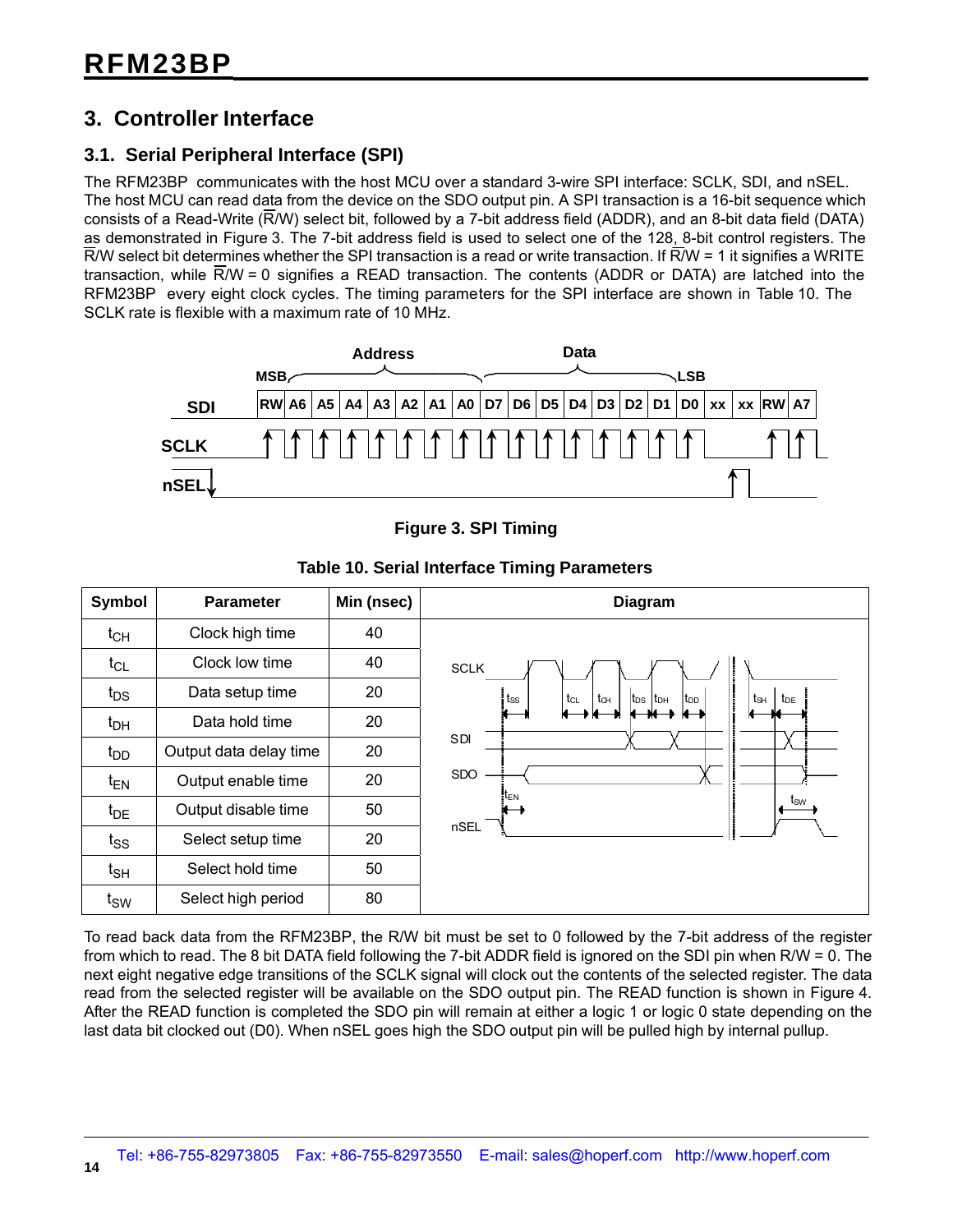# 3. Controller Interface

## 3.1. Serial Peripheral Interface (SPI)

The RFM23BP communicates with the host MCU over a standard 3-wire SPI interface: SCLK, SDI, and nSEL. The host MCU can read data from the device on the SDO output pin. A SPI transaction is a 16-bit sequence which consists of a Read-Write ($\overline{R}$/W) select bit, followed by a 7-bit address field (ADDR), and an 8-bit data field (DATA) as demonstrated in Figure 3. The 7-bit address field is used to select one of the 128, 8-bit control registers. The $\overline{R}$/W select bit determines whether the SPI transaction is a read or write transaction. If $\overline{R}$/W = 1 it signifies a WRITE transaction, while $\overline{R}$/W = 0 signifies a READ transaction. The contents (ADDR or DATA) are latched into the RFM23BP every eight clock cycles. The timing parameters for the SPI interface are shown in Table 10. The SCLK rate is flexible with a maximum rate of 10 MHz.

**Figure 3. SPI Timing**

**Table 10. Serial Interface Timing Parameters**

| Symbol | Parameter | Min (nsec) |
|---|---|---|
| $t_{CH}$ | Clock high time | 40 |
| $t_{CL}$ | Clock low time | 40 |
| $t_{DS}$ | Data setup time | 20 |
| $t_{DH}$ | Data hold time | 20 |
| $t_{DD}$ | Output data delay time | 20 |
| $t_{EN}$ | Output enable time | 20 |
| $t_{DE}$ | Output disable time | 50 |
| $t_{SS}$ | Select setup time | 20 |
| $t_{SH}$ | Select hold time | 50 |
| $t_{SW}$ | Select high period | 80 |

To read back data from the RFM23BP, the R/W bit must be set to 0 followed by the 7-bit address of the register from which to read. The 8 bit DATA field following the 7-bit ADDR field is ignored on the SDI pin when R/W = 0. The next eight negative edge transitions of the SCLK signal will clock out the contents of the selected register. The data read from the selected register will be available on the SDO output pin. The READ function is shown in Figure 4. After the READ function is completed the SDO pin will remain at either a logic 1 or logic 0 state depending on the last data bit clocked out (D0). When nSEL goes high the SDO output pin will be pulled high by internal pullup.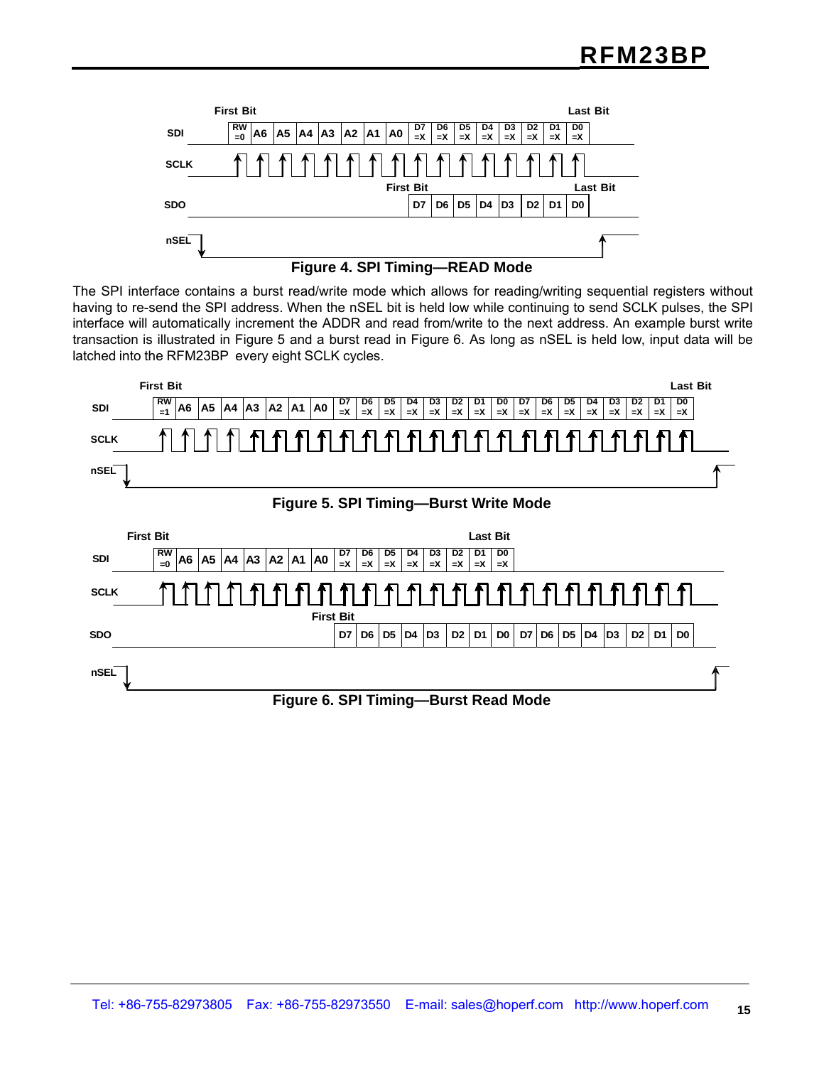**Figure 4. SPI Timing—READ Mode**

The SPI interface contains a burst read/write mode which allows for reading/writing sequential registers without having to re-send the SPI address. When the nSEL bit is held low while continuing to send SCLK pulses, the SPI interface will automatically increment the ADDR and read from/write to the next address. An example burst write transaction is illustrated in Figure 5 and a burst read in Figure 6. As long as nSEL is held low, input data will be latched into the RFM23BP every eight SCLK cycles.

**Figure 5. SPI Timing—Burst Write Mode**

**Figure 6. SPI Timing—Burst Read Mode**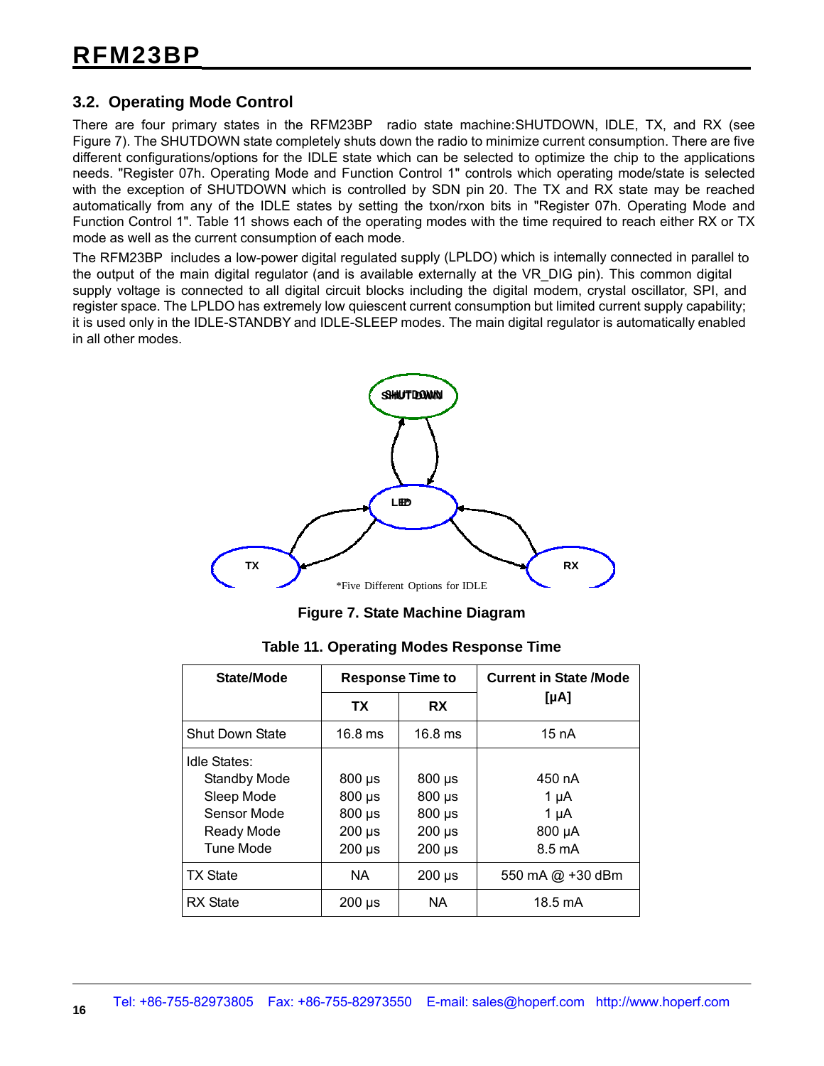## 3.2. Operating Mode Control

There are four primary states in the RFM23BP radio state machine:SHUTDOWN, IDLE, TX, and RX (see Figure 7). The SHUTDOWN state completely shuts down the radio to minimize current consumption. There are five different configurations/options for the IDLE state which can be selected to optimize the chip to the applications needs. "Register 07h. Operating Mode and Function Control 1" controls which operating mode/state is selected with the exception of SHUTDOWN which is controlled by SDN pin 20. The TX and RX state may be reached automatically from any of the IDLE states by setting the txon/rxon bits in "Register 07h. Operating Mode and Function Control 1". Table 11 shows each of the operating modes with the time required to reach either RX or TX mode as well as the current consumption of each mode.

The RFM23BP includes a low-power digital regulated supply (LPLDO) which is internally connected in parallel to the output of the main digital regulator (and is available externally at the VR_DIG pin). This common digital supply voltage is connected to all digital circuit blocks including the digital modem, crystal oscillator, SPI, and register space. The LPLDO has extremely low quiescent current consumption but limited current supply capability; it is used only in the IDLE-STANDBY and IDLE-SLEEP modes. The main digital regulator is automatically enabled in all other modes.

SHUTDOWN

IDLE

TX

RX

*Five Different Options for IDLE

**Figure 7. State Machine Diagram**

**Table 11. Operating Modes Response Time**

| State/Mode | Response Time to | | Current in State /Mode [µA] |
|---|---|---|---|
| | TX | RX | |
| Shut Down State | 16.8 ms | 16.8 ms | 15 nA |
| Idle States: | | | |
| Standby Mode | 800 µs | 800 µs | 450 nA |
| Sleep Mode | 800 µs | 800 µs | 1 µA |
| Sensor Mode | 800 µs | 800 µs | 1 µA |
| Ready Mode | 200 µs | 200 µs | 800 µA |
| Tune Mode | 200 µs | 200 µs | 8.5 mA |
| TX State | NA | 200 µs | 550 mA @ +30 dBm |
| RX State | 200 µs | NA | 18.5 mA |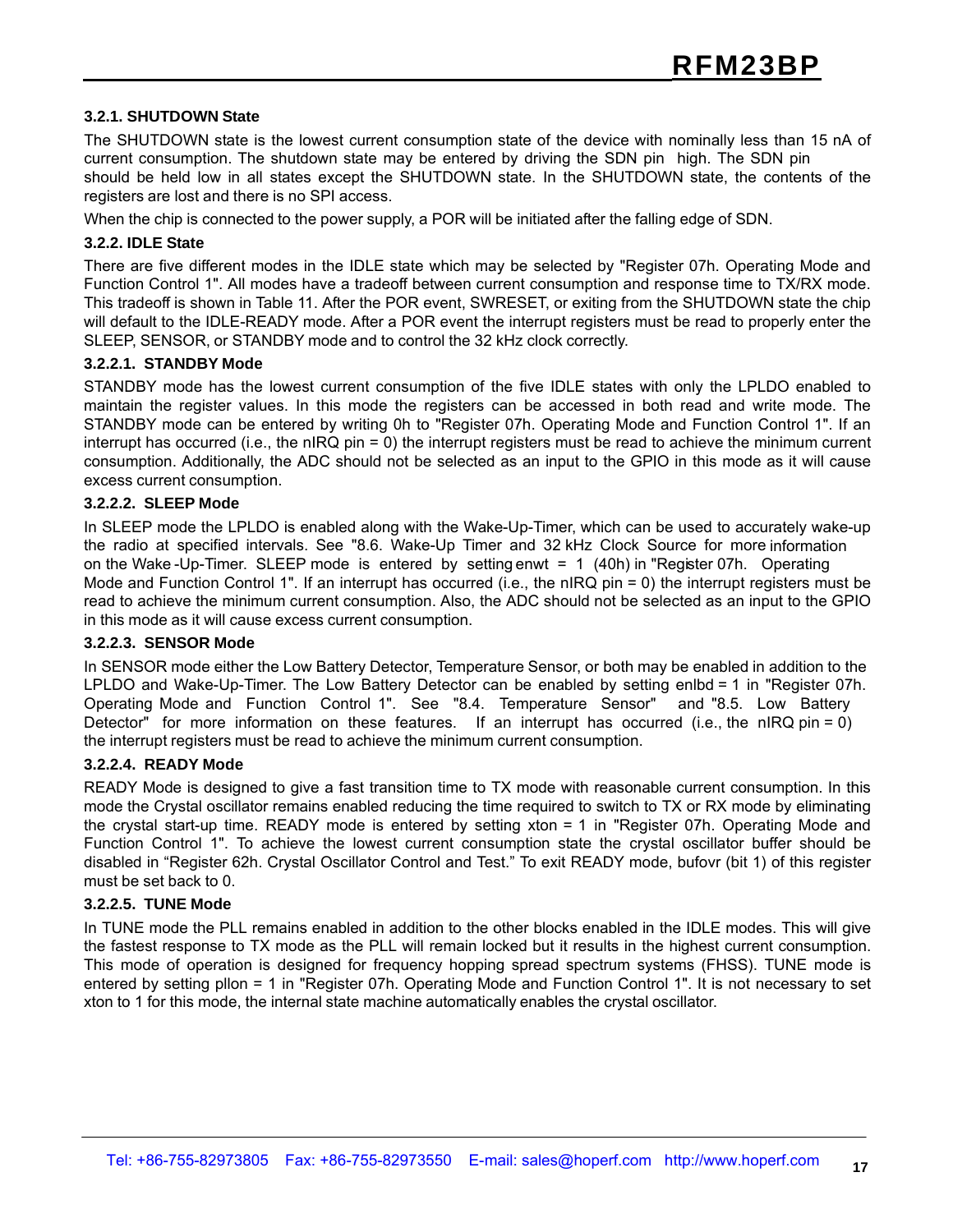### 3.2.1. SHUTDOWN State

The SHUTDOWN state is the lowest current consumption state of the device with nominally less than 15 nA of current consumption. The shutdown state may be entered by driving the SDN pin high. The SDN pin should be held low in all states except the SHUTDOWN state. In the SHUTDOWN state, the contents of the registers are lost and there is no SPI access.

When the chip is connected to the power supply, a POR will be initiated after the falling edge of SDN.

### 3.2.2. IDLE State

There are five different modes in the IDLE state which may be selected by "Register 07h. Operating Mode and Function Control 1". All modes have a tradeoff between current consumption and response time to TX/RX mode. This tradeoff is shown in Table 11. After the POR event, SWRESET, or exiting from the SHUTDOWN state the chip will default to the IDLE-READY mode. After a POR event the interrupt registers must be read to properly enter the SLEEP, SENSOR, or STANDBY mode and to control the 32 kHz clock correctly.

#### 3.2.2.1. STANDBY Mode

STANDBY mode has the lowest current consumption of the five IDLE states with only the LPLDO enabled to maintain the register values. In this mode the registers can be accessed in both read and write mode. The STANDBY mode can be entered by writing 0h to "Register 07h. Operating Mode and Function Control 1". If an interrupt has occurred (i.e., the nIRQ pin = 0) the interrupt registers must be read to achieve the minimum current consumption. Additionally, the ADC should not be selected as an input to the GPIO in this mode as it will cause excess current consumption.

#### 3.2.2.2. SLEEP Mode

In SLEEP mode the LPLDO is enabled along with the Wake-Up-Timer, which can be used to accurately wake-up the radio at specified intervals. See "8.6. Wake-Up Timer and 32 kHz Clock Source for more information on the Wake-Up-Timer. SLEEP mode is entered by setting enwt = 1 (40h) in "Register 07h. Operating Mode and Function Control 1". If an interrupt has occurred (i.e., the nIRQ pin = 0) the interrupt registers must be read to achieve the minimum current consumption. Also, the ADC should not be selected as an input to the GPIO in this mode as it will cause excess current consumption.

#### 3.2.2.3. SENSOR Mode

In SENSOR mode either the Low Battery Detector, Temperature Sensor, or both may be enabled in addition to the LPLDO and Wake-Up-Timer. The Low Battery Detector can be enabled by setting enlbd = 1 in "Register 07h. Operating Mode and Function Control 1". See "8.4. Temperature Sensor" and "8.5. Low Battery Detector" for more information on these features. If an interrupt has occurred (i.e., the nIRQ pin = 0) the interrupt registers must be read to achieve the minimum current consumption.

#### 3.2.2.4. READY Mode

READY Mode is designed to give a fast transition time to TX mode with reasonable current consumption. In this mode the Crystal oscillator remains enabled reducing the time required to switch to TX or RX mode by eliminating the crystal start-up time. READY mode is entered by setting xton = 1 in "Register 07h. Operating Mode and Function Control 1". To achieve the lowest current consumption state the crystal oscillator buffer should be disabled in "Register 62h. Crystal Oscillator Control and Test." To exit READY mode, bufovr (bit 1) of this register must be set back to 0.

#### 3.2.2.5. TUNE Mode

In TUNE mode the PLL remains enabled in addition to the other blocks enabled in the IDLE modes. This will give the fastest response to TX mode as the PLL will remain locked but it results in the highest current consumption. This mode of operation is designed for frequency hopping spread spectrum systems (FHSS). TUNE mode is entered by setting pllon = 1 in "Register 07h. Operating Mode and Function Control 1". It is not necessary to set xton to 1 for this mode, the internal state machine automatically enables the crystal oscillator.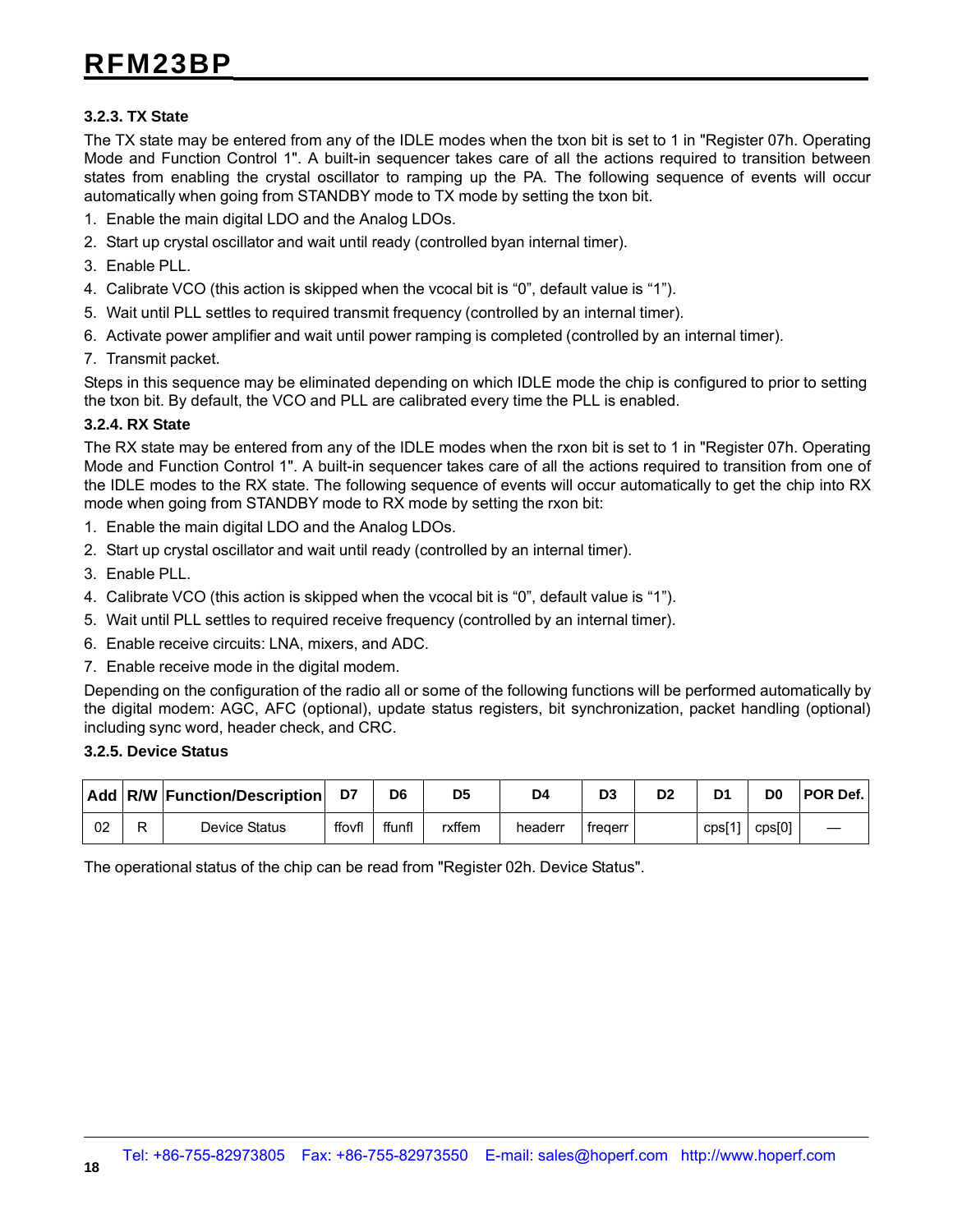### 3.2.3. TX State

The TX state may be entered from any of the IDLE modes when the txon bit is set to 1 in "Register 07h. Operating Mode and Function Control 1". A built-in sequencer takes care of all the actions required to transition between states from enabling the crystal oscillator to ramping up the PA. The following sequence of events will occur automatically when going from STANDBY mode to TX mode by setting the txon bit.

1. Enable the main digital LDO and the Analog LDOs.
2. Start up crystal oscillator and wait until ready (controlled byan internal timer).
3. Enable PLL.
4. Calibrate VCO (this action is skipped when the vcocal bit is “0”, default value is “1”).
5. Wait until PLL settles to required transmit frequency (controlled by an internal timer).
6. Activate power amplifier and wait until power ramping is completed (controlled by an internal timer).
7. Transmit packet.

Steps in this sequence may be eliminated depending on which IDLE mode the chip is configured to prior to setting the txon bit. By default, the VCO and PLL are calibrated every time the PLL is enabled.

### 3.2.4. RX State

The RX state may be entered from any of the IDLE modes when the rxon bit is set to 1 in "Register 07h. Operating Mode and Function Control 1". A built-in sequencer takes care of all the actions required to transition from one of the IDLE modes to the RX state. The following sequence of events will occur automatically to get the chip into RX mode when going from STANDBY mode to RX mode by setting the rxon bit:

1. Enable the main digital LDO and the Analog LDOs.
2. Start up crystal oscillator and wait until ready (controlled by an internal timer).
3. Enable PLL.
4. Calibrate VCO (this action is skipped when the vcocal bit is “0”, default value is “1”).
5. Wait until PLL settles to required receive frequency (controlled by an internal timer).
6. Enable receive circuits: LNA, mixers, and ADC.
7. Enable receive mode in the digital modem.

Depending on the configuration of the radio all or some of the following functions will be performed automatically by the digital modem: AGC, AFC (optional), update status registers, bit synchronization, packet handling (optional) including sync word, header check, and CRC.

### 3.2.5. Device Status

| Add | R/W | Function/Description | D7 | D6 | D5 | D4 | D3 | D2 | D1 | D0 | POR Def. |
|---|---|---|---|---|---|---|---|---|---|---|---|
| 02 | R | Device Status | ffovfl | ffunfl | rxffem | headerr | freqerr | | cps[1] | cps[0] | — |

The operational status of the chip can be read from "Register 02h. Device Status".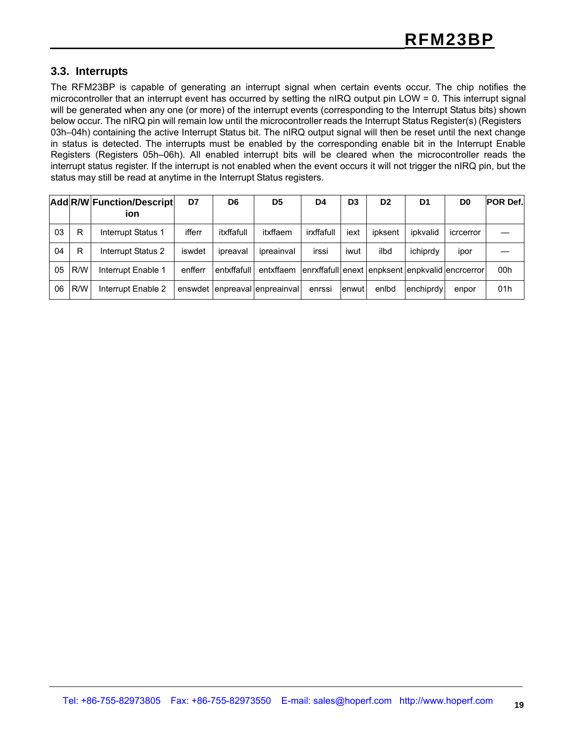## 3.3. Interrupts

The RFM23BP is capable of generating an interrupt signal when certain events occur. The chip notifies the microcontroller that an interrupt event has occurred by setting the nIRQ output pin LOW = 0. This interrupt signal will be generated when any one (or more) of the interrupt events (corresponding to the Interrupt Status bits) shown below occur. The nIRQ pin will remain low until the microcontroller reads the Interrupt Status Register(s) (Registers 03h–04h) containing the active Interrupt Status bit. The nIRQ output signal will then be reset until the next change in status is detected. The interrupts must be enabled by the corresponding enable bit in the Interrupt Enable Registers (Registers 05h–06h). All enabled interrupt bits will be cleared when the microcontroller reads the interrupt status register. If the interrupt is not enabled when the event occurs it will not trigger the nIRQ pin, but the status may still be read at anytime in the Interrupt Status registers.

| Add | R/W | Function/Description | D7 | D6 | D5 | D4 | D3 | D2 | D1 | D0 | POR Def. |
|---|---|---|---|---|---|---|---|---|---|---|---|
| 03 | R | Interrupt Status 1 | ifferr | itxffafull | itxffaem | irxffafull | iext | ipksent | ipkvalid | icrcerror | — |
| 04 | R | Interrupt Status 2 | iswdet | ipreaval | ipreainval | irssi | iwut | ilbd | ichiprdy | ipor | — |
| 05 | R/W | Interrupt Enable 1 | enfferr | entxffafull | entxffaem | enrxffafull | enext | enpksent | enpkvalid | encrcerror | 00h |
| 06 | R/W | Interrupt Enable 2 | enswdet | enpreaval | enpreainval | enrssi | enwut | enlbd | enchiprdy | enpor | 01h |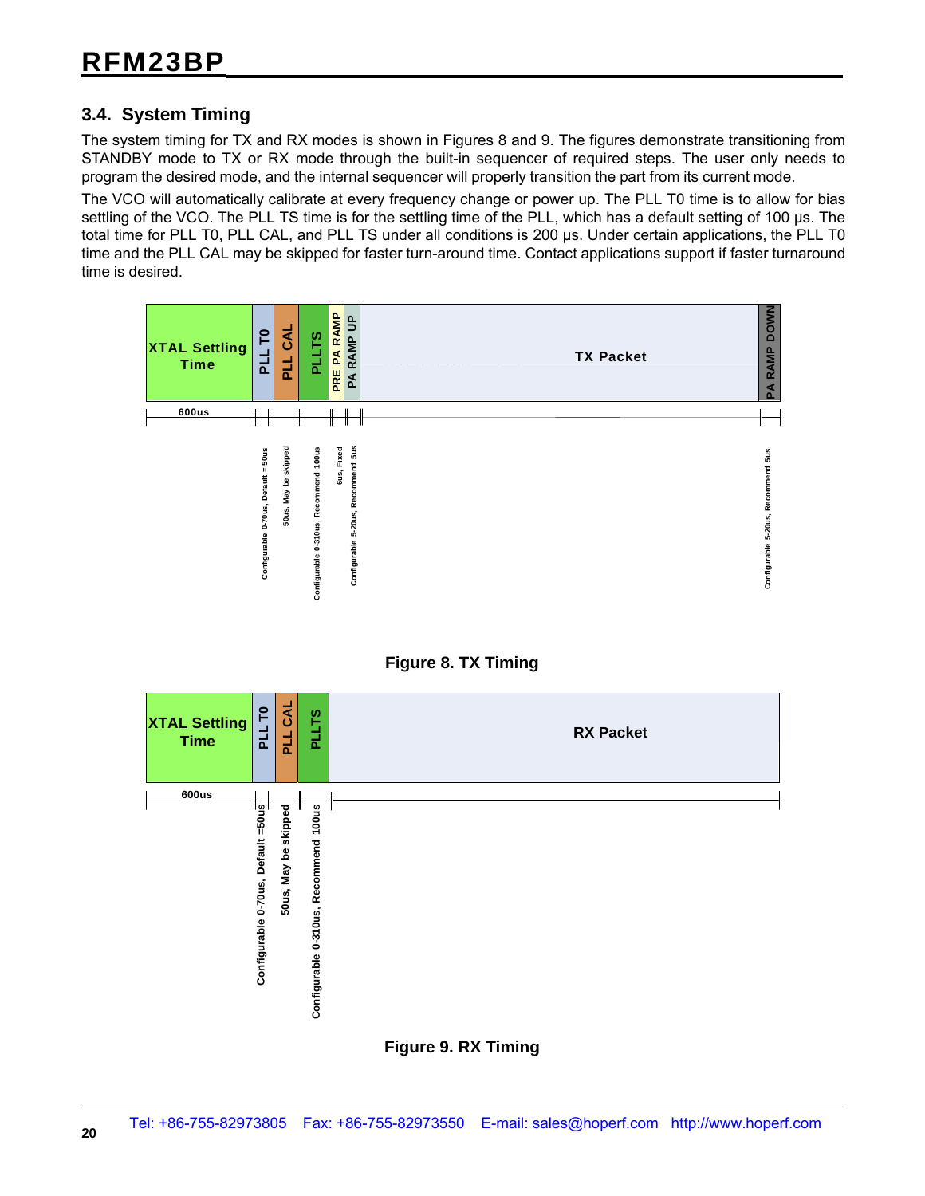## 3.4. System Timing

The system timing for TX and RX modes is shown in Figures 8 and 9. The figures demonstrate transitioning from STANDBY mode to TX or RX mode through the built-in sequencer of required steps. The user only needs to program the desired mode, and the internal sequencer will properly transition the part from its current mode.

The VCO will automatically calibrate at every frequency change or power up. The PLL T0 time is to allow for bias settling of the VCO. The PLL TS time is for the settling time of the PLL, which has a default setting of 100 µs. The total time for PLL T0, PLL CAL, and PLL TS under all conditions is 200 µs. Under certain applications, the PLL T0 time and the PLL CAL may be skipped for faster turn-around time. Contact applications support if faster turnaround time is desired.

| XTAL Settling Time | PLL T0 | PLL CAL | PLLTS | PRE PA RAMP | PA RAMP UP | TX Packet | PA RAMP DOWN |
|---|---|---|---|---|---|---|---|
| 600us | Configurable 0-70us, Default = 50us | 50us, May be skipped | Configurable 0-310us, Recommend 100us | 6us, Fixed | Configurable 5-20us, Recommend 5us | | Configurable 5-20us, Recommend 5us |

Figure 8. TX Timing

| XTAL Settling Time | PLL T0 | PLL CAL | PLLTS | RX Packet |
|---|---|---|---|---|
| 600us | Configurable 0-70us, Default =50us | 50us, May be skipped | Configurable 0-310us, Recommend 100us | |

Figure 9. RX Timing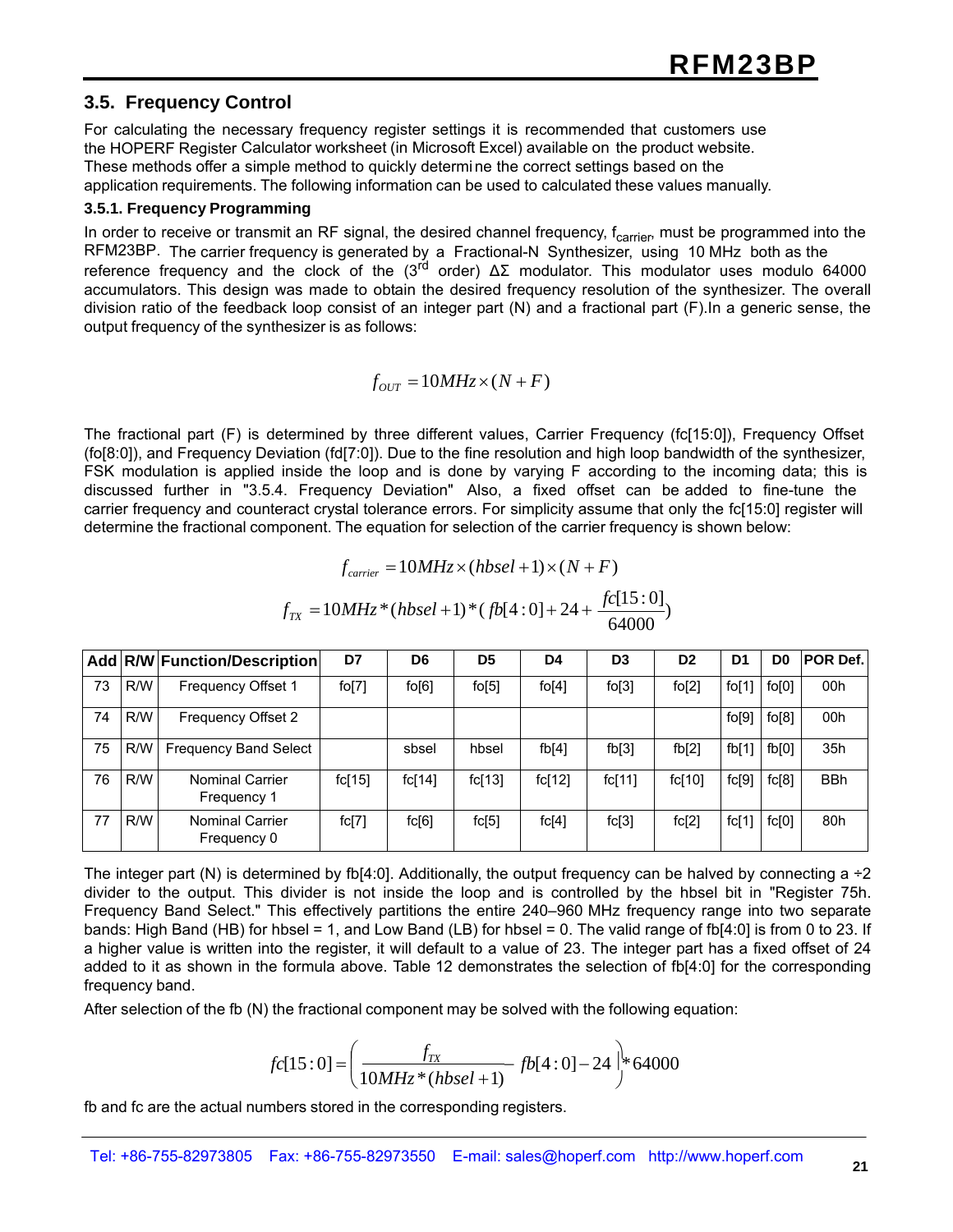## 3.5. Frequency Control

For calculating the necessary frequency register settings it is recommended that customers use the HOPERF Register Calculator worksheet (in Microsoft Excel) available on the product website. These methods offer a simple method to quickly determine the correct settings based on the application requirements. The following information can be used to calculated these values manually.

### 3.5.1. Frequency Programming

In order to receive or transmit an RF signal, the desired channel frequency, $f_{carrier}$, must be programmed into the RFM23BP. The carrier frequency is generated by a Fractional-N Synthesizer, using 10 MHz both as the reference frequency and the clock of the (3rd order) ΔΣ modulator. This modulator uses modulo 64000 accumulators. This design was made to obtain the desired frequency resolution of the synthesizer. The overall division ratio of the feedback loop consist of an integer part (N) and a fractional part (F).In a generic sense, the output frequency of the synthesizer is as follows:

$$f_{OUT} = 10MHz \times (N + F)$$

The fractional part (F) is determined by three different values, Carrier Frequency (fc[15:0]), Frequency Offset (fo[8:0]), and Frequency Deviation (fd[7:0]). Due to the fine resolution and high loop bandwidth of the synthesizer, FSK modulation is applied inside the loop and is done by varying F according to the incoming data; this is discussed further in "3.5.4. Frequency Deviation" Also, a fixed offset can be added to fine-tune the carrier frequency and counteract crystal tolerance errors. For simplicity assume that only the fc[15:0] register will determine the fractional component. The equation for selection of the carrier frequency is shown below:

$$f_{carrier} = 10MHz \times (hbsel + 1) \times (N + F)$$

$$f_{TX} = 10MHz * (hbsel + 1) * (fb[4:0] + 24 + \frac{fc[15:0]}{64000})$$

| Add | R/W | Function/Description | D7 | D6 | D5 | D4 | D3 | D2 | D1 | D0 | POR Def. |
|---|---|---|---|---|---|---|---|---|---|---|---|
| 73 | R/W | Frequency Offset 1 | fo[7] | fo[6] | fo[5] | fo[4] | fo[3] | fo[2] | fo[1] | fo[0] | 00h |
| 74 | R/W | Frequency Offset 2 | | | | | | | fo[9] | fo[8] | 00h |
| 75 | R/W | Frequency Band Select | | sbsel | hbsel | fb[4] | fb[3] | fb[2] | fb[1] | fb[0] | 35h |
| 76 | R/W | Nominal Carrier Frequency 1 | fc[15] | fc[14] | fc[13] | fc[12] | fc[11] | fc[10] | fc[9] | fc[8] | BBh |
| 77 | R/W | Nominal Carrier Frequency 0 | fc[7] | fc[6] | fc[5] | fc[4] | fc[3] | fc[2] | fc[1] | fc[0] | 80h |

The integer part (N) is determined by fb[4:0]. Additionally, the output frequency can be halved by connecting a ÷2 divider to the output. This divider is not inside the loop and is controlled by the hbsel bit in "Register 75h. Frequency Band Select." This effectively partitions the entire 240–960 MHz frequency range into two separate bands: High Band (HB) for hbsel = 1, and Low Band (LB) for hbsel = 0. The valid range of fb[4:0] is from 0 to 23. If a higher value is written into the register, it will default to a value of 23. The integer part has a fixed offset of 24 added to it as shown in the formula above. Table 12 demonstrates the selection of fb[4:0] for the corresponding frequency band.

After selection of the fb (N) the fractional component may be solved with the following equation:

$$fc[15:0] = \left( \frac{f_{TX}}{10MHz * (hbsel + 1)} - fb[4:0] - 24 \right) * 64000$$

fb and fc are the actual numbers stored in the corresponding registers.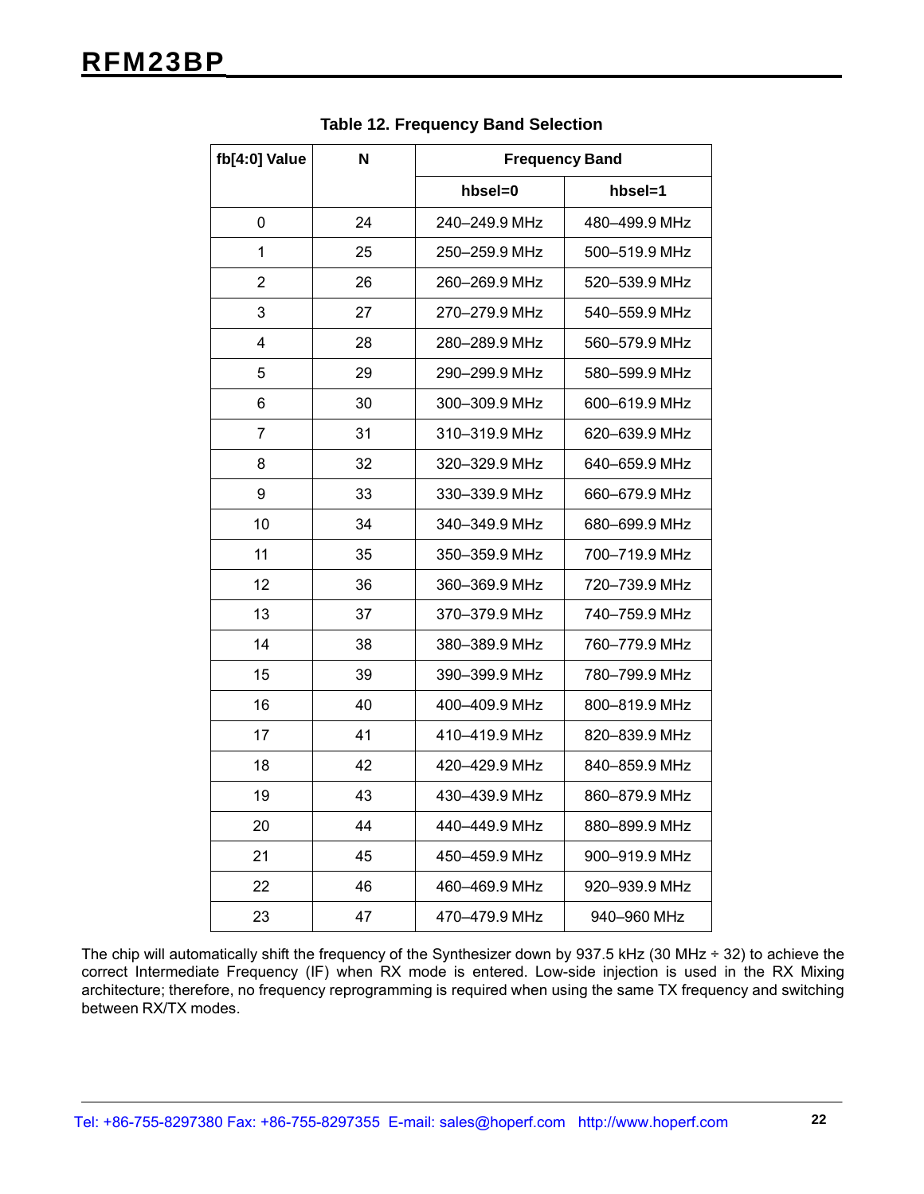**Table 12. Frequency Band Selection**

| fb[4:0] Value | N | Frequency Band | |
|---|---|---|---|
| | | hbsel=0 | hbsel=1 |
| 0 | 24 | 240–249.9 MHz | 480–499.9 MHz |
| 1 | 25 | 250–259.9 MHz | 500–519.9 MHz |
| 2 | 26 | 260–269.9 MHz | 520–539.9 MHz |
| 3 | 27 | 270–279.9 MHz | 540–559.9 MHz |
| 4 | 28 | 280–289.9 MHz | 560–579.9 MHz |
| 5 | 29 | 290–299.9 MHz | 580–599.9 MHz |
| 6 | 30 | 300–309.9 MHz | 600–619.9 MHz |
| 7 | 31 | 310–319.9 MHz | 620–639.9 MHz |
| 8 | 32 | 320–329.9 MHz | 640–659.9 MHz |
| 9 | 33 | 330–339.9 MHz | 660–679.9 MHz |
| 10 | 34 | 340–349.9 MHz | 680–699.9 MHz |
| 11 | 35 | 350–359.9 MHz | 700–719.9 MHz |
| 12 | 36 | 360–369.9 MHz | 720–739.9 MHz |
| 13 | 37 | 370–379.9 MHz | 740–759.9 MHz |
| 14 | 38 | 380–389.9 MHz | 760–779.9 MHz |
| 15 | 39 | 390–399.9 MHz | 780–799.9 MHz |
| 16 | 40 | 400–409.9 MHz | 800–819.9 MHz |
| 17 | 41 | 410–419.9 MHz | 820–839.9 MHz |
| 18 | 42 | 420–429.9 MHz | 840–859.9 MHz |
| 19 | 43 | 430–439.9 MHz | 860–879.9 MHz |
| 20 | 44 | 440–449.9 MHz | 880–899.9 MHz |
| 21 | 45 | 450–459.9 MHz | 900–919.9 MHz |
| 22 | 46 | 460–469.9 MHz | 920–939.9 MHz |
| 23 | 47 | 470–479.9 MHz | 940–960 MHz |

The chip will automatically shift the frequency of the Synthesizer down by 937.5 kHz (30 MHz ÷ 32) to achieve the correct Intermediate Frequency (IF) when RX mode is entered. Low-side injection is used in the RX Mixing architecture; therefore, no frequency reprogramming is required when using the same TX frequency and switching between RX/TX modes.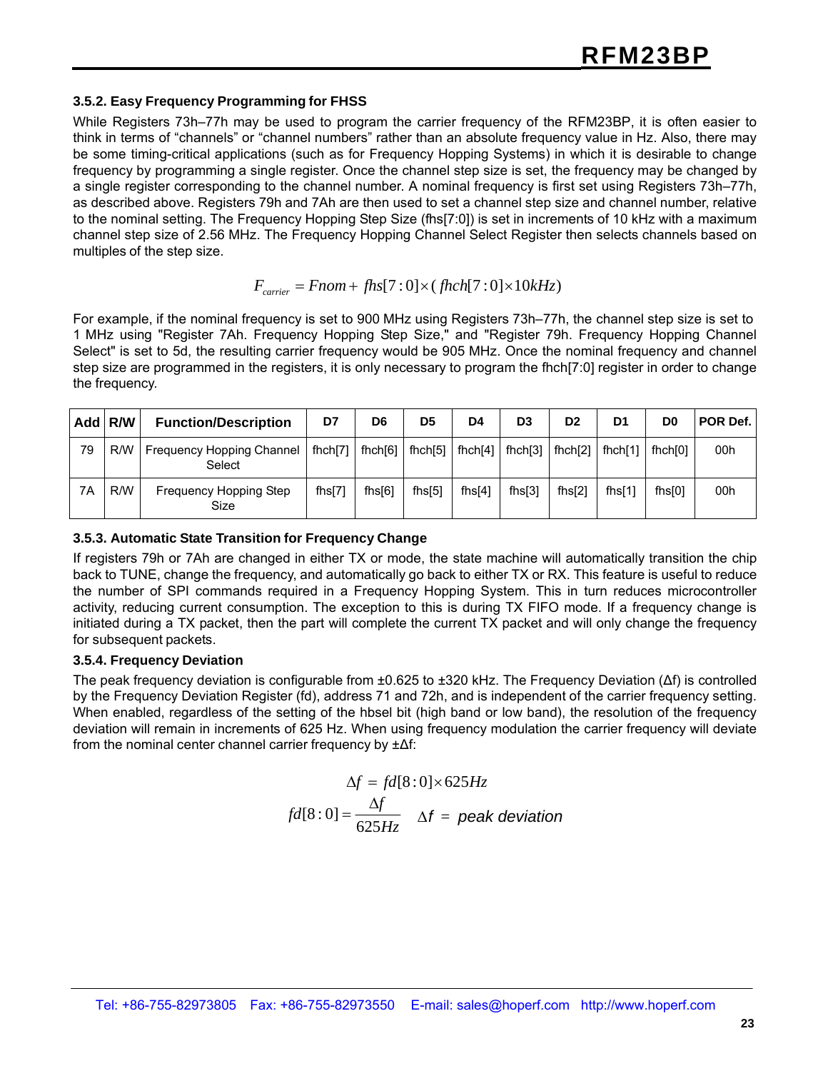### 3.5.2. Easy Frequency Programming for FHSS

While Registers 73h–77h may be used to program the carrier frequency of the RFM23BP, it is often easier to think in terms of "channels" or "channel numbers" rather than an absolute frequency value in Hz. Also, there may be some timing-critical applications (such as for Frequency Hopping Systems) in which it is desirable to change frequency by programming a single register. Once the channel step size is set, the frequency may be changed by a single register corresponding to the channel number. A nominal frequency is first set using Registers 73h–77h, as described above. Registers 79h and 7Ah are then used to set a channel step size and channel number, relative to the nominal setting. The Frequency Hopping Step Size (fhs[7:0]) is set in increments of 10 kHz with a maximum channel step size of 2.56 MHz. The Frequency Hopping Channel Select Register then selects channels based on multiples of the step size.

$$F_{carrier} = Fnom + fhs[7:0] \times (fhch[7:0] \times 10kHz)$$

For example, if the nominal frequency is set to 900 MHz using Registers 73h–77h, the channel step size is set to 1 MHz using "Register 7Ah. Frequency Hopping Step Size," and "Register 79h. Frequency Hopping Channel Select" is set to 5d, the resulting carrier frequency would be 905 MHz. Once the nominal frequency and channel step size are programmed in the registers, it is only necessary to program the fhch[7:0] register in order to change the frequency.

| Add | R/W | Function/Description | D7 | D6 | D5 | D4 | D3 | D2 | D1 | D0 | POR Def. |
|---|---|---|---|---|---|---|---|---|---|---|---|
| 79 | R/W | Frequency Hopping Channel Select | fhch[7] | fhch[6] | fhch[5] | fhch[4] | fhch[3] | fhch[2] | fhch[1] | fhch[0] | 00h |
| 7A | R/W | Frequency Hopping Step Size | fhs[7] | fhs[6] | fhs[5] | fhs[4] | fhs[3] | fhs[2] | fhs[1] | fhs[0] | 00h |

### 3.5.3. Automatic State Transition for Frequency Change

If registers 79h or 7Ah are changed in either TX or mode, the state machine will automatically transition the chip back to TUNE, change the frequency, and automatically go back to either TX or RX. This feature is useful to reduce the number of SPI commands required in a Frequency Hopping System. This in turn reduces microcontroller activity, reducing current consumption. The exception to this is during TX FIFO mode. If a frequency change is initiated during a TX packet, then the part will complete the current TX packet and will only change the frequency for subsequent packets.

### 3.5.4. Frequency Deviation

The peak frequency deviation is configurable from ±0.625 to ±320 kHz. The Frequency Deviation (Δf) is controlled by the Frequency Deviation Register (fd), address 71 and 72h, and is independent of the carrier frequency setting. When enabled, regardless of the setting of the hbsel bit (high band or low band), the resolution of the frequency deviation will remain in increments of 625 Hz. When using frequency modulation the carrier frequency will deviate from the nominal center channel carrier frequency by ±Δf:

$$\Delta f = fd[8:0] \times 625Hz$$

$$fd[8:0] = \frac{\Delta f}{625Hz} \quad \Delta f = \textit{peak deviation}$$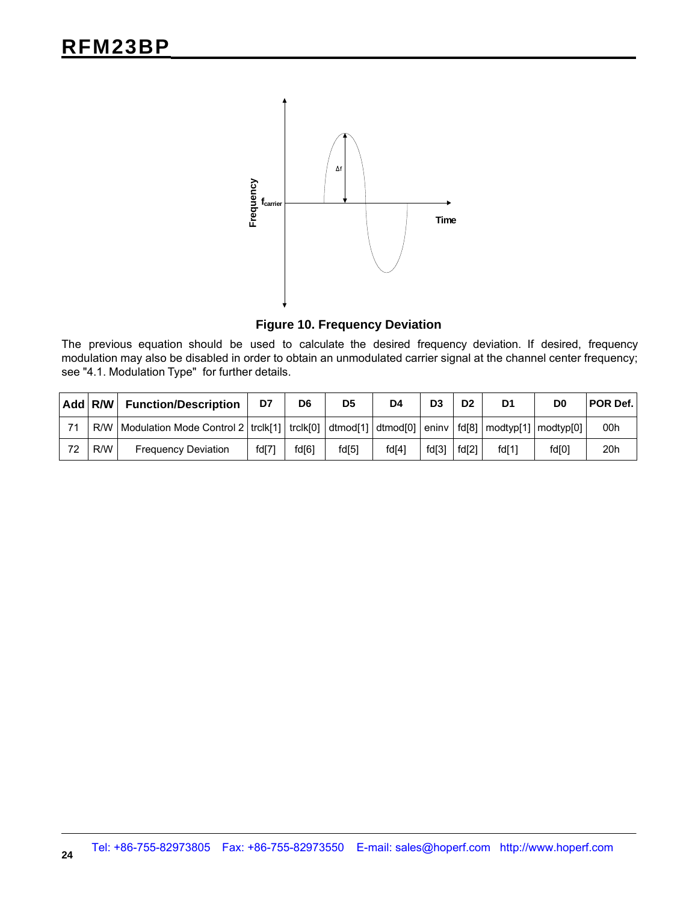**Figure 10. Frequency Deviation**

The previous equation should be used to calculate the desired frequency deviation. If desired, frequency modulation may also be disabled in order to obtain an unmodulated carrier signal at the channel center frequency; see "4.1. Modulation Type" for further details.

| Add | R/W | Function/Description | D7 | D6 | D5 | D4 | D3 | D2 | D1 | D0 | POR Def. |
|---|---|---|---|---|---|---|---|---|---|---|---|
| 71 | R/W | Modulation Mode Control 2 | trclk[1] | trclk[0] | dtmod[1] | dtmod[0] | eninv | fd[8] | modtyp[1] | modtyp[0] | 00h |
| 72 | R/W | Frequency Deviation | fd[7] | fd[6] | fd[5] | fd[4] | fd[3] | fd[2] | fd[1] | fd[0] | 20h |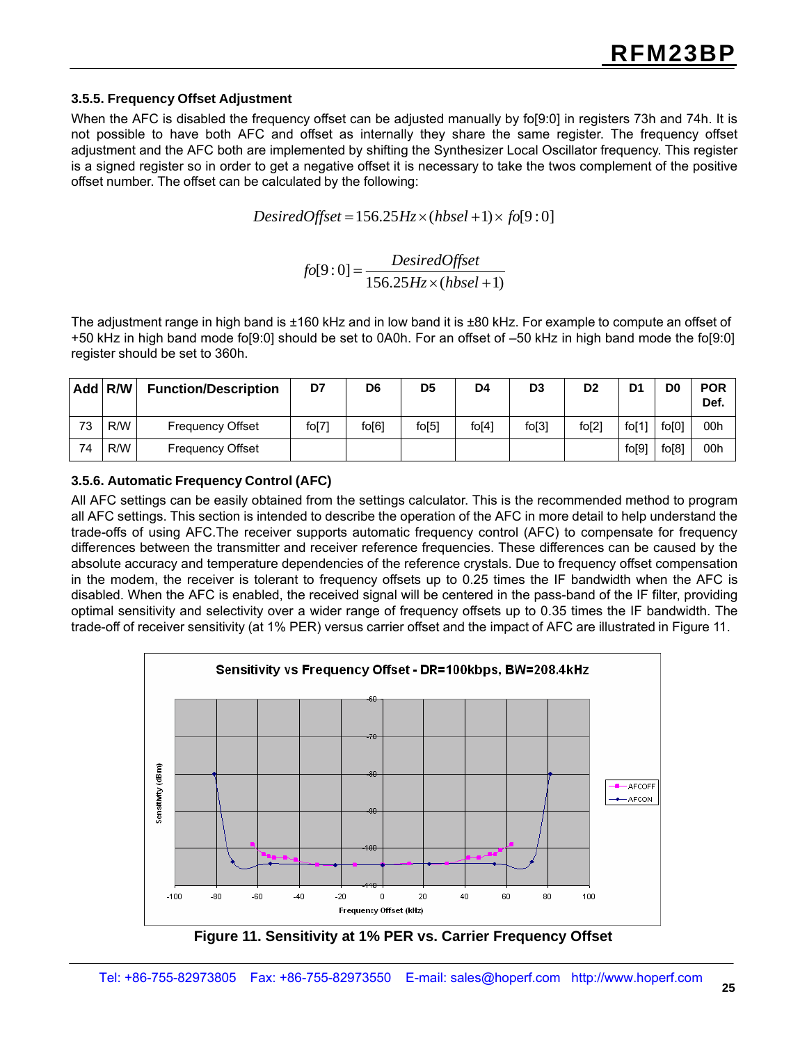### 3.5.5. Frequency Offset Adjustment

When the AFC is disabled the frequency offset can be adjusted manually by fo[9:0] in registers 73h and 74h. It is not possible to have both AFC and offset as internally they share the same register. The frequency offset adjustment and the AFC both are implemented by shifting the Synthesizer Local Oscillator frequency. This register is a signed register so in order to get a negative offset it is necessary to take the twos complement of the positive offset number. The offset can be calculated by the following:

$$DesiredOffset = 156.25Hz \times (hbsel + 1) \times fo[9:0]$$

$$fo[9:0] = \frac{DesiredOffset}{156.25Hz \times (hbsel + 1)}$$

The adjustment range in high band is ±160 kHz and in low band it is ±80 kHz. For example to compute an offset of +50 kHz in high band mode fo[9:0] should be set to 0A0h. For an offset of –50 kHz in high band mode the fo[9:0] register should be set to 360h.

| Add | R/W | Function/Description | D7 | D6 | D5 | D4 | D3 | D2 | D1 | D0 | POR Def. |
|---|---|---|---|---|---|---|---|---|---|---|---|
| 73 | R/W | Frequency Offset | fo[7] | fo[6] | fo[5] | fo[4] | fo[3] | fo[2] | fo[1] | fo[0] | 00h |
| 74 | R/W | Frequency Offset | | | | | | | fo[9] | fo[8] | 00h |

### 3.5.6. Automatic Frequency Control (AFC)

All AFC settings can be easily obtained from the settings calculator. This is the recommended method to program all AFC settings. This section is intended to describe the operation of the AFC in more detail to help understand the trade-offs of using AFC.The receiver supports automatic frequency control (AFC) to compensate for frequency differences between the transmitter and receiver reference frequencies. These differences can be caused by the absolute accuracy and temperature dependencies of the reference crystals. Due to frequency offset compensation in the modem, the receiver is tolerant to frequency offsets up to 0.25 times the IF bandwidth when the AFC is disabled. When the AFC is enabled, the received signal will be centered in the pass-band of the IF filter, providing optimal sensitivity and selectivity over a wider range of frequency offsets up to 0.35 times the IF bandwidth. The trade-off of receiver sensitivity (at 1% PER) versus carrier offset and the impact of AFC are illustrated in Figure 11.

Figure 11. Sensitivity at 1% PER vs. Carrier Frequency Offset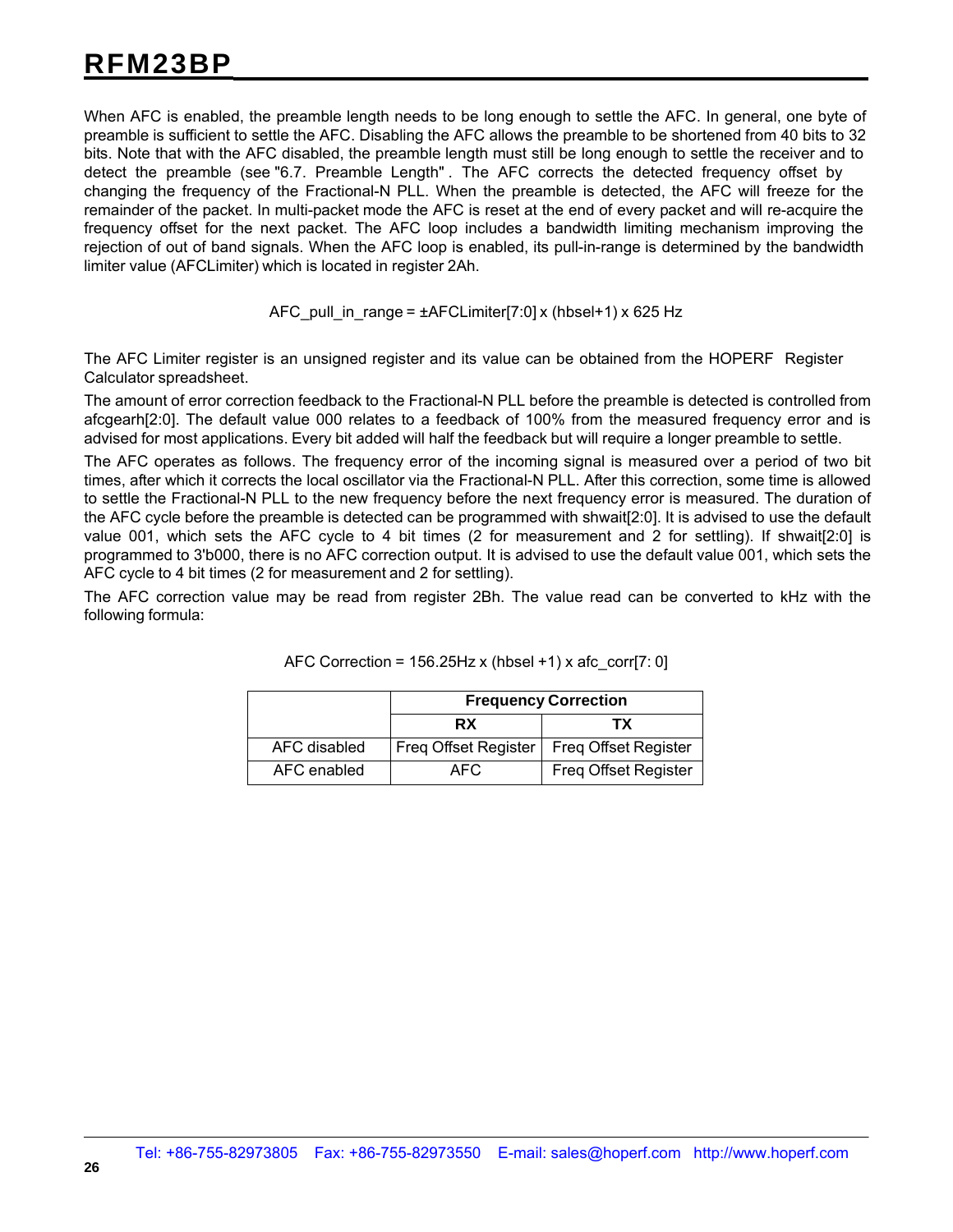When AFC is enabled, the preamble length needs to be long enough to settle the AFC. In general, one byte of preamble is sufficient to settle the AFC. Disabling the AFC allows the preamble to be shortened from 40 bits to 32 bits. Note that with the AFC disabled, the preamble length must still be long enough to settle the receiver and to detect the preamble (see "6.7. Preamble Length" . The AFC corrects the detected frequency offset by changing the frequency of the Fractional-N PLL. When the preamble is detected, the AFC will freeze for the remainder of the packet. In multi-packet mode the AFC is reset at the end of every packet and will re-acquire the frequency offset for the next packet. The AFC loop includes a bandwidth limiting mechanism improving the rejection of out of band signals. When the AFC loop is enabled, its pull-in-range is determined by the bandwidth limiter value (AFCLimiter) which is located in register 2Ah.

$$AFC\_pull\_in\_range = \pm AFCLimiter[7:0] \times (hbsel+1) \times 625\ Hz$$

The AFC Limiter register is an unsigned register and its value can be obtained from the HOPERF Register Calculator spreadsheet.

The amount of error correction feedback to the Fractional-N PLL before the preamble is detected is controlled from afcgearh[2:0]. The default value 000 relates to a feedback of 100% from the measured frequency error and is advised for most applications. Every bit added will half the feedback but will require a longer preamble to settle.

The AFC operates as follows. The frequency error of the incoming signal is measured over a period of two bit times, after which it corrects the local oscillator via the Fractional-N PLL. After this correction, some time is allowed to settle the Fractional-N PLL to the new frequency before the next frequency error is measured. The duration of the AFC cycle before the preamble is detected can be programmed with shwait[2:0]. It is advised to use the default value 001, which sets the AFC cycle to 4 bit times (2 for measurement and 2 for settling). If shwait[2:0] is programmed to 3'b000, there is no AFC correction output. It is advised to use the default value 001, which sets the AFC cycle to 4 bit times (2 for measurement and 2 for settling).

The AFC correction value may be read from register 2Bh. The value read can be converted to kHz with the following formula:

$$AFC\ Correction = 156.25Hz \times (hbsel+1) \times afc\_corr[7:0]$$

| | Frequency Correction | |
|---|---|---|
| | RX | TX |
| AFC disabled | Freq Offset Register | Freq Offset Register |
| AFC enabled | AFC | Freq Offset Register |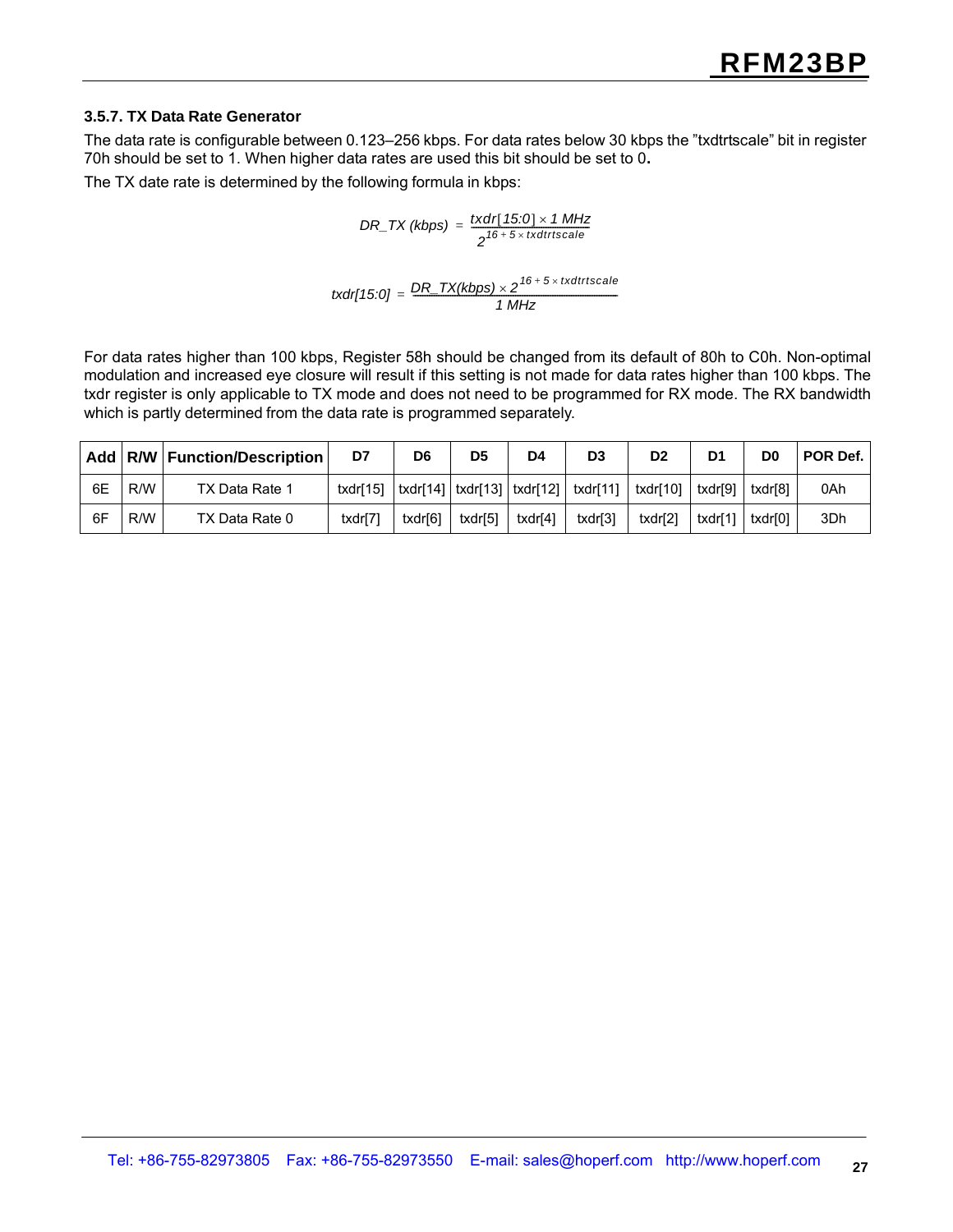### 3.5.7. TX Data Rate Generator

The data rate is configurable between 0.123–256 kbps. For data rates below 30 kbps the "txdtrtscale" bit in register 70h should be set to 1. When higher data rates are used this bit should be set to 0**.**

The TX date rate is determined by the following formula in kbps:

$$DR\_TX\ (kbps) = \frac{txdr[15:0] \times 1\ MHz}{2^{16 + 5 \times txdtrtscale}}$$

$$txdr[15:0] = \frac{DR\_TX(kbps) \times 2^{16 + 5 \times txdtrtscale}}{1\ MHz}$$

For data rates higher than 100 kbps, Register 58h should be changed from its default of 80h to C0h. Non-optimal modulation and increased eye closure will result if this setting is not made for data rates higher than 100 kbps. The txdr register is only applicable to TX mode and does not need to be programmed for RX mode. The RX bandwidth which is partly determined from the data rate is programmed separately.

| Add | R/W | Function/Description | D7 | D6 | D5 | D4 | D3 | D2 | D1 | D0 | POR Def. |
|---|---|---|---|---|---|---|---|---|---|---|---|
| 6E | R/W | TX Data Rate 1 | txdr[15] | txdr[14] | txdr[13] | txdr[12] | txdr[11] | txdr[10] | txdr[9] | txdr[8] | 0Ah |
| 6F | R/W | TX Data Rate 0 | txdr[7] | txdr[6] | txdr[5] | txdr[4] | txdr[3] | txdr[2] | txdr[1] | txdr[0] | 3Dh |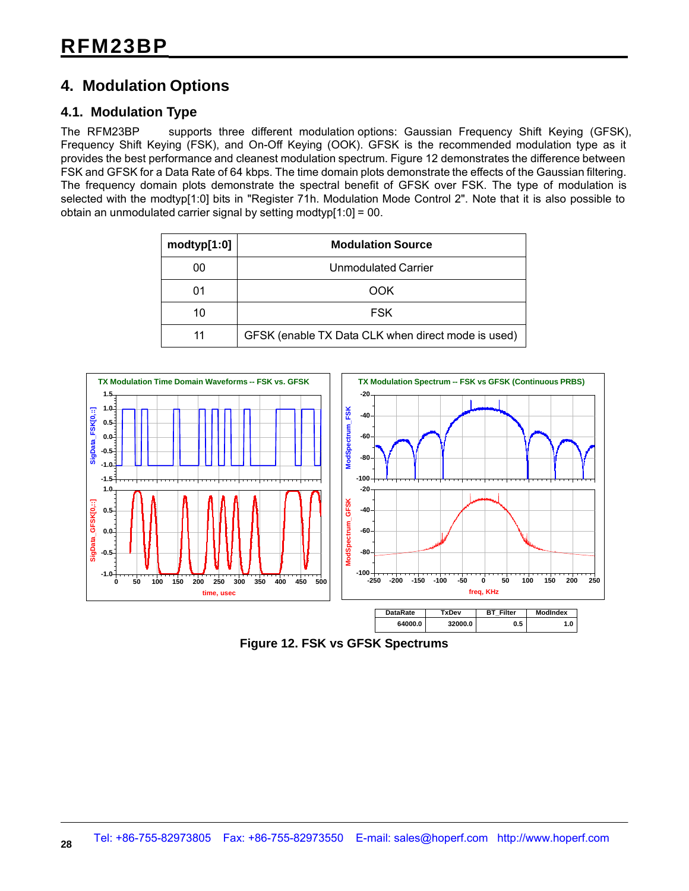# 4. Modulation Options

## 4.1. Modulation Type

The RFM23BP supports three different modulation options: Gaussian Frequency Shift Keying (GFSK), Frequency Shift Keying (FSK), and On-Off Keying (OOK). GFSK is the recommended modulation type as it provides the best performance and cleanest modulation spectrum. Figure 12 demonstrates the difference between FSK and GFSK for a Data Rate of 64 kbps. The time domain plots demonstrate the effects of the Gaussian filtering. The frequency domain plots demonstrate the spectral benefit of GFSK over FSK. The type of modulation is selected with the modtyp[1:0] bits in "Register 71h. Modulation Mode Control 2". Note that it is also possible to obtain an unmodulated carrier signal by setting modtyp[1:0] = 00.

| modtyp[1:0] | Modulation Source |
|---|---|
| 00 | Unmodulated Carrier |
| 01 | OOK |
| 10 | FSK |
| 11 | GFSK (enable TX Data CLK when direct mode is used) |

| DataRate | TxDev | BT_Filter | ModIndex |
|---|---|---|---|
| 64000.0 | 32000.0 | 0.5 | 1.0 |

**Figure 12. FSK vs GFSK Spectrums**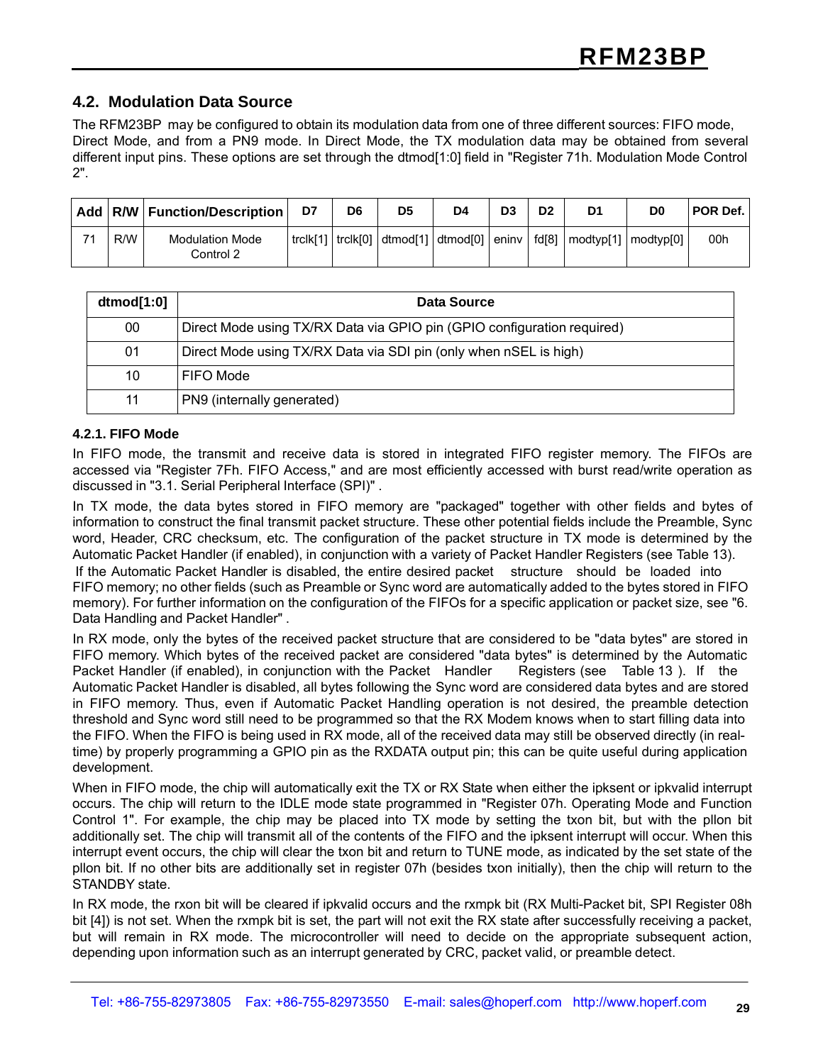## 4.2. Modulation Data Source

The RFM23BP may be configured to obtain its modulation data from one of three different sources: FIFO mode, Direct Mode, and from a PN9 mode. In Direct Mode, the TX modulation data may be obtained from several different input pins. These options are set through the dtmod[1:0] field in "Register 71h. Modulation Mode Control 2".

| Add | R/W | Function/Description | D7 | D6 | D5 | D4 | D3 | D2 | D1 | D0 | POR Def. |
|---|---|---|---|---|---|---|---|---|---|---|---|
| 71 | R/W | Modulation Mode Control 2 | trclk[1] | trclk[0] | dtmod[1] | dtmod[0] | eninv | fd[8] | modtyp[1] | modtyp[0] | 00h |

| dtmod[1:0] | Data Source |
|---|---|
| 00 | Direct Mode using TX/RX Data via GPIO pin (GPIO configuration required) |
| 01 | Direct Mode using TX/RX Data via SDI pin (only when nSEL is high) |
| 10 | FIFO Mode |
| 11 | PN9 (internally generated) |

### 4.2.1. FIFO Mode

In FIFO mode, the transmit and receive data is stored in integrated FIFO register memory. The FIFOs are accessed via "Register 7Fh. FIFO Access," and are most efficiently accessed with burst read/write operation as discussed in "3.1. Serial Peripheral Interface (SPI)" .

In TX mode, the data bytes stored in FIFO memory are "packaged" together with other fields and bytes of information to construct the final transmit packet structure. These other potential fields include the Preamble, Sync word, Header, CRC checksum, etc. The configuration of the packet structure in TX mode is determined by the Automatic Packet Handler (if enabled), in conjunction with a variety of Packet Handler Registers (see Table 13). If the Automatic Packet Handler is disabled, the entire desired packet structure should be loaded into FIFO memory; no other fields (such as Preamble or Sync word are automatically added to the bytes stored in FIFO memory). For further information on the configuration of the FIFOs for a specific application or packet size, see "6. Data Handling and Packet Handler" .

In RX mode, only the bytes of the received packet structure that are considered to be "data bytes" are stored in FIFO memory. Which bytes of the received packet are considered "data bytes" is determined by the Automatic Packet Handler (if enabled), in conjunction with the Packet Handler Registers (see Table 13 ). If the Automatic Packet Handler is disabled, all bytes following the Sync word are considered data bytes and are stored in FIFO memory. Thus, even if Automatic Packet Handling operation is not desired, the preamble detection threshold and Sync word still need to be programmed so that the RX Modem knows when to start filling data into the FIFO. When the FIFO is being used in RX mode, all of the received data may still be observed directly (in real-time) by properly programming a GPIO pin as the RXDATA output pin; this can be quite useful during application development.

When in FIFO mode, the chip will automatically exit the TX or RX State when either the ipksent or ipkvalid interrupt occurs. The chip will return to the IDLE mode state programmed in "Register 07h. Operating Mode and Function Control 1". For example, the chip may be placed into TX mode by setting the txon bit, but with the pllon bit additionally set. The chip will transmit all of the contents of the FIFO and the ipksent interrupt will occur. When this interrupt event occurs, the chip will clear the txon bit and return to TUNE mode, as indicated by the set state of the pllon bit. If no other bits are additionally set in register 07h (besides txon initially), then the chip will return to the STANDBY state.

In RX mode, the rxon bit will be cleared if ipkvalid occurs and the rxmpk bit (RX Multi-Packet bit, SPI Register 08h bit [4]) is not set. When the rxmpk bit is set, the part will not exit the RX state after successfully receiving a packet, but will remain in RX mode. The microcontroller will need to decide on the appropriate subsequent action, depending upon information such as an interrupt generated by CRC, packet valid, or preamble detect.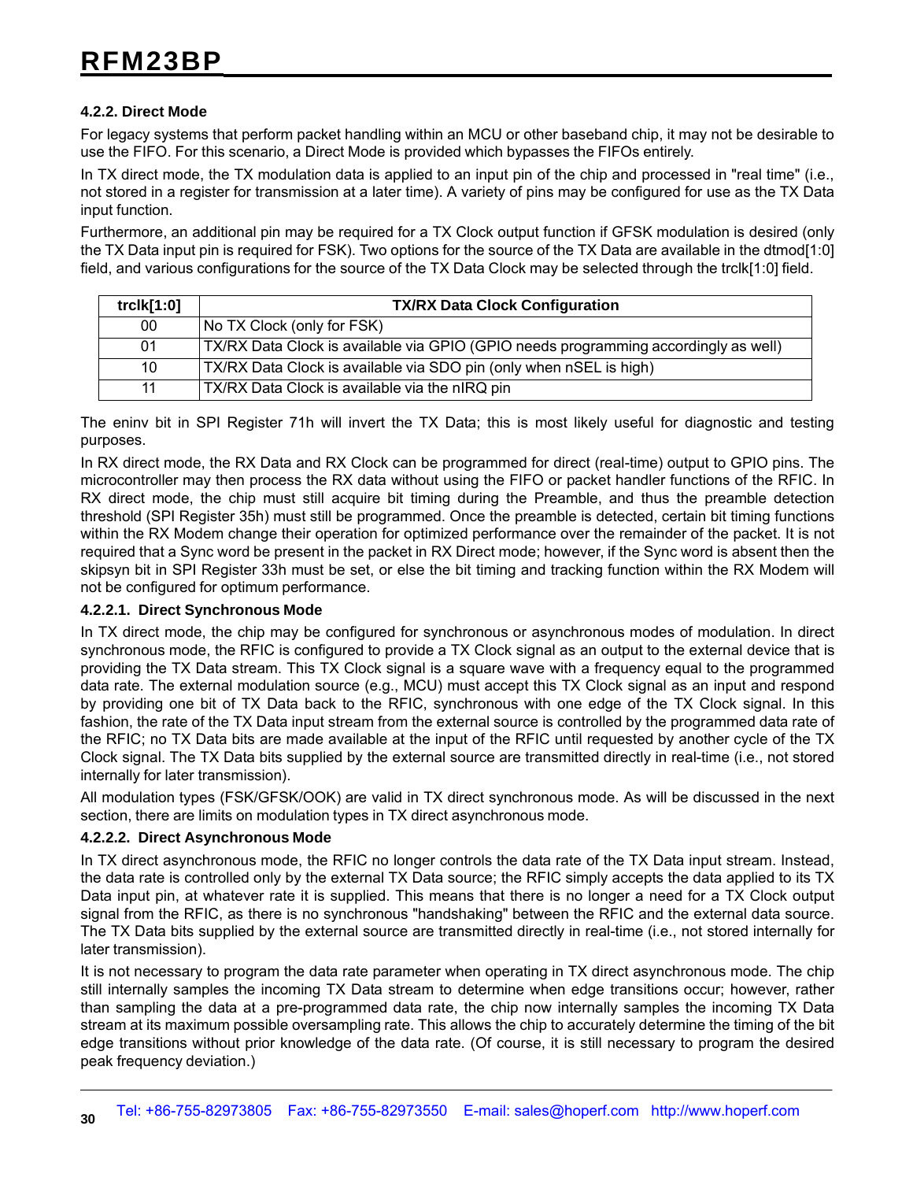#### 4.2.2. Direct Mode

For legacy systems that perform packet handling within an MCU or other baseband chip, it may not be desirable to use the FIFO. For this scenario, a Direct Mode is provided which bypasses the FIFOs entirely.

In TX direct mode, the TX modulation data is applied to an input pin of the chip and processed in "real time" (i.e., not stored in a register for transmission at a later time). A variety of pins may be configured for use as the TX Data input function.

Furthermore, an additional pin may be required for a TX Clock output function if GFSK modulation is desired (only the TX Data input pin is required for FSK). Two options for the source of the TX Data are available in the dtmod[1:0] field, and various configurations for the source of the TX Data Clock may be selected through the trclk[1:0] field.

| trclk[1:0] | TX/RX Data Clock Configuration |
|---|---|
| 00 | No TX Clock (only for FSK) |
| 01 | TX/RX Data Clock is available via GPIO (GPIO needs programming accordingly as well) |
| 10 | TX/RX Data Clock is available via SDO pin (only when nSEL is high) |
| 11 | TX/RX Data Clock is available via the nIRQ pin |

The eninv bit in SPI Register 71h will invert the TX Data; this is most likely useful for diagnostic and testing purposes.

In RX direct mode, the RX Data and RX Clock can be programmed for direct (real-time) output to GPIO pins. The microcontroller may then process the RX data without using the FIFO or packet handler functions of the RFIC. In RX direct mode, the chip must still acquire bit timing during the Preamble, and thus the preamble detection threshold (SPI Register 35h) must still be programmed. Once the preamble is detected, certain bit timing functions within the RX Modem change their operation for optimized performance over the remainder of the packet. It is not required that a Sync word be present in the packet in RX Direct mode; however, if the Sync word is absent then the skipsyn bit in SPI Register 33h must be set, or else the bit timing and tracking function within the RX Modem will not be configured for optimum performance.

##### 4.2.2.1. Direct Synchronous Mode

In TX direct mode, the chip may be configured for synchronous or asynchronous modes of modulation. In direct synchronous mode, the RFIC is configured to provide a TX Clock signal as an output to the external device that is providing the TX Data stream. This TX Clock signal is a square wave with a frequency equal to the programmed data rate. The external modulation source (e.g., MCU) must accept this TX Clock signal as an input and respond by providing one bit of TX Data back to the RFIC, synchronous with one edge of the TX Clock signal. In this fashion, the rate of the TX Data input stream from the external source is controlled by the programmed data rate of the RFIC; no TX Data bits are made available at the input of the RFIC until requested by another cycle of the TX Clock signal. The TX Data bits supplied by the external source are transmitted directly in real-time (i.e., not stored internally for later transmission).

All modulation types (FSK/GFSK/OOK) are valid in TX direct synchronous mode. As will be discussed in the next section, there are limits on modulation types in TX direct asynchronous mode.

##### 4.2.2.2. Direct Asynchronous Mode

In TX direct asynchronous mode, the RFIC no longer controls the data rate of the TX Data input stream. Instead, the data rate is controlled only by the external TX Data source; the RFIC simply accepts the data applied to its TX Data input pin, at whatever rate it is supplied. This means that there is no longer a need for a TX Clock output signal from the RFIC, as there is no synchronous "handshaking" between the RFIC and the external data source. The TX Data bits supplied by the external source are transmitted directly in real-time (i.e., not stored internally for later transmission).

It is not necessary to program the data rate parameter when operating in TX direct asynchronous mode. The chip still internally samples the incoming TX Data stream to determine when edge transitions occur; however, rather than sampling the data at a pre-programmed data rate, the chip now internally samples the incoming TX Data stream at its maximum possible oversampling rate. This allows the chip to accurately determine the timing of the bit edge transitions without prior knowledge of the data rate. (Of course, it is still necessary to program the desired peak frequency deviation.)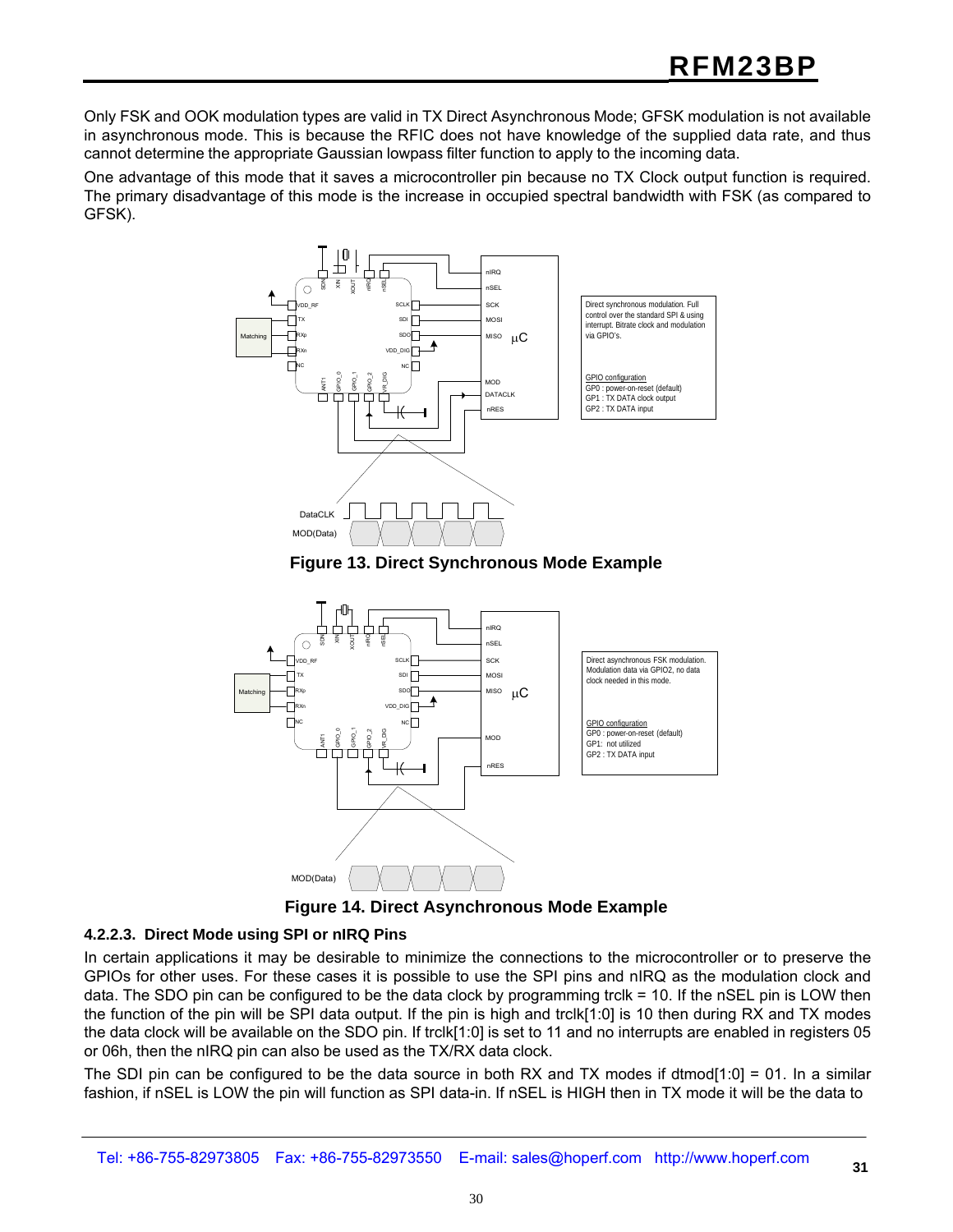Only FSK and OOK modulation types are valid in TX Direct Asynchronous Mode; GFSK modulation is not available in asynchronous mode. This is because the RFIC does not have knowledge of the supplied data rate, and thus cannot determine the appropriate Gaussian lowpass filter function to apply to the incoming data.

One advantage of this mode that it saves a microcontroller pin because no TX Clock output function is required. The primary disadvantage of this mode is the increase in occupied spectral bandwidth with FSK (as compared to GFSK).

**Figure 13. Direct Synchronous Mode Example**

**Figure 14. Direct Asynchronous Mode Example**

### 4.2.2.3. Direct Mode using SPI or nIRQ Pins

In certain applications it may be desirable to minimize the connections to the microcontroller or to preserve the GPIOs for other uses. For these cases it is possible to use the SPI pins and nIRQ as the modulation clock and data. The SDO pin can be configured to be the data clock by programming trclk = 10. If the nSEL pin is LOW then the function of the pin will be SPI data output. If the pin is high and trclk[1:0] is 10 then during RX and TX modes the data clock will be available on the SDO pin. If trclk[1:0] is set to 11 and no interrupts are enabled in registers 05 or 06h, then the nIRQ pin can also be used as the TX/RX data clock.

The SDI pin can be configured to be the data source in both RX and TX modes if dtmod[1:0] = 01. In a similar fashion, if nSEL is LOW the pin will function as SPI data-in. If nSEL is HIGH then in TX mode it will be the data to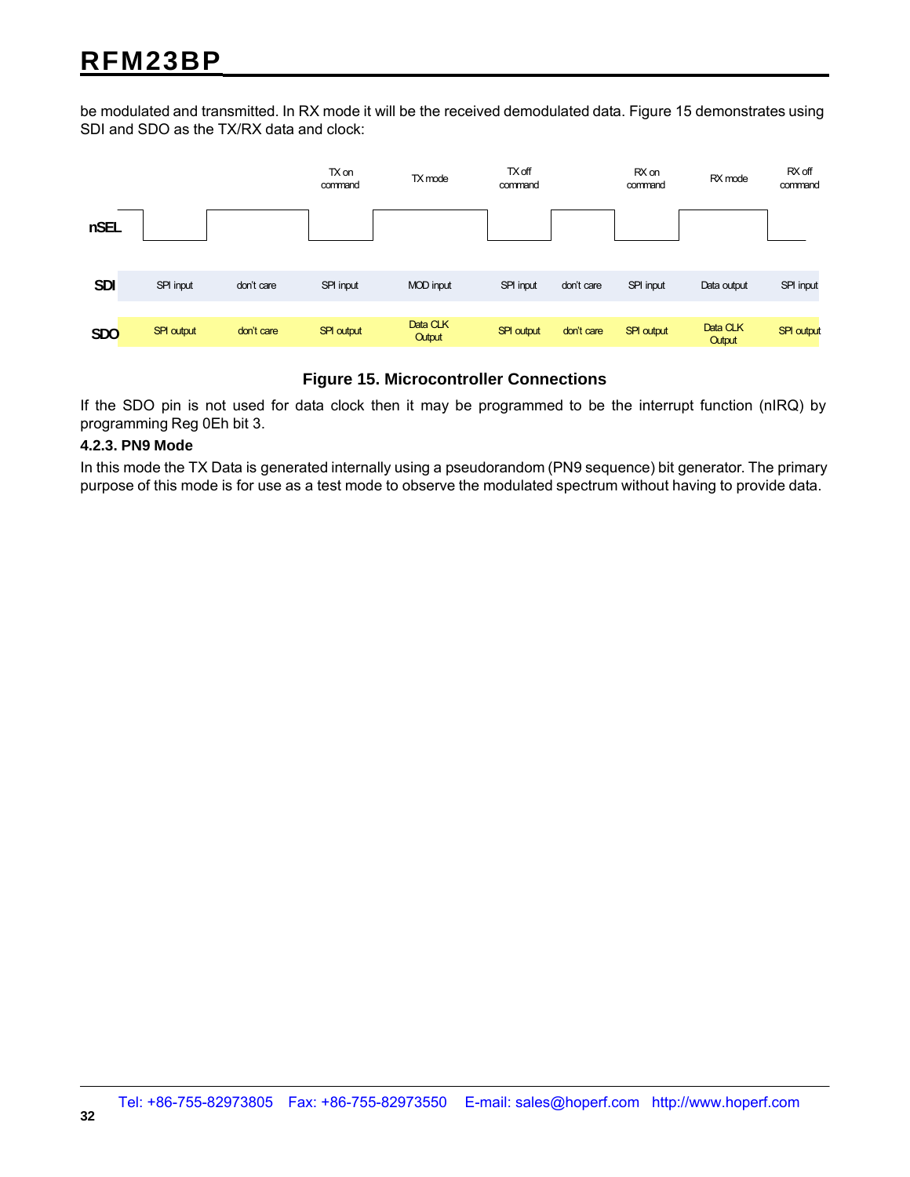be modulated and transmitted. In RX mode it will be the received demodulated data. Figure 15 demonstrates using SDI and SDO as the TX/RX data and clock:

| | | | TX on command | TX mode | TX off command | | RX on command | RX mode | RX off command |
|---|---|---|---|---|---|---|---|---|---|
| **nSEL** | | | | | | | | | |
| **SDI** | SPI input | don't care | SPI input | MOD input | SPI input | don't care | SPI input | Data output | SPI input |
| **SDO** | SPI output | don't care | SPI output | Data CLK Output | SPI output | don't care | SPI output | Data CLK Output | SPI output |

**Figure 15. Microcontroller Connections**

If the SDO pin is not used for data clock then it may be programmed to be the interrupt function (nIRQ) by programming Reg 0Eh bit 3.

#### 4.2.3. PN9 Mode

In this mode the TX Data is generated internally using a pseudorandom (PN9 sequence) bit generator. The primary purpose of this mode is for use as a test mode to observe the modulated spectrum without having to provide data.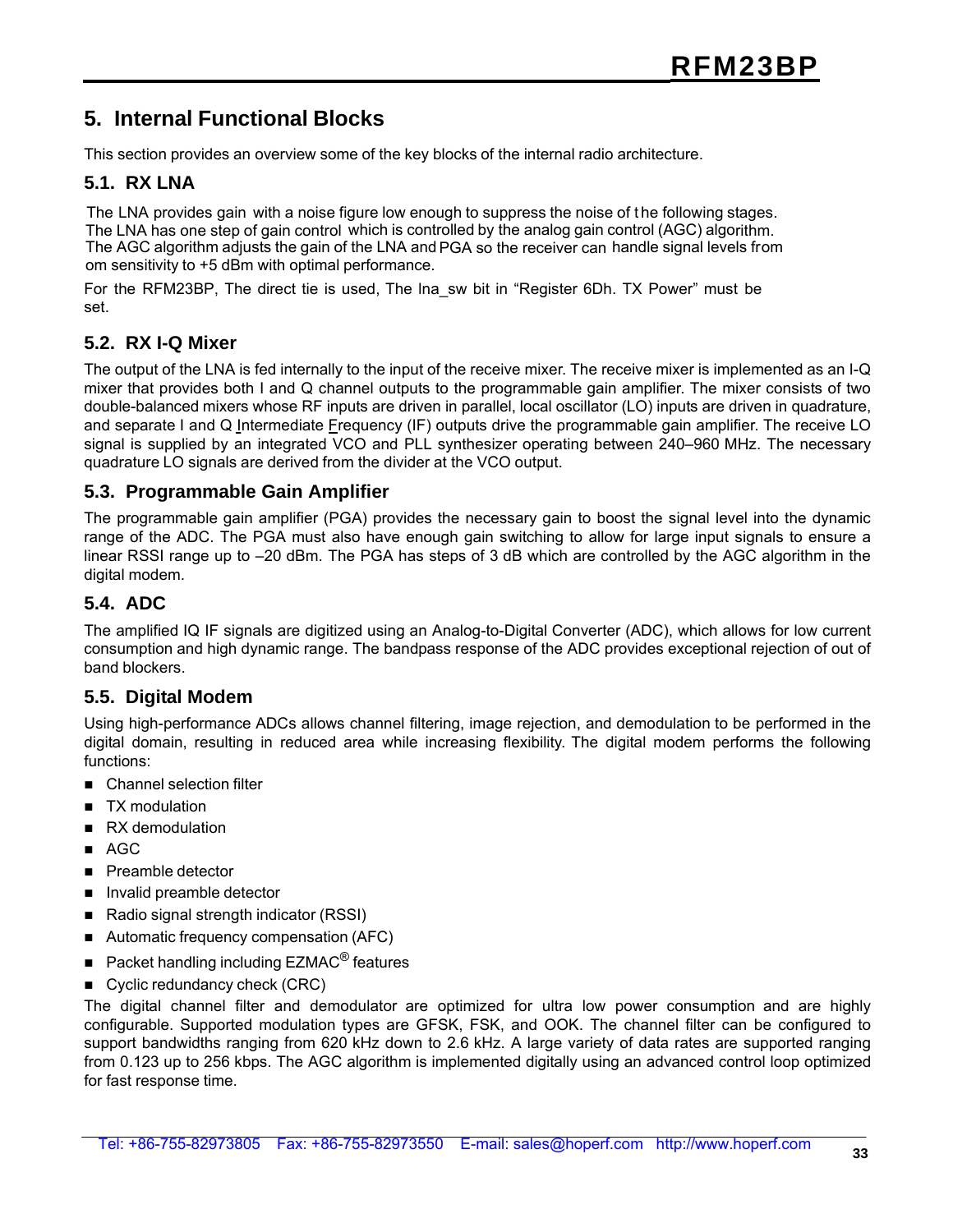# 5. Internal Functional Blocks

This section provides an overview some of the key blocks of the internal radio architecture.

## 5.1. RX LNA

The LNA provides gain with a noise figure low enough to suppress the noise of the following stages. The LNA has one step of gain control which is controlled by the analog gain control (AGC) algorithm. The AGC algorithm adjusts the gain of the LNA and PGA so the receiver can handle signal levels from om sensitivity to +5 dBm with optimal performance.

For the RFM23BP, The direct tie is used, The lna_sw bit in “Register 6Dh. TX Power” must be set.

## 5.2. RX I-Q Mixer

The output of the LNA is fed internally to the input of the receive mixer. The receive mixer is implemented as an I-Q mixer that provides both I and Q channel outputs to the programmable gain amplifier. The mixer consists of two double-balanced mixers whose RF inputs are driven in parallel, local oscillator (LO) inputs are driven in quadrature, and separate I and Q Intermediate Frequency (IF) outputs drive the programmable gain amplifier. The receive LO signal is supplied by an integrated VCO and PLL synthesizer operating between 240–960 MHz. The necessary quadrature LO signals are derived from the divider at the VCO output.

## 5.3. Programmable Gain Amplifier

The programmable gain amplifier (PGA) provides the necessary gain to boost the signal level into the dynamic range of the ADC. The PGA must also have enough gain switching to allow for large input signals to ensure a linear RSSI range up to –20 dBm. The PGA has steps of 3 dB which are controlled by the AGC algorithm in the digital modem.

## 5.4. ADC

The amplified IQ IF signals are digitized using an Analog-to-Digital Converter (ADC), which allows for low current consumption and high dynamic range. The bandpass response of the ADC provides exceptional rejection of out of band blockers.

## 5.5. Digital Modem

Using high-performance ADCs allows channel filtering, image rejection, and demodulation to be performed in the digital domain, resulting in reduced area while increasing flexibility. The digital modem performs the following functions:

- Channel selection filter
- TX modulation
- RX demodulation
- AGC
- Preamble detector
- Invalid preamble detector
- Radio signal strength indicator (RSSI)
- Automatic frequency compensation (AFC)
- Packet handling including EZMAC® features
- Cyclic redundancy check (CRC)

The digital channel filter and demodulator are optimized for ultra low power consumption and are highly configurable. Supported modulation types are GFSK, FSK, and OOK. The channel filter can be configured to support bandwidths ranging from 620 kHz down to 2.6 kHz. A large variety of data rates are supported ranging from 0.123 up to 256 kbps. The AGC algorithm is implemented digitally using an advanced control loop optimized for fast response time.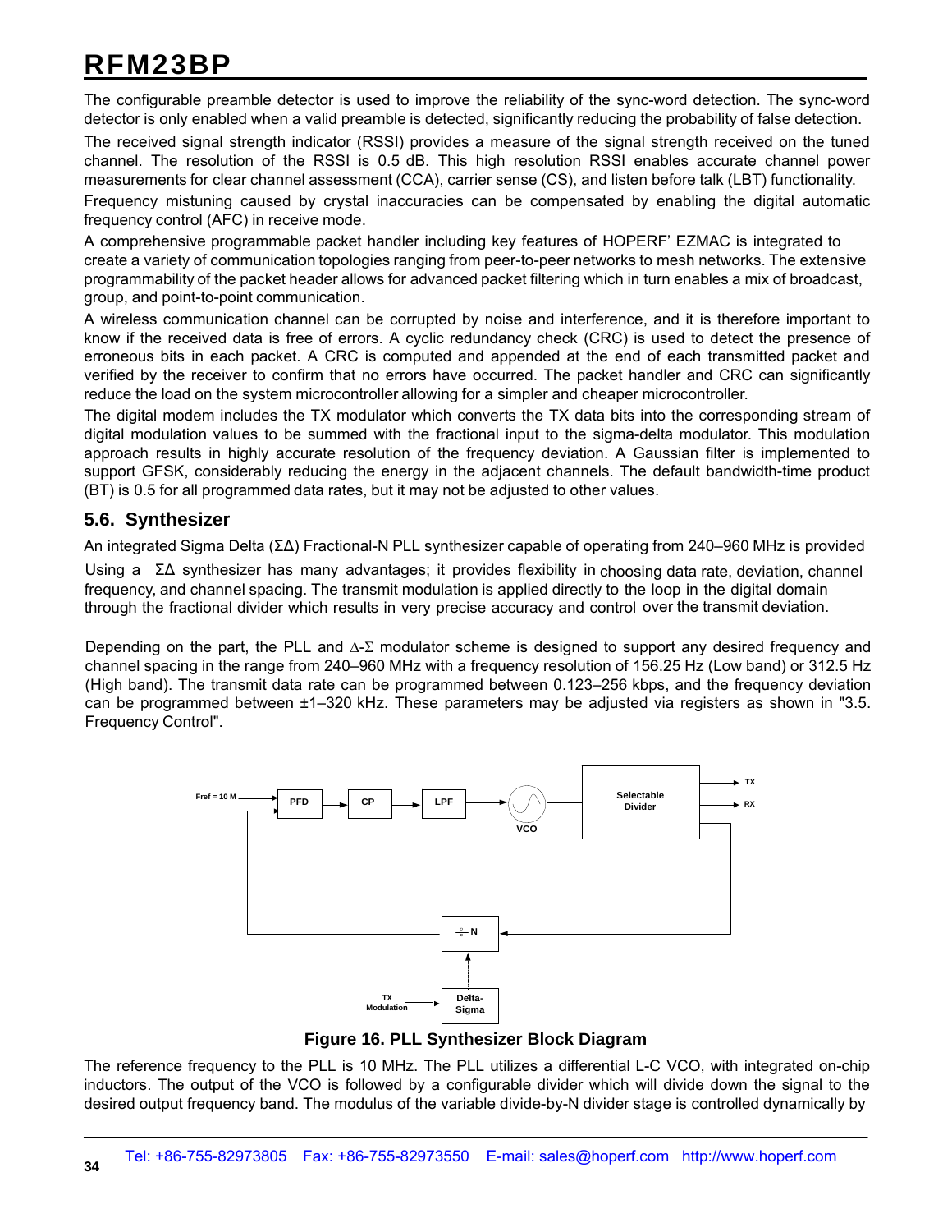The configurable preamble detector is used to improve the reliability of the sync-word detection. The sync-word detector is only enabled when a valid preamble is detected, significantly reducing the probability of false detection.

The received signal strength indicator (RSSI) provides a measure of the signal strength received on the tuned channel. The resolution of the RSSI is 0.5 dB. This high resolution RSSI enables accurate channel power measurements for clear channel assessment (CCA), carrier sense (CS), and listen before talk (LBT) functionality.

Frequency mistuning caused by crystal inaccuracies can be compensated by enabling the digital automatic frequency control (AFC) in receive mode.

A comprehensive programmable packet handler including key features of HOPERF' EZMAC is integrated to create a variety of communication topologies ranging from peer-to-peer networks to mesh networks. The extensive programmability of the packet header allows for advanced packet filtering which in turn enables a mix of broadcast, group, and point-to-point communication.

A wireless communication channel can be corrupted by noise and interference, and it is therefore important to know if the received data is free of errors. A cyclic redundancy check (CRC) is used to detect the presence of erroneous bits in each packet. A CRC is computed and appended at the end of each transmitted packet and verified by the receiver to confirm that no errors have occurred. The packet handler and CRC can significantly reduce the load on the system microcontroller allowing for a simpler and cheaper microcontroller.

The digital modem includes the TX modulator which converts the TX data bits into the corresponding stream of digital modulation values to be summed with the fractional input to the sigma-delta modulator. This modulation approach results in highly accurate resolution of the frequency deviation. A Gaussian filter is implemented to support GFSK, considerably reducing the energy in the adjacent channels. The default bandwidth-time product (BT) is 0.5 for all programmed data rates, but it may not be adjusted to other values.

## 5.6. Synthesizer

An integrated Sigma Delta (ΣΔ) Fractional-N PLL synthesizer capable of operating from 240–960 MHz is provided

Using a ΣΔ synthesizer has many advantages; it provides flexibility in choosing data rate, deviation, channel frequency, and channel spacing. The transmit modulation is applied directly to the loop in the digital domain through the fractional divider which results in very precise accuracy and control over the transmit deviation.

Depending on the part, the PLL and Δ-Σ modulator scheme is designed to support any desired frequency and channel spacing in the range from 240–960 MHz with a frequency resolution of 156.25 Hz (Low band) or 312.5 Hz (High band). The transmit data rate can be programmed between 0.123–256 kbps, and the frequency deviation can be programmed between ±1–320 kHz. These parameters may be adjusted via registers as shown in "3.5. Frequency Control".

**Figure 16. PLL Synthesizer Block Diagram**

The reference frequency to the PLL is 10 MHz. The PLL utilizes a differential L-C VCO, with integrated on-chip inductors. The output of the VCO is followed by a configurable divider which will divide down the signal to the desired output frequency band. The modulus of the variable divide-by-N divider stage is controlled dynamically by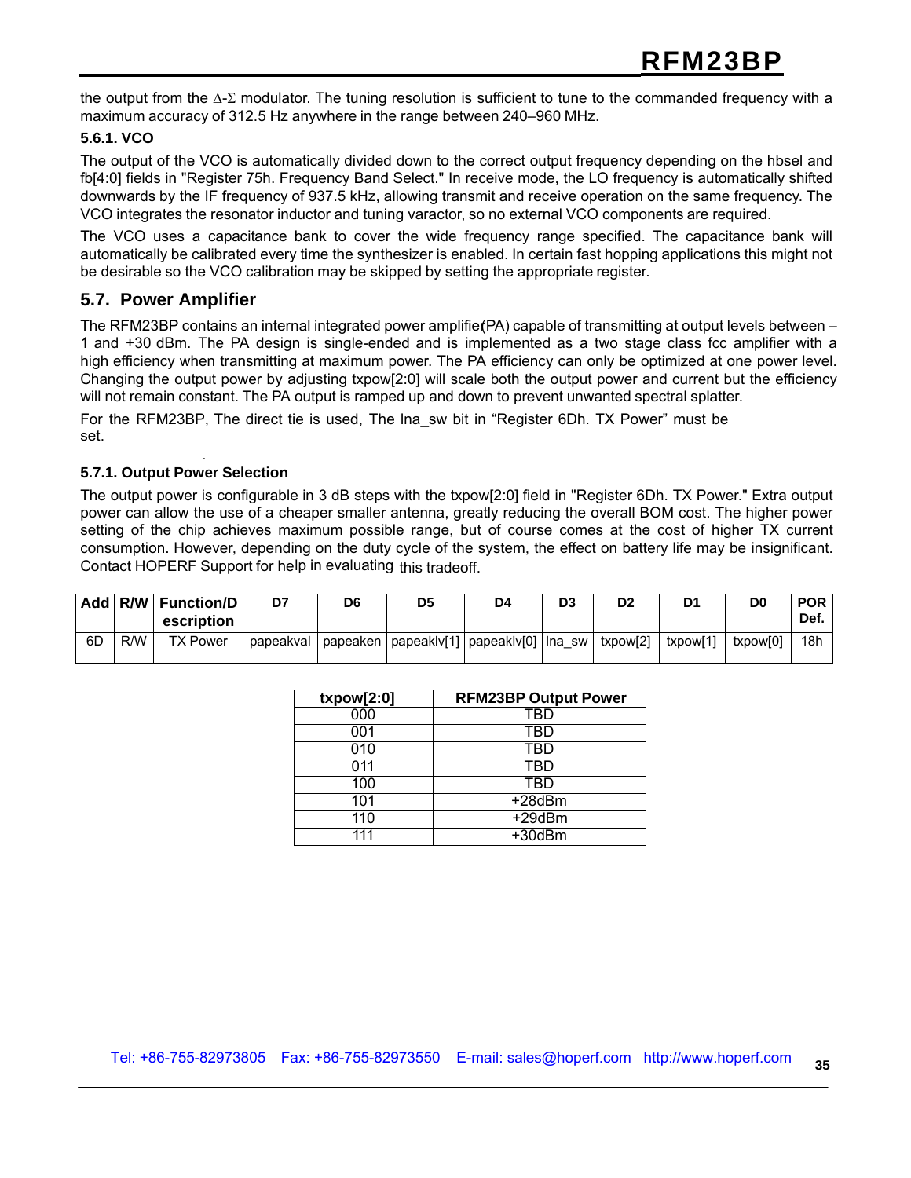the output from the Δ-Σ modulator. The tuning resolution is sufficient to tune to the commanded frequency with a maximum accuracy of 312.5 Hz anywhere in the range between 240–960 MHz.

#### 5.6.1. VCO

The output of the VCO is automatically divided down to the correct output frequency depending on the hbsel and fb[4:0] fields in "Register 75h. Frequency Band Select." In receive mode, the LO frequency is automatically shifted downwards by the IF frequency of 937.5 kHz, allowing transmit and receive operation on the same frequency. The VCO integrates the resonator inductor and tuning varactor, so no external VCO components are required.

The VCO uses a capacitance bank to cover the wide frequency range specified. The capacitance bank will automatically be calibrated every time the synthesizer is enabled. In certain fast hopping applications this might not be desirable so the VCO calibration may be skipped by setting the appropriate register.

## 5.7. Power Amplifier

The RFM23BP contains an internal integrated power amplifier (PA) capable of transmitting at output levels between –1 and +30 dBm. The PA design is single-ended and is implemented as a two stage class fcc amplifier with a high efficiency when transmitting at maximum power. The PA efficiency can only be optimized at one power level. Changing the output power by adjusting txpow[2:0] will scale both the output power and current but the efficiency will not remain constant. The PA output is ramped up and down to prevent unwanted spectral splatter.

For the RFM23BP, The direct tie is used, The lna_sw bit in "Register 6Dh. TX Power" must be set.

#### 5.7.1. Output Power Selection

The output power is configurable in 3 dB steps with the txpow[2:0] field in "Register 6Dh. TX Power." Extra output power can allow the use of a cheaper smaller antenna, greatly reducing the overall BOM cost. The higher power setting of the chip achieves maximum possible range, but of course comes at the cost of higher TX current consumption. However, depending on the duty cycle of the system, the effect on battery life may be insignificant. Contact HOPERF Support for help in evaluating this tradeoff.

| Add | R/W | Function/Description | D7 | D6 | D5 | D4 | D3 | D2 | D1 | D0 | POR Def. |
|---|---|---|---|---|---|---|---|---|---|---|---|
| 6D | R/W | TX Power | papeakval | papeaken | papeaklv[1] | papeaklv[0] | lna_sw | txpow[2] | txpow[1] | txpow[0] | 18h |

| txpow[2:0] | RFM23BP Output Power |
|---|---|
| 000 | TBD |
| 001 | TBD |
| 010 | TBD |
| 011 | TBD |
| 100 | TBD |
| 101 | +28dBm |
| 110 | +29dBm |
| 111 | +30dBm |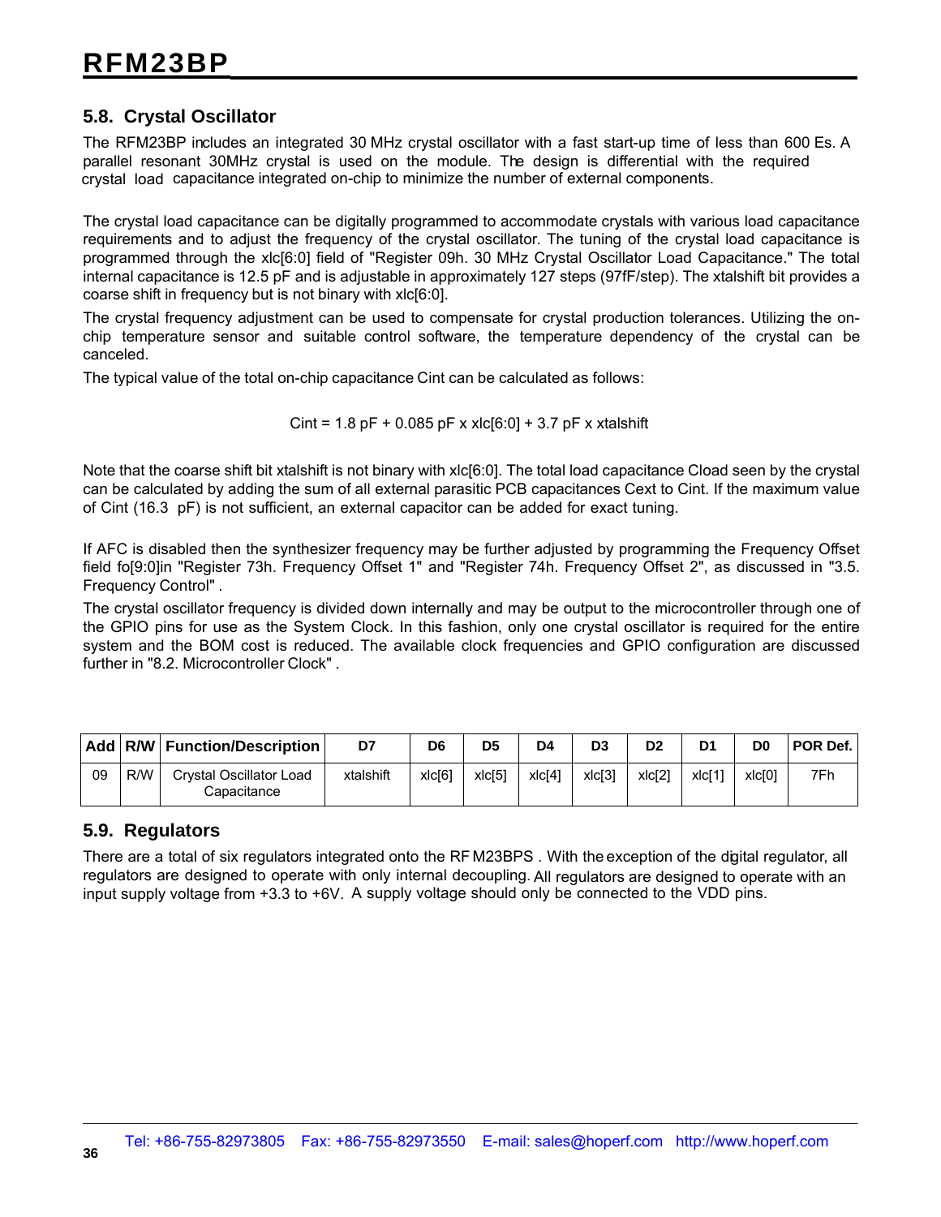## 5.8. Crystal Oscillator

The RFM23BP includes an integrated 30 MHz crystal oscillator with a fast start-up time of less than 600 Es. A parallel resonant 30MHz crystal is used on the module. The design is differential with the required crystal load capacitance integrated on-chip to minimize the number of external components.

The crystal load capacitance can be digitally programmed to accommodate crystals with various load capacitance requirements and to adjust the frequency of the crystal oscillator. The tuning of the crystal load capacitance is programmed through the xlc[6:0] field of "Register 09h. 30 MHz Crystal Oscillator Load Capacitance." The total internal capacitance is 12.5 pF and is adjustable in approximately 127 steps (97fF/step). The xtalshift bit provides a coarse shift in frequency but is not binary with xlc[6:0].

The crystal frequency adjustment can be used to compensate for crystal production tolerances. Utilizing the on-chip temperature sensor and suitable control software, the temperature dependency of the crystal can be canceled.

The typical value of the total on-chip capacitance Cint can be calculated as follows:

$$Cint = 1.8\ pF + 0.085\ pF \times xlc[6:0] + 3.7\ pF \times xtalshift$$

Note that the coarse shift bit xtalshift is not binary with xlc[6:0]. The total load capacitance Cload seen by the crystal can be calculated by adding the sum of all external parasitic PCB capacitances Cext to Cint. If the maximum value of Cint (16.3 pF) is not sufficient, an external capacitor can be added for exact tuning.

If AFC is disabled then the synthesizer frequency may be further adjusted by programming the Frequency Offset field fo[9:0]in "Register 73h. Frequency Offset 1" and "Register 74h. Frequency Offset 2", as discussed in "3.5. Frequency Control" .

The crystal oscillator frequency is divided down internally and may be output to the microcontroller through one of the GPIO pins for use as the System Clock. In this fashion, only one crystal oscillator is required for the entire system and the BOM cost is reduced. The available clock frequencies and GPIO configuration are discussed further in "8.2. Microcontroller Clock" .

| Add | R/W | Function/Description | D7 | D6 | D5 | D4 | D3 | D2 | D1 | D0 | POR Def. |
|---|---|---|---|---|---|---|---|---|---|---|---|
| 09 | R/W | Crystal Oscillator Load Capacitance | xtalshift | xlc[6] | xlc[5] | xlc[4] | xlc[3] | xlc[2] | xlc[1] | xlc[0] | 7Fh |

## 5.9. Regulators

There are a total of six regulators integrated onto the RF M23BPS . With the exception of the digital regulator, all regulators are designed to operate with only internal decoupling. All regulators are designed to operate with an input supply voltage from +3.3 to +6V. A supply voltage should only be connected to the VDD pins.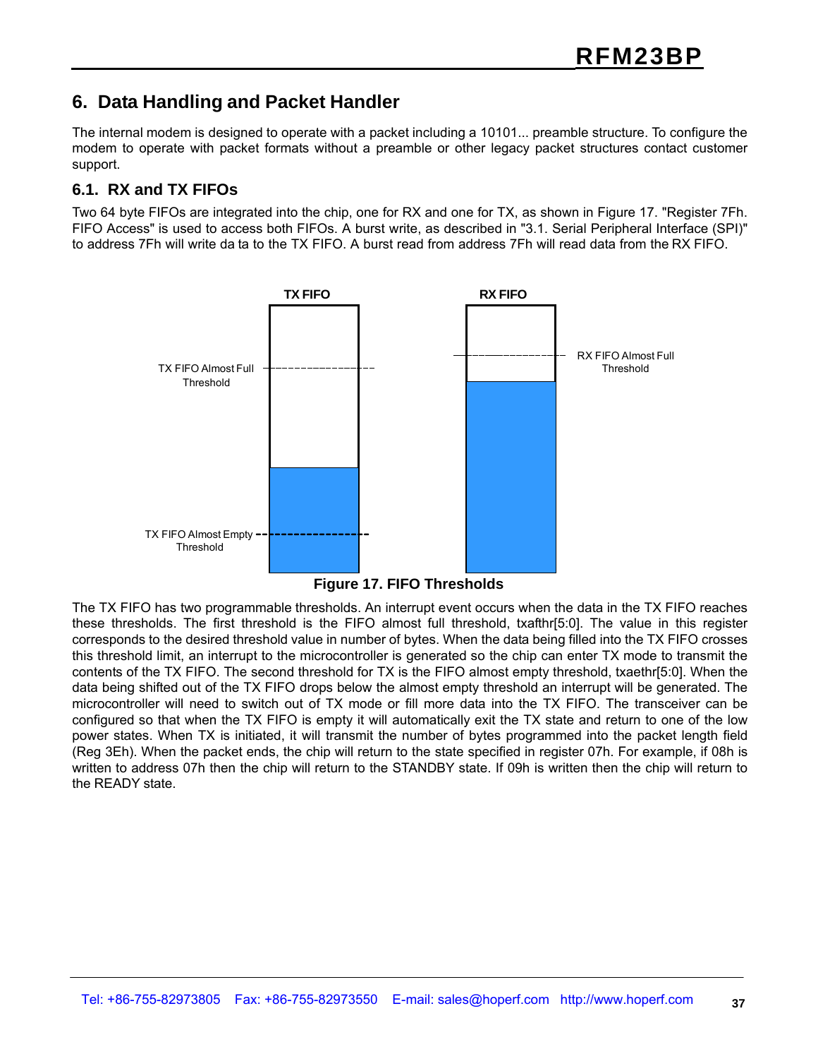## 6. Data Handling and Packet Handler

The internal modem is designed to operate with a packet including a 10101... preamble structure. To configure the modem to operate with packet formats without a preamble or other legacy packet structures contact customer support.

### 6.1. RX and TX FIFOs

Two 64 byte FIFOs are integrated into the chip, one for RX and one for TX, as shown in Figure 17. "Register 7Fh. FIFO Access" is used to access both FIFOs. A burst write, as described in "3.1. Serial Peripheral Interface (SPI)" to address 7Fh will write da ta to the TX FIFO. A burst read from address 7Fh will read data from the RX FIFO.

TX FIFO

RX FIFO

TX FIFO Almost Full Threshold

RX FIFO Almost Full Threshold

TX FIFO Almost Empty Threshold

**Figure 17. FIFO Thresholds**

The TX FIFO has two programmable thresholds. An interrupt event occurs when the data in the TX FIFO reaches these thresholds. The first threshold is the FIFO almost full threshold, txafthr[5:0]. The value in this register corresponds to the desired threshold value in number of bytes. When the data being filled into the TX FIFO crosses this threshold limit, an interrupt to the microcontroller is generated so the chip can enter TX mode to transmit the contents of the TX FIFO. The second threshold for TX is the FIFO almost empty threshold, txaethr[5:0]. When the data being shifted out of the TX FIFO drops below the almost empty threshold an interrupt will be generated. The microcontroller will need to switch out of TX mode or fill more data into the TX FIFO. The transceiver can be configured so that when the TX FIFO is empty it will automatically exit the TX state and return to one of the low power states. When TX is initiated, it will transmit the number of bytes programmed into the packet length field (Reg 3Eh). When the packet ends, the chip will return to the state specified in register 07h. For example, if 08h is written to address 07h then the chip will return to the STANDBY state. If 09h is written then the chip will return to the READY state.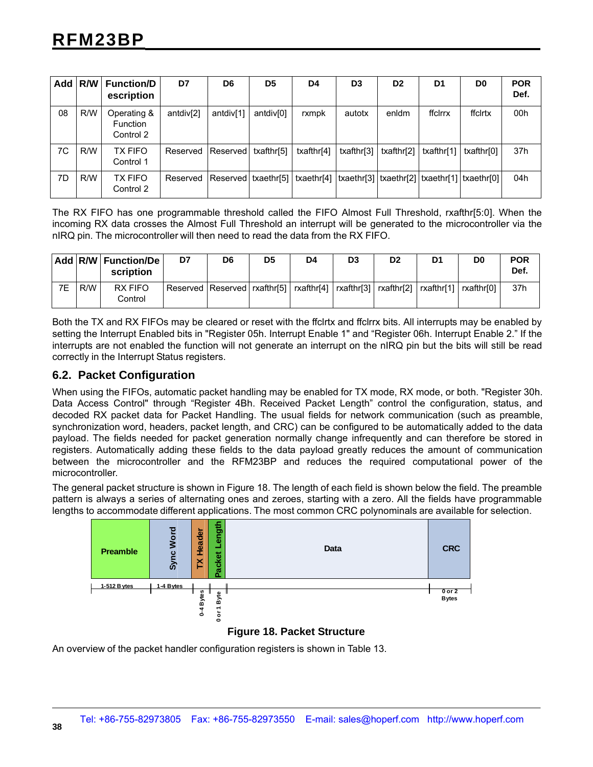| Add | R/W | Function/Description | D7 | D6 | D5 | D4 | D3 | D2 | D1 | D0 | POR Def. |
|---|---|---|---|---|---|---|---|---|---|---|---|
| 08 | R/W | Operating & Function Control 2 | antdiv[2] | antdiv[1] | antdiv[0] | rxmpk | autotx | enldm | ffclrrx | ffclrtx | 00h |
| 7C | R/W | TX FIFO Control 1 | Reserved | Reserved | txafthr[5] | txafthr[4] | txafthr[3] | txafthr[2] | txafthr[1] | txafthr[0] | 37h |
| 7D | R/W | TX FIFO Control 2 | Reserved | Reserved | txaethr[5] | txaethr[4] | txaethr[3] | txaethr[2] | txaethr[1] | txaethr[0] | 04h |

The RX FIFO has one programmable threshold called the FIFO Almost Full Threshold, rxafthr[5:0]. When the incoming RX data crosses the Almost Full Threshold an interrupt will be generated to the microcontroller via the nIRQ pin. The microcontroller will then need to read the data from the RX FIFO.

| Add | R/W | Function/Description | D7 | D6 | D5 | D4 | D3 | D2 | D1 | D0 | POR Def. |
|---|---|---|---|---|---|---|---|---|---|---|---|
| 7E | R/W | RX FIFO Control | Reserved | Reserved | rxafthr[5] | rxafthr[4] | rxafthr[3] | rxafthr[2] | rxafthr[1] | rxafthr[0] | 37h |

Both the TX and RX FIFOs may be cleared or reset with the ffclrtx and ffclrrx bits. All interrupts may be enabled by setting the Interrupt Enabled bits in "Register 05h. Interrupt Enable 1" and "Register 06h. Interrupt Enable 2." If the interrupts are not enabled the function will not generate an interrupt on the nIRQ pin but the bits will still be read correctly in the Interrupt Status registers.

## 6.2. Packet Configuration

When using the FIFOs, automatic packet handling may be enabled for TX mode, RX mode, or both. "Register 30h. Data Access Control" through "Register 4Bh. Received Packet Length" control the configuration, status, and decoded RX packet data for Packet Handling. The usual fields for network communication (such as preamble, synchronization word, headers, packet length, and CRC) can be configured to be automatically added to the data payload. The fields needed for packet generation normally change infrequently and can therefore be stored in registers. Automatically adding these fields to the data payload greatly reduces the amount of communication between the microcontroller and the RFM23BP and reduces the required computational power of the microcontroller.

The general packet structure is shown in Figure 18. The length of each field is shown below the field. The preamble pattern is always a series of alternating ones and zeroes, starting with a zero. All the fields have programmable lengths to accommodate different applications. The most common CRC polynominals are available for selection.

| Preamble | Sync Word | TX Header | Packet Length | Data | CRC |
|---|---|---|---|---|---|
| 1-512 Bytes | 1-4 Bytes | 0-4 Bytes | 0 or 1 Byte | | 0 or 2 Bytes |

**Figure 18. Packet Structure**

An overview of the packet handler configuration registers is shown in Table 13.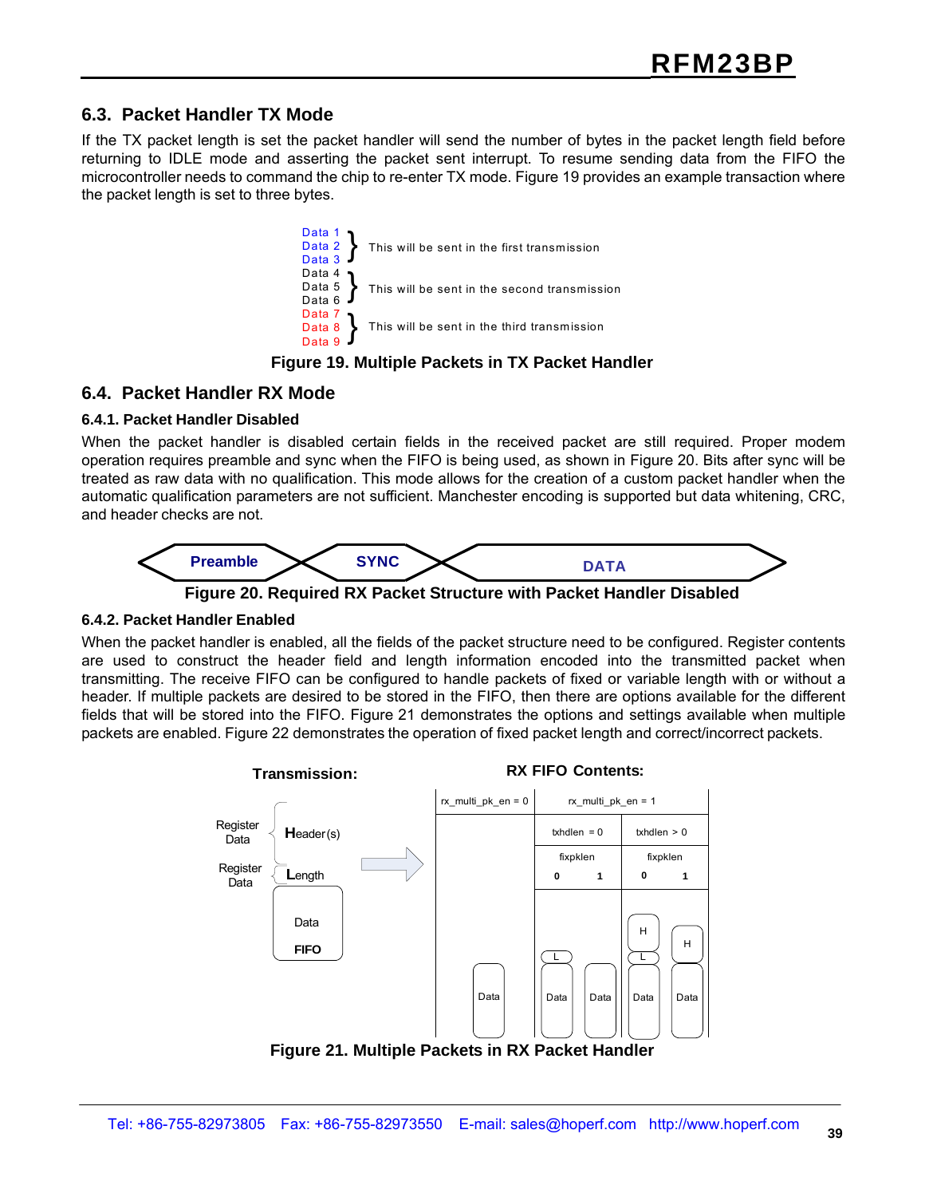## 6.3. Packet Handler TX Mode

If the TX packet length is set the packet handler will send the number of bytes in the packet length field before returning to IDLE mode and asserting the packet sent interrupt. To resume sending data from the FIFO the microcontroller needs to command the chip to re-enter TX mode. Figure 19 provides an example transaction where the packet length is set to three bytes.

Data 1
Data 2 } This will be sent in the first transmission
Data 3
Data 4
Data 5 } This will be sent in the second transmission
Data 6
Data 7
Data 8 } This will be sent in the third transmission
Data 9

**Figure 19. Multiple Packets in TX Packet Handler**

## 6.4. Packet Handler RX Mode

### 6.4.1. Packet Handler Disabled

When the packet handler is disabled certain fields in the received packet are still required. Proper modem operation requires preamble and sync when the FIFO is being used, as shown in Figure 20. Bits after sync will be treated as raw data with no qualification. This mode allows for the creation of a custom packet handler when the automatic qualification parameters are not sufficient. Manchester encoding is supported but data whitening, CRC, and header checks are not.

Preamble | SYNC | DATA

**Figure 20. Required RX Packet Structure with Packet Handler Disabled**

### 6.4.2. Packet Handler Enabled

When the packet handler is enabled, all the fields of the packet structure need to be configured. Register contents are used to construct the header field and length information encoded into the transmitted packet when transmitting. The receive FIFO can be configured to handle packets of fixed or variable length with or without a header. If multiple packets are desired to be stored in the FIFO, then there are options available for the different fields that will be stored into the FIFO. Figure 21 demonstrates the options and settings available when multiple packets are enabled. Figure 22 demonstrates the operation of fixed packet length and correct/incorrect packets.

**Transmission:**

Register Data — Header(s)
Register Data — Length
Data
FIFO

**RX FIFO Contents:**

| rx_multi_pk_en = 0 | rx_multi_pk_en = 1 | | | |
|---|---|---|---|---|
| | txhdlen = 0 | | txhdlen > 0 | |
| | fixpklen 0 | fixpklen 1 | fixpklen 0 | fixpklen 1 |
| Data | L, Data | Data | H, L, Data | H, Data |

**Figure 21. Multiple Packets in RX Packet Handler**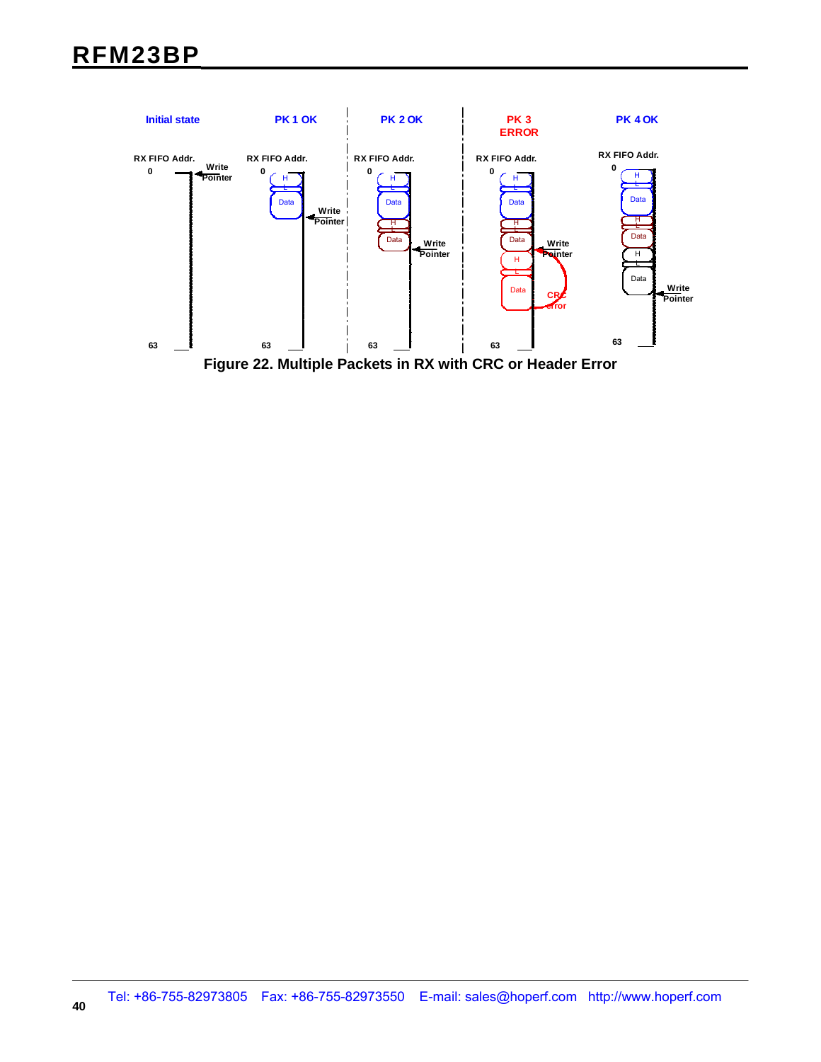Figure 22. Multiple Packets in RX with CRC or Header Error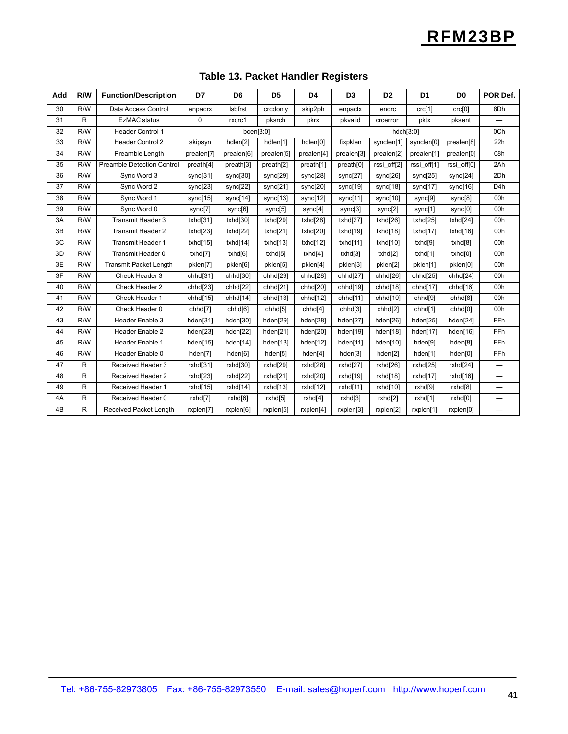**Table 13. Packet Handler Registers**

| Add | R/W | Function/Description | D7 | D6 | D5 | D4 | D3 | D2 | D1 | D0 | POR Def. |
|---|---|---|---|---|---|---|---|---|---|---|---|
| 30 | R/W | Data Access Control | enpacrx | lsbfrst | crcdonly | skip2ph | enpactx | encrc | crc[1] | crc[0] | 8Dh |
| 31 | R | EzMAC status | 0 | rxcrc1 | pksrch | pkrx | pkvalid | crcerror | pktx | pksent | — |
| 32 | R/W | Header Control 1 | bcen[3:0] | | | | hdch[3:0] | | | | 0Ch |
| 33 | R/W | Header Control 2 | skipsyn | hdlen[2] | hdlen[1] | hdlen[0] | fixpklen | synclen[1] | synclen[0] | prealen[8] | 22h |
| 34 | R/W | Preamble Length | prealen[7] | prealen[6] | prealen[5] | prealen[4] | prealen[3] | prealen[2] | prealen[1] | prealen[0] | 08h |
| 35 | R/W | Preamble Detection Control | preath[4] | preath[3] | preath[2] | preath[1] | preath[0] | rssi_off[2] | rssi_off[1] | rssi_off[0] | 2Ah |
| 36 | R/W | Sync Word 3 | sync[31] | sync[30] | sync[29] | sync[28] | sync[27] | sync[26] | sync[25] | sync[24] | 2Dh |
| 37 | R/W | Sync Word 2 | sync[23] | sync[22] | sync[21] | sync[20] | sync[19] | sync[18] | sync[17] | sync[16] | D4h |
| 38 | R/W | Sync Word 1 | sync[15] | sync[14] | sync[13] | sync[12] | sync[11] | sync[10] | sync[9] | sync[8] | 00h |
| 39 | R/W | Sync Word 0 | sync[7] | sync[6] | sync[5] | sync[4] | sync[3] | sync[2] | sync[1] | sync[0] | 00h |
| 3A | R/W | Transmit Header 3 | txhd[31] | txhd[30] | txhd[29] | txhd[28] | txhd[27] | txhd[26] | txhd[25] | txhd[24] | 00h |
| 3B | R/W | Transmit Header 2 | txhd[23] | txhd[22] | txhd[21] | txhd[20] | txhd[19] | txhd[18] | txhd[17] | txhd[16] | 00h |
| 3C | R/W | Transmit Header 1 | txhd[15] | txhd[14] | txhd[13] | txhd[12] | txhd[11] | txhd[10] | txhd[9] | txhd[8] | 00h |
| 3D | R/W | Transmit Header 0 | txhd[7] | txhd[6] | txhd[5] | txhd[4] | txhd[3] | txhd[2] | txhd[1] | txhd[0] | 00h |
| 3E | R/W | Transmit Packet Length | pklen[7] | pklen[6] | pklen[5] | pklen[4] | pklen[3] | pklen[2] | pklen[1] | pklen[0] | 00h |
| 3F | R/W | Check Header 3 | chhd[31] | chhd[30] | chhd[29] | chhd[28] | chhd[27] | chhd[26] | chhd[25] | chhd[24] | 00h |
| 40 | R/W | Check Header 2 | chhd[23] | chhd[22] | chhd[21] | chhd[20] | chhd[19] | chhd[18] | chhd[17] | chhd[16] | 00h |
| 41 | R/W | Check Header 1 | chhd[15] | chhd[14] | chhd[13] | chhd[12] | chhd[11] | chhd[10] | chhd[9] | chhd[8] | 00h |
| 42 | R/W | Check Header 0 | chhd[7] | chhd[6] | chhd[5] | chhd[4] | chhd[3] | chhd[2] | chhd[1] | chhd[0] | 00h |
| 43 | R/W | Header Enable 3 | hden[31] | hden[30] | hden[29] | hden[28] | hden[27] | hden[26] | hden[25] | hden[24] | FFh |
| 44 | R/W | Header Enable 2 | hden[23] | hden[22] | hden[21] | hden[20] | hden[19] | hden[18] | hden[17] | hden[16] | FFh |
| 45 | R/W | Header Enable 1 | hden[15] | hden[14] | hden[13] | hden[12] | hden[11] | hden[10] | hden[9] | hden[8] | FFh |
| 46 | R/W | Header Enable 0 | hden[7] | hden[6] | hden[5] | hden[4] | hden[3] | hden[2] | hden[1] | hden[0] | FFh |
| 47 | R | Received Header 3 | rxhd[31] | rxhd[30] | rxhd[29] | rxhd[28] | rxhd[27] | rxhd[26] | rxhd[25] | rxhd[24] | — |
| 48 | R | Received Header 2 | rxhd[23] | rxhd[22] | rxhd[21] | rxhd[20] | rxhd[19] | rxhd[18] | rxhd[17] | rxhd[16] | — |
| 49 | R | Received Header 1 | rxhd[15] | rxhd[14] | rxhd[13] | rxhd[12] | rxhd[11] | rxhd[10] | rxhd[9] | rxhd[8] | — |
| 4A | R | Received Header 0 | rxhd[7] | rxhd[6] | rxhd[5] | rxhd[4] | rxhd[3] | rxhd[2] | rxhd[1] | rxhd[0] | — |
| 4B | R | Received Packet Length | rxplen[7] | rxplen[6] | rxplen[5] | rxplen[4] | rxplen[3] | rxplen[2] | rxplen[1] | rxplen[0] | — |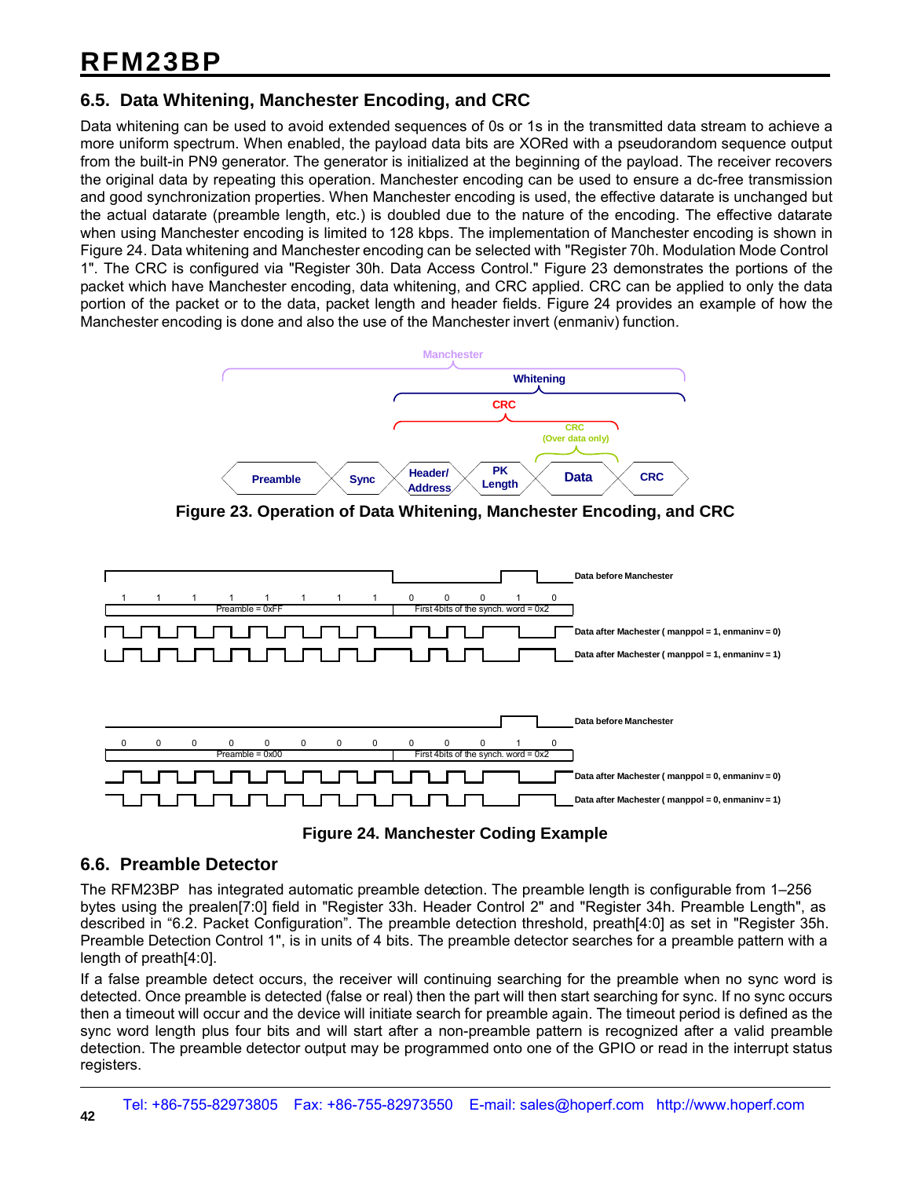## 6.5. Data Whitening, Manchester Encoding, and CRC

Data whitening can be used to avoid extended sequences of 0s or 1s in the transmitted data stream to achieve a more uniform spectrum. When enabled, the payload data bits are XORed with a pseudorandom sequence output from the built-in PN9 generator. The generator is initialized at the beginning of the payload. The receiver recovers the original data by repeating this operation. Manchester encoding can be used to ensure a dc-free transmission and good synchronization properties. When Manchester encoding is used, the effective datarate is unchanged but the actual datarate (preamble length, etc.) is doubled due to the nature of the encoding. The effective datarate when using Manchester encoding is limited to 128 kbps. The implementation of Manchester encoding is shown in Figure 24. Data whitening and Manchester encoding can be selected with "Register 70h. Modulation Mode Control 1". The CRC is configured via "Register 30h. Data Access Control." Figure 23 demonstrates the portions of the packet which have Manchester encoding, data whitening, and CRC applied. CRC can be applied to only the data portion of the packet or to the data, packet length and header fields. Figure 24 provides an example of how the Manchester encoding is done and also the use of the Manchester invert (enmaniv) function.

**Figure 23. Operation of Data Whitening, Manchester Encoding, and CRC**

**Figure 24. Manchester Coding Example**

## 6.6. Preamble Detector

The RFM23BP has integrated automatic preamble detection. The preamble length is configurable from 1–256 bytes using the prealen[7:0] field in "Register 33h. Header Control 2" and "Register 34h. Preamble Length", as described in "6.2. Packet Configuration". The preamble detection threshold, preath[4:0] as set in "Register 35h. Preamble Detection Control 1", is in units of 4 bits. The preamble detector searches for a preamble pattern with a length of preath[4:0].

If a false preamble detect occurs, the receiver will continuing searching for the preamble when no sync word is detected. Once preamble is detected (false or real) then the part will then start searching for sync. If no sync occurs then a timeout will occur and the device will initiate search for preamble again. The timeout period is defined as the sync word length plus four bits and will start after a non-preamble pattern is recognized after a valid preamble detection. The preamble detector output may be programmed onto one of the GPIO or read in the interrupt status registers.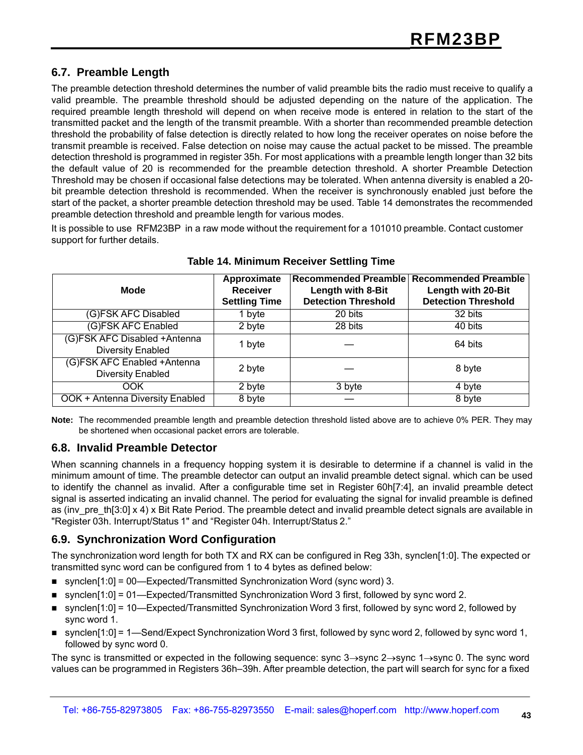## 6.7. Preamble Length

The preamble detection threshold determines the number of valid preamble bits the radio must receive to qualify a valid preamble. The preamble threshold should be adjusted depending on the nature of the application. The required preamble length threshold will depend on when receive mode is entered in relation to the start of the transmitted packet and the length of the transmit preamble. With a shorter than recommended preamble detection threshold the probability of false detection is directly related to how long the receiver operates on noise before the transmit preamble is received. False detection on noise may cause the actual packet to be missed. The preamble detection threshold is programmed in register 35h. For most applications with a preamble length longer than 32 bits the default value of 20 is recommended for the preamble detection threshold. A shorter Preamble Detection Threshold may be chosen if occasional false detections may be tolerated. When antenna diversity is enabled a 20-bit preamble detection threshold is recommended. When the receiver is synchronously enabled just before the start of the packet, a shorter preamble detection threshold may be used. Table 14 demonstrates the recommended preamble detection threshold and preamble length for various modes.

It is possible to use RFM23BP in a raw mode without the requirement for a 101010 preamble. Contact customer support for further details.

**Table 14. Minimum Receiver Settling Time**

| Mode | Approximate Receiver Settling Time | Recommended Preamble Length with 8-Bit Detection Threshold | Recommended Preamble Length with 20-Bit Detection Threshold |
|---|---|---|---|
| (G)FSK AFC Disabled | 1 byte | 20 bits | 32 bits |
| (G)FSK AFC Enabled | 2 byte | 28 bits | 40 bits |
| (G)FSK AFC Disabled +Antenna Diversity Enabled | 1 byte | — | 64 bits |
| (G)FSK AFC Enabled +Antenna Diversity Enabled | 2 byte | — | 8 byte |
| OOK | 2 byte | 3 byte | 4 byte |
| OOK + Antenna Diversity Enabled | 8 byte | — | 8 byte |

**Note:** The recommended preamble length and preamble detection threshold listed above are to achieve 0% PER. They may be shortened when occasional packet errors are tolerable.

## 6.8. Invalid Preamble Detector

When scanning channels in a frequency hopping system it is desirable to determine if a channel is valid in the minimum amount of time. The preamble detector can output an invalid preamble detect signal. which can be used to identify the channel as invalid. After a configurable time set in Register 60h[7:4], an invalid preamble detect signal is asserted indicating an invalid channel. The period for evaluating the signal for invalid preamble is defined as (inv_pre_th[3:0] x 4) x Bit Rate Period. The preamble detect and invalid preamble detect signals are available in "Register 03h. Interrupt/Status 1" and "Register 04h. Interrupt/Status 2."

## 6.9. Synchronization Word Configuration

The synchronization word length for both TX and RX can be configured in Reg 33h, synclen[1:0]. The expected or transmitted sync word can be configured from 1 to 4 bytes as defined below:

- synclen[1:0] = 00—Expected/Transmitted Synchronization Word (sync word) 3.
- synclen[1:0] = 01—Expected/Transmitted Synchronization Word 3 first, followed by sync word 2.
- synclen[1:0] = 10—Expected/Transmitted Synchronization Word 3 first, followed by sync word 2, followed by sync word 1.
- synclen[1:0] = 1—Send/Expect Synchronization Word 3 first, followed by sync word 2, followed by sync word 1, followed by sync word 0.

The sync is transmitted or expected in the following sequence: sync 3→sync 2→sync 1→sync 0. The sync word values can be programmed in Registers 36h–39h. After preamble detection, the part will search for sync for a fixed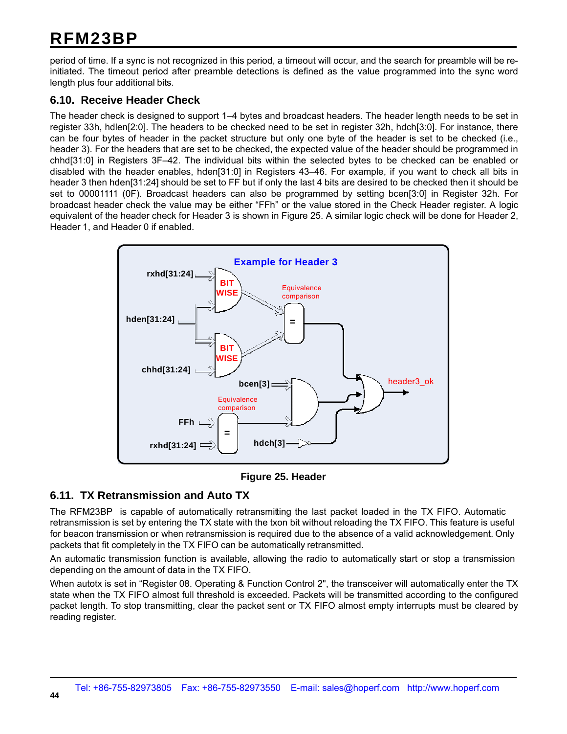period of time. If a sync is not recognized in this period, a timeout will occur, and the search for preamble will be re-initiated. The timeout period after preamble detections is defined as the value programmed into the sync word length plus four additional bits.

## 6.10. Receive Header Check

The header check is designed to support 1–4 bytes and broadcast headers. The header length needs to be set in register 33h, hdlen[2:0]. The headers to be checked need to be set in register 32h, hdch[3:0]. For instance, there can be four bytes of header in the packet structure but only one byte of the header is set to be checked (i.e., header 3). For the headers that are set to be checked, the expected value of the header should be programmed in chhd[31:0] in Registers 3F–42. The individual bits within the selected bytes to be checked can be enabled or disabled with the header enables, hden[31:0] in Registers 43–46. For example, if you want to check all bits in header 3 then hden[31:24] should be set to FF but if only the last 4 bits are desired to be checked then it should be set to 00001111 (0F). Broadcast headers can also be programmed by setting bcen[3:0] in Register 32h. For broadcast header check the value may be either "FFh" or the value stored in the Check Header register. A logic equivalent of the header check for Header 3 is shown in Figure 25. A similar logic check will be done for Header 2, Header 1, and Header 0 if enabled.

Example for Header 3

rxhd[31:24], hden[31:24], chhd[31:24], BIT WISE, Equivalence comparison, bcen[3], FFh, rxhd[31:24], hdch[3], header3_ok

**Figure 25. Header**

## 6.11. TX Retransmission and Auto TX

The RFM23BP is capable of automatically retransmitting the last packet loaded in the TX FIFO. Automatic retransmission is set by entering the TX state with the txon bit without reloading the TX FIFO. This feature is useful for beacon transmission or when retransmission is required due to the absence of a valid acknowledgement. Only packets that fit completely in the TX FIFO can be automatically retransmitted.

An automatic transmission function is available, allowing the radio to automatically start or stop a transmission depending on the amount of data in the TX FIFO.

When autotx is set in "Register 08. Operating & Function Control 2", the transceiver will automatically enter the TX state when the TX FIFO almost full threshold is exceeded. Packets will be transmitted according to the configured packet length. To stop transmitting, clear the packet sent or TX FIFO almost empty interrupts must be cleared by reading register.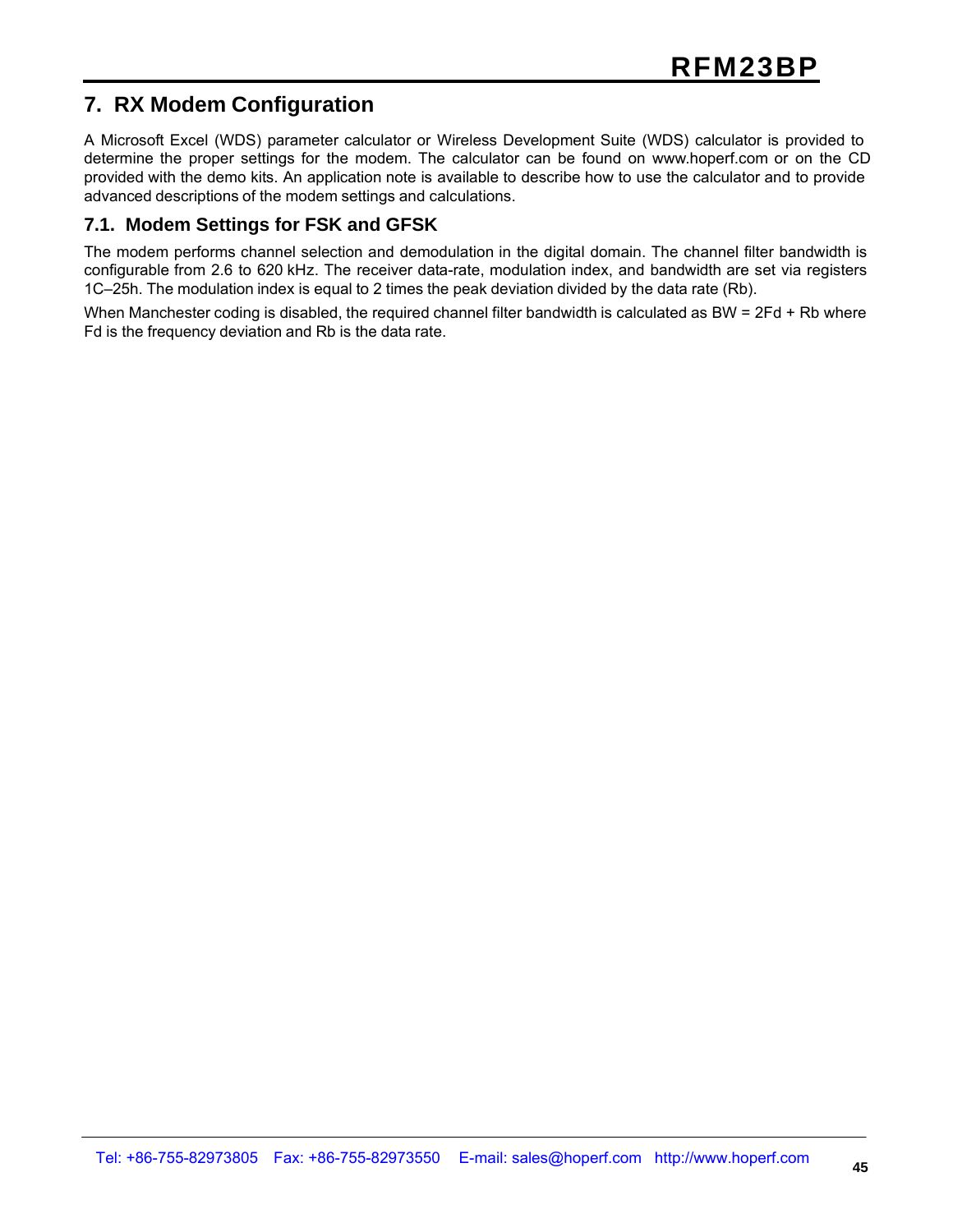## 7. RX Modem Configuration

A Microsoft Excel (WDS) parameter calculator or Wireless Development Suite (WDS) calculator is provided to determine the proper settings for the modem. The calculator can be found on www.hoperf.com or on the CD provided with the demo kits. An application note is available to describe how to use the calculator and to provide advanced descriptions of the modem settings and calculations.

### 7.1. Modem Settings for FSK and GFSK

The modem performs channel selection and demodulation in the digital domain. The channel filter bandwidth is configurable from 2.6 to 620 kHz. The receiver data-rate, modulation index, and bandwidth are set via registers 1C–25h. The modulation index is equal to 2 times the peak deviation divided by the data rate (Rb).

When Manchester coding is disabled, the required channel filter bandwidth is calculated as BW = 2Fd + Rb where Fd is the frequency deviation and Rb is the data rate.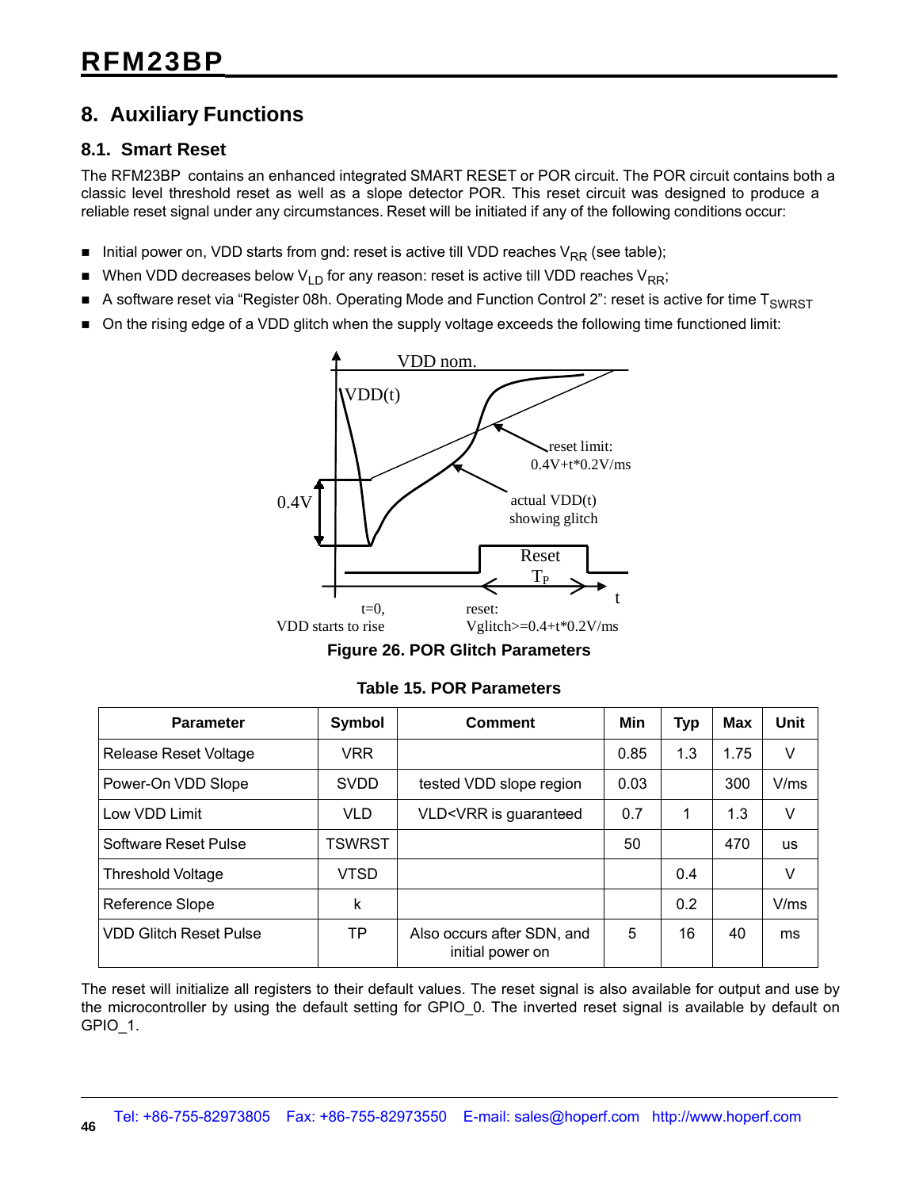## 8. Auxiliary Functions

### 8.1. Smart Reset

The RFM23BP contains an enhanced integrated SMART RESET or POR circuit. The POR circuit contains both a classic level threshold reset as well as a slope detector POR. This reset circuit was designed to produce a reliable reset signal under any circumstances. Reset will be initiated if any of the following conditions occur:

- Initial power on, VDD starts from gnd: reset is active till VDD reaches $V_{RR}$ (see table);
- When VDD decreases below $V_{LD}$ for any reason: reset is active till VDD reaches $V_{RR}$;
- A software reset via "Register 08h. Operating Mode and Function Control 2": reset is active for time $T_{SWRST}$
- On the rising edge of a VDD glitch when the supply voltage exceeds the following time functioned limit:

VDD nom.

VDD(t)

reset limit: 0.4V+t*0.2V/ms

0.4V

actual VDD(t) showing glitch

Reset

$T_P$

t

t=0, VDD starts to rise

reset: Vglitch>=0.4+t*0.2V/ms

**Figure 26. POR Glitch Parameters**

**Table 15. POR Parameters**

| Parameter | Symbol | Comment | Min | Typ | Max | Unit |
|---|---|---|---|---|---|---|
| Release Reset Voltage | VRR | | 0.85 | 1.3 | 1.75 | V |
| Power-On VDD Slope | SVDD | tested VDD slope region | 0.03 | | 300 | V/ms |
| Low VDD Limit | VLD | VLD<VRR is guaranteed | 0.7 | 1 | 1.3 | V |
| Software Reset Pulse | TSWRST | | 50 | | 470 | us |
| Threshold Voltage | VTSD | | | 0.4 | | V |
| Reference Slope | k | | | 0.2 | | V/ms |
| VDD Glitch Reset Pulse | TP | Also occurs after SDN, and initial power on | 5 | 16 | 40 | ms |

The reset will initialize all registers to their default values. The reset signal is also available for output and use by the microcontroller by using the default setting for GPIO_0. The inverted reset signal is available by default on GPIO_1.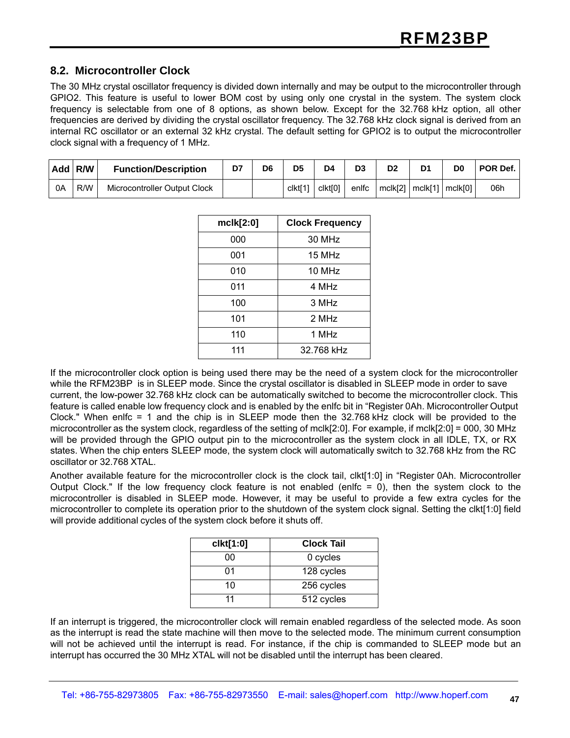## 8.2. Microcontroller Clock

The 30 MHz crystal oscillator frequency is divided down internally and may be output to the microcontroller through GPIO2. This feature is useful to lower BOM cost by using only one crystal in the system. The system clock frequency is selectable from one of 8 options, as shown below. Except for the 32.768 kHz option, all other frequencies are derived by dividing the crystal oscillator frequency. The 32.768 kHz clock signal is derived from an internal RC oscillator or an external 32 kHz crystal. The default setting for GPIO2 is to output the microcontroller clock signal with a frequency of 1 MHz.

| Add | R/W | Function/Description | D7 | D6 | D5 | D4 | D3 | D2 | D1 | D0 | POR Def. |
|---|---|---|---|---|---|---|---|---|---|---|---|
| 0A | R/W | Microcontroller Output Clock | | | clkt[1] | clkt[0] | enlfc | mclk[2] | mclk[1] | mclk[0] | 06h |

| mclk[2:0] | Clock Frequency |
|---|---|
| 000 | 30 MHz |
| 001 | 15 MHz |
| 010 | 10 MHz |
| 011 | 4 MHz |
| 100 | 3 MHz |
| 101 | 2 MHz |
| 110 | 1 MHz |
| 111 | 32.768 kHz |

If the microcontroller clock option is being used there may be the need of a system clock for the microcontroller while the RFM23BP is in SLEEP mode. Since the crystal oscillator is disabled in SLEEP mode in order to save current, the low-power 32.768 kHz clock can be automatically switched to become the microcontroller clock. This feature is called enable low frequency clock and is enabled by the enlfc bit in "Register 0Ah. Microcontroller Output Clock." When enlfc = 1 and the chip is in SLEEP mode then the 32.768 kHz clock will be provided to the microcontroller as the system clock, regardless of the setting of mclk[2:0]. For example, if mclk[2:0] = 000, 30 MHz will be provided through the GPIO output pin to the microcontroller as the system clock in all IDLE, TX, or RX states. When the chip enters SLEEP mode, the system clock will automatically switch to 32.768 kHz from the RC oscillator or 32.768 XTAL.

Another available feature for the microcontroller clock is the clock tail, clkt[1:0] in "Register 0Ah. Microcontroller Output Clock." If the low frequency clock feature is not enabled (enlfc = 0), then the system clock to the microcontroller is disabled in SLEEP mode. However, it may be useful to provide a few extra cycles for the microcontroller to complete its operation prior to the shutdown of the system clock signal. Setting the clkt[1:0] field will provide additional cycles of the system clock before it shuts off.

| clkt[1:0] | Clock Tail |
|---|---|
| 00 | 0 cycles |
| 01 | 128 cycles |
| 10 | 256 cycles |
| 11 | 512 cycles |

If an interrupt is triggered, the microcontroller clock will remain enabled regardless of the selected mode. As soon as the interrupt is read the state machine will then move to the selected mode. The minimum current consumption will not be achieved until the interrupt is read. For instance, if the chip is commanded to SLEEP mode but an interrupt has occurred the 30 MHz XTAL will not be disabled until the interrupt has been cleared.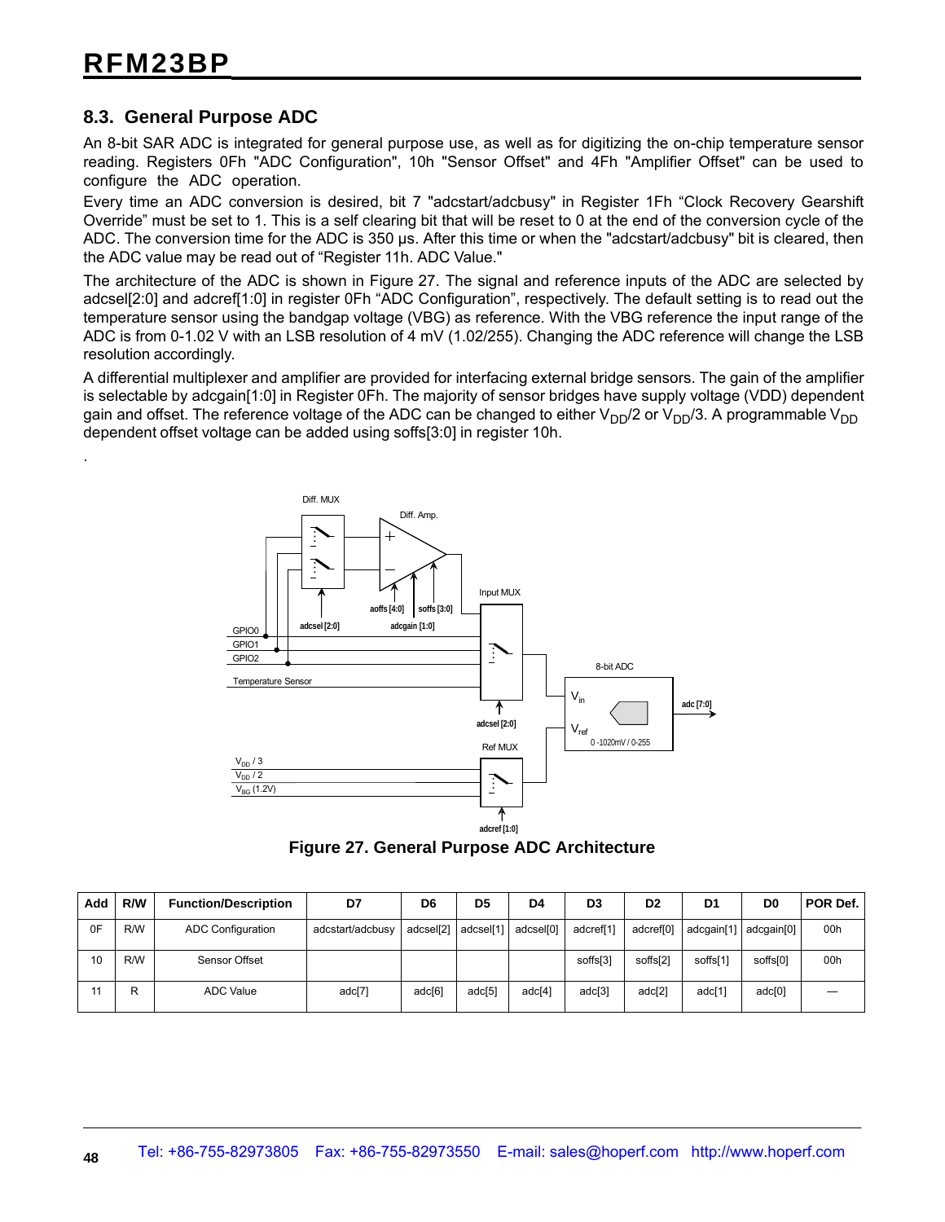## 8.3. General Purpose ADC

An 8-bit SAR ADC is integrated for general purpose use, as well as for digitizing the on-chip temperature sensor reading. Registers 0Fh "ADC Configuration", 10h "Sensor Offset" and 4Fh "Amplifier Offset" can be used to configure the ADC operation.

Every time an ADC conversion is desired, bit 7 "adcstart/adcbusy" in Register 1Fh “Clock Recovery Gearshift Override” must be set to 1. This is a self clearing bit that will be reset to 0 at the end of the conversion cycle of the ADC. The conversion time for the ADC is 350 µs. After this time or when the "adcstart/adcbusy" bit is cleared, then the ADC value may be read out of “Register 11h. ADC Value."

The architecture of the ADC is shown in Figure 27. The signal and reference inputs of the ADC are selected by adcsel[2:0] and adcref[1:0] in register 0Fh “ADC Configuration”, respectively. The default setting is to read out the temperature sensor using the bandgap voltage (VBG) as reference. With the VBG reference the input range of the ADC is from 0-1.02 V with an LSB resolution of 4 mV (1.02/255). Changing the ADC reference will change the LSB resolution accordingly.

A differential multiplexer and amplifier are provided for interfacing external bridge sensors. The gain of the amplifier is selectable by adcgain[1:0] in Register 0Fh. The majority of sensor bridges have supply voltage (VDD) dependent gain and offset. The reference voltage of the ADC can be changed to either $V_{DD}/2$ or $V_{DD}/3$. A programmable $V_{DD}$ dependent offset voltage can be added using soffs[3:0] in register 10h.

Figure 27. General Purpose ADC Architecture

| Add | R/W | Function/Description | D7 | D6 | D5 | D4 | D3 | D2 | D1 | D0 | POR Def. |
|---|---|---|---|---|---|---|---|---|---|---|---|
| 0F | R/W | ADC Configuration | adcstart/adcbusy | adcsel[2] | adcsel[1] | adcsel[0] | adcref[1] | adcref[0] | adcgain[1] | adcgain[0] | 00h |
| 10 | R/W | Sensor Offset | | | | | soffs[3] | soffs[2] | soffs[1] | soffs[0] | 00h |
| 11 | R | ADC Value | adc[7] | adc[6] | adc[5] | adc[4] | adc[3] | adc[2] | adc[1] | adc[0] | — |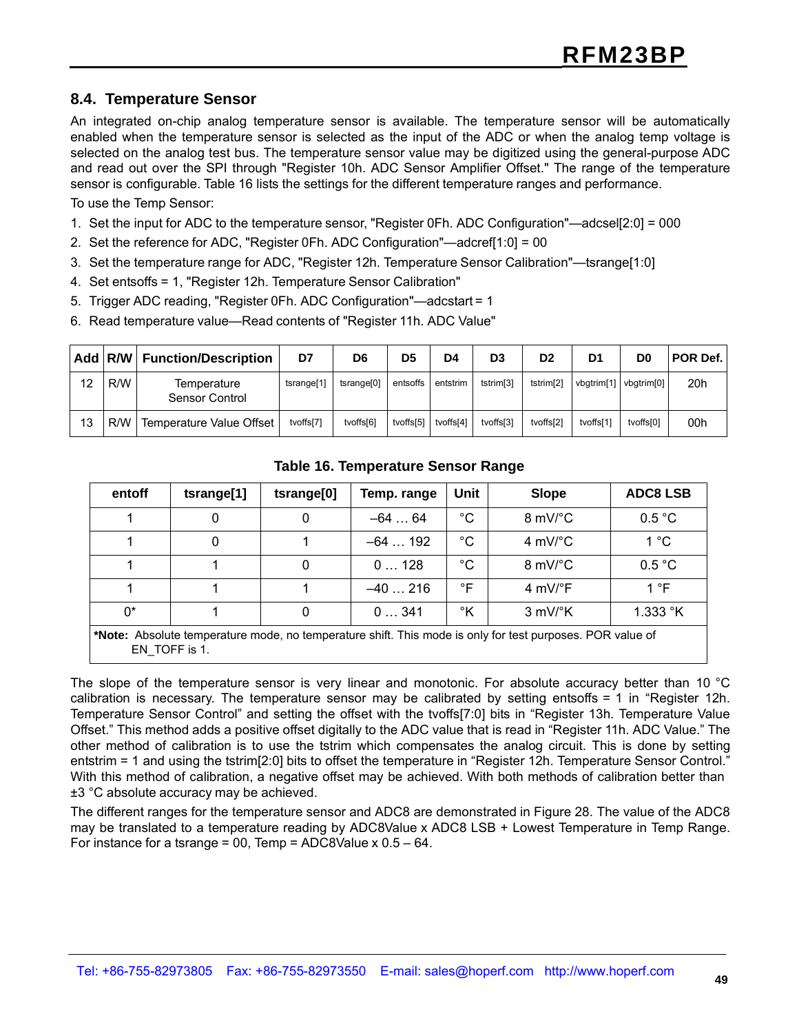## 8.4. Temperature Sensor

An integrated on-chip analog temperature sensor is available. The temperature sensor will be automatically enabled when the temperature sensor is selected as the input of the ADC or when the analog temp voltage is selected on the analog test bus. The temperature sensor value may be digitized using the general-purpose ADC and read out over the SPI through "Register 10h. ADC Sensor Amplifier Offset." The range of the temperature sensor is configurable. Table 16 lists the settings for the different temperature ranges and performance.

To use the Temp Sensor:

1. Set the input for ADC to the temperature sensor, "Register 0Fh. ADC Configuration"—adcsel[2:0] = 000
2. Set the reference for ADC, "Register 0Fh. ADC Configuration"—adcref[1:0] = 00
3. Set the temperature range for ADC, "Register 12h. Temperature Sensor Calibration"—tsrange[1:0]
4. Set entsoffs = 1, "Register 12h. Temperature Sensor Calibration"
5. Trigger ADC reading, "Register 0Fh. ADC Configuration"—adcstart = 1
6. Read temperature value—Read contents of "Register 11h. ADC Value"

| Add | R/W | Function/Description | D7 | D6 | D5 | D4 | D3 | D2 | D1 | D0 | POR Def. |
|---|---|---|---|---|---|---|---|---|---|---|---|
| 12 | R/W | Temperature Sensor Control | tsrange[1] | tsrange[0] | entsoffs | entstrim | tstrim[3] | tstrim[2] | vbgtrim[1] | vbgtrim[0] | 20h |
| 13 | R/W | Temperature Value Offset | tvoffs[7] | tvoffs[6] | tvoffs[5] | tvoffs[4] | tvoffs[3] | tvoffs[2] | tvoffs[1] | tvoffs[0] | 00h |

**Table 16. Temperature Sensor Range**

| entoff | tsrange[1] | tsrange[0] | Temp. range | Unit | Slope | ADC8 LSB |
|---|---|---|---|---|---|---|
| 1 | 0 | 0 | –64 … 64 | °C | 8 mV/°C | 0.5 °C |
| 1 | 0 | 1 | –64 … 192 | °C | 4 mV/°C | 1 °C |
| 1 | 1 | 0 | 0 … 128 | °C | 8 mV/°C | 0.5 °C |
| 1 | 1 | 1 | –40 … 216 | °F | 4 mV/°F | 1 °F |
| 0* | 1 | 0 | 0 … 341 | °K | 3 mV/°K | 1.333 °K |

**\*Note:** Absolute temperature mode, no temperature shift. This mode is only for test purposes. POR value of EN_TOFF is 1.

The slope of the temperature sensor is very linear and monotonic. For absolute accuracy better than 10 °C calibration is necessary. The temperature sensor may be calibrated by setting entsoffs = 1 in "Register 12h. Temperature Sensor Control" and setting the offset with the tvoffs[7:0] bits in "Register 13h. Temperature Value Offset." This method adds a positive offset digitally to the ADC value that is read in "Register 11h. ADC Value." The other method of calibration is to use the tstrim which compensates the analog circuit. This is done by setting entstrim = 1 and using the tstrim[2:0] bits to offset the temperature in "Register 12h. Temperature Sensor Control." With this method of calibration, a negative offset may be achieved. With both methods of calibration better than ±3 °C absolute accuracy may be achieved.

The different ranges for the temperature sensor and ADC8 are demonstrated in Figure 28. The value of the ADC8 may be translated to a temperature reading by ADC8Value x ADC8 LSB + Lowest Temperature in Temp Range. For instance for a tsrange = 00, Temp = ADC8Value x 0.5 – 64.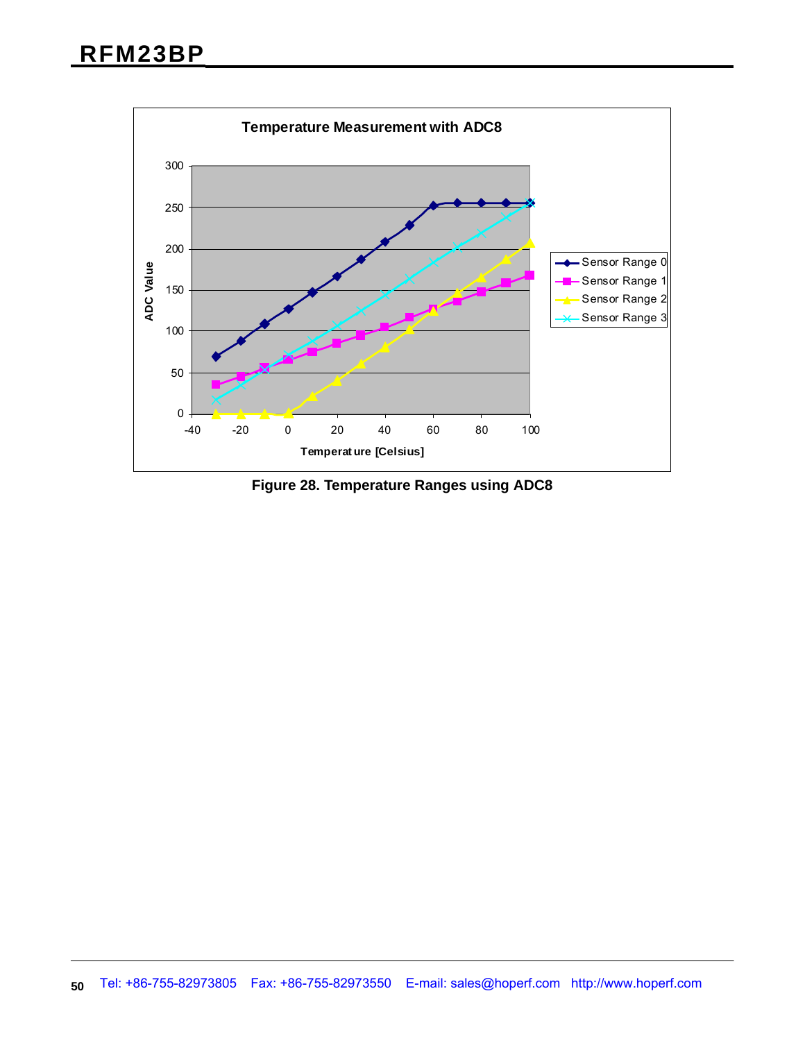Figure 28. Temperature Ranges using ADC8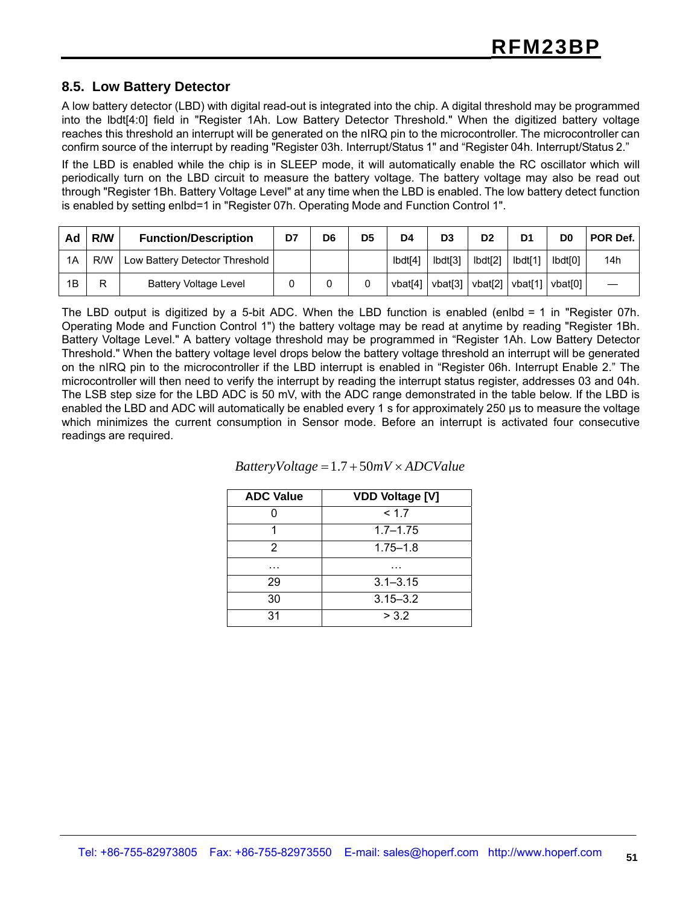## 8.5. Low Battery Detector

A low battery detector (LBD) with digital read-out is integrated into the chip. A digital threshold may be programmed into the lbdt[4:0] field in "Register 1Ah. Low Battery Detector Threshold." When the digitized battery voltage reaches this threshold an interrupt will be generated on the nIRQ pin to the microcontroller. The microcontroller can confirm source of the interrupt by reading "Register 03h. Interrupt/Status 1" and "Register 04h. Interrupt/Status 2."

If the LBD is enabled while the chip is in SLEEP mode, it will automatically enable the RC oscillator which will periodically turn on the LBD circuit to measure the battery voltage. The battery voltage may also be read out through "Register 1Bh. Battery Voltage Level" at any time when the LBD is enabled. The low battery detect function is enabled by setting enlbd=1 in "Register 07h. Operating Mode and Function Control 1".

| Ad | R/W | Function/Description | D7 | D6 | D5 | D4 | D3 | D2 | D1 | D0 | POR Def. |
|---|---|---|---|---|---|---|---|---|---|---|---|
| 1A | R/W | Low Battery Detector Threshold | | | | lbdt[4] | lbdt[3] | lbdt[2] | lbdt[1] | lbdt[0] | 14h |
| 1B | R | Battery Voltage Level | 0 | 0 | 0 | vbat[4] | vbat[3] | vbat[2] | vbat[1] | vbat[0] | — |

The LBD output is digitized by a 5-bit ADC. When the LBD function is enabled (enlbd = 1 in "Register 07h. Operating Mode and Function Control 1") the battery voltage may be read at anytime by reading "Register 1Bh. Battery Voltage Level." A battery voltage threshold may be programmed in "Register 1Ah. Low Battery Detector Threshold." When the battery voltage level drops below the battery voltage threshold an interrupt will be generated on the nIRQ pin to the microcontroller if the LBD interrupt is enabled in "Register 06h. Interrupt Enable 2." The microcontroller will then need to verify the interrupt by reading the interrupt status register, addresses 03 and 04h. The LSB step size for the LBD ADC is 50 mV, with the ADC range demonstrated in the table below. If the LBD is enabled the LBD and ADC will automatically be enabled every 1 s for approximately 250 µs to measure the voltage which minimizes the current consumption in Sensor mode. Before an interrupt is activated four consecutive readings are required.

$$BatteryVoltage = 1.7 + 50mV \times ADCValue$$

| ADC Value | VDD Voltage [V] |
|---|---|
| 0 | < 1.7 |
| 1 | 1.7–1.75 |
| 2 | 1.75–1.8 |
| … | … |
| 29 | 3.1–3.15 |
| 30 | 3.15–3.2 |
| 31 | > 3.2 |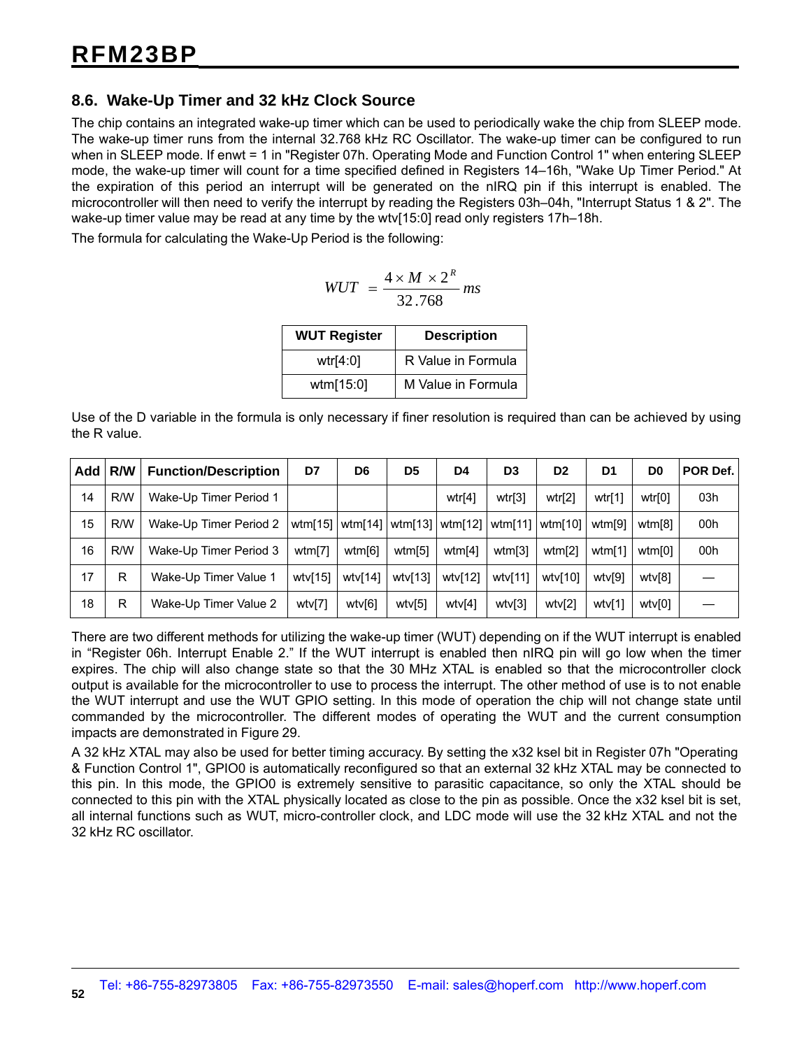## 8.6. Wake-Up Timer and 32 kHz Clock Source

The chip contains an integrated wake-up timer which can be used to periodically wake the chip from SLEEP mode. The wake-up timer runs from the internal 32.768 kHz RC Oscillator. The wake-up timer can be configured to run when in SLEEP mode. If enwt = 1 in "Register 07h. Operating Mode and Function Control 1" when entering SLEEP mode, the wake-up timer will count for a time specified defined in Registers 14–16h, "Wake Up Timer Period." At the expiration of this period an interrupt will be generated on the nIRQ pin if this interrupt is enabled. The microcontroller will then need to verify the interrupt by reading the Registers 03h–04h, "Interrupt Status 1 & 2". The wake-up timer value may be read at any time by the wtv[15:0] read only registers 17h–18h.

The formula for calculating the Wake-Up Period is the following:

$$WUT = \frac{4 \times M \times 2^{R}}{32.768} ms$$

| WUT Register | Description |
|---|---|
| wtr[4:0] | R Value in Formula |
| wtm[15:0] | M Value in Formula |

Use of the D variable in the formula is only necessary if finer resolution is required than can be achieved by using the R value.

| Add | R/W | Function/Description | D7 | D6 | D5 | D4 | D3 | D2 | D1 | D0 | POR Def. |
|---|---|---|---|---|---|---|---|---|---|---|---|
| 14 | R/W | Wake-Up Timer Period 1 | | | | wtr[4] | wtr[3] | wtr[2] | wtr[1] | wtr[0] | 03h |
| 15 | R/W | Wake-Up Timer Period 2 | wtm[15] | wtm[14] | wtm[13] | wtm[12] | wtm[11] | wtm[10] | wtm[9] | wtm[8] | 00h |
| 16 | R/W | Wake-Up Timer Period 3 | wtm[7] | wtm[6] | wtm[5] | wtm[4] | wtm[3] | wtm[2] | wtm[1] | wtm[0] | 00h |
| 17 | R | Wake-Up Timer Value 1 | wtv[15] | wtv[14] | wtv[13] | wtv[12] | wtv[11] | wtv[10] | wtv[9] | wtv[8] | — |
| 18 | R | Wake-Up Timer Value 2 | wtv[7] | wtv[6] | wtv[5] | wtv[4] | wtv[3] | wtv[2] | wtv[1] | wtv[0] | — |

There are two different methods for utilizing the wake-up timer (WUT) depending on if the WUT interrupt is enabled in “Register 06h. Interrupt Enable 2.” If the WUT interrupt is enabled then nIRQ pin will go low when the timer expires. The chip will also change state so that the 30 MHz XTAL is enabled so that the microcontroller clock output is available for the microcontroller to use to process the interrupt. The other method of use is to not enable the WUT interrupt and use the WUT GPIO setting. In this mode of operation the chip will not change state until commanded by the microcontroller. The different modes of operating the WUT and the current consumption impacts are demonstrated in Figure 29.

A 32 kHz XTAL may also be used for better timing accuracy. By setting the x32 ksel bit in Register 07h "Operating & Function Control 1", GPIO0 is automatically reconfigured so that an external 32 kHz XTAL may be connected to this pin. In this mode, the GPIO0 is extremely sensitive to parasitic capacitance, so only the XTAL should be connected to this pin with the XTAL physically located as close to the pin as possible. Once the x32 ksel bit is set, all internal functions such as WUT, micro-controller clock, and LDC mode will use the 32 kHz XTAL and not the 32 kHz RC oscillator.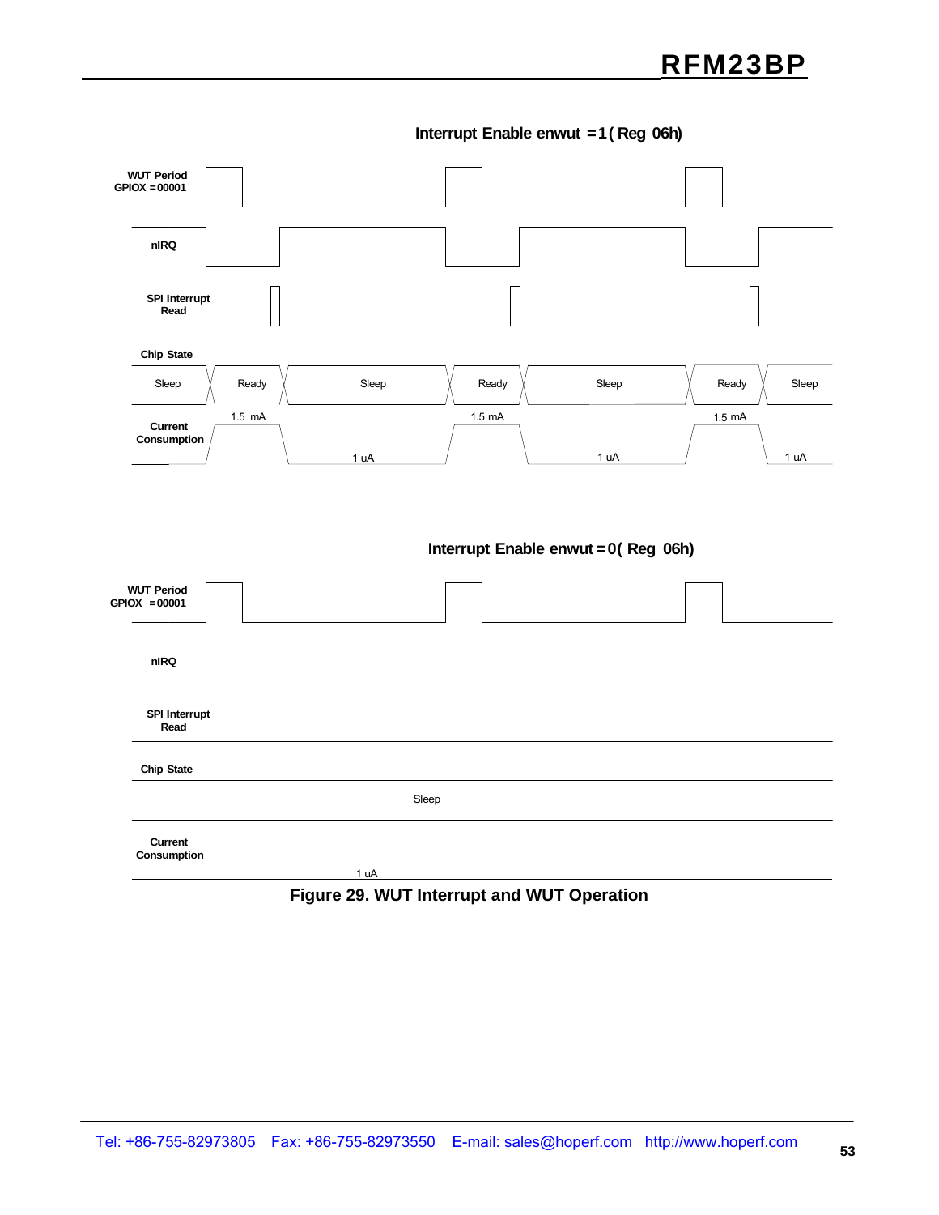**Interrupt Enable enwut =1 ( Reg 06h)**

WUT Period GPIOX =00001

nIRQ

SPI Interrupt Read

Chip State

Sleep | Ready | Sleep | Ready | Sleep | Ready | Sleep

Current Consumption

1.5 mA | 1 uA | 1.5 mA | 1 uA | 1.5 mA | 1 uA

**Interrupt Enable enwut =0 ( Reg 06h)**

WUT Period GPIOX =00001

nIRQ

SPI Interrupt Read

Chip State

Sleep

Current Consumption

1 uA

**Figure 29. WUT Interrupt and WUT Operation**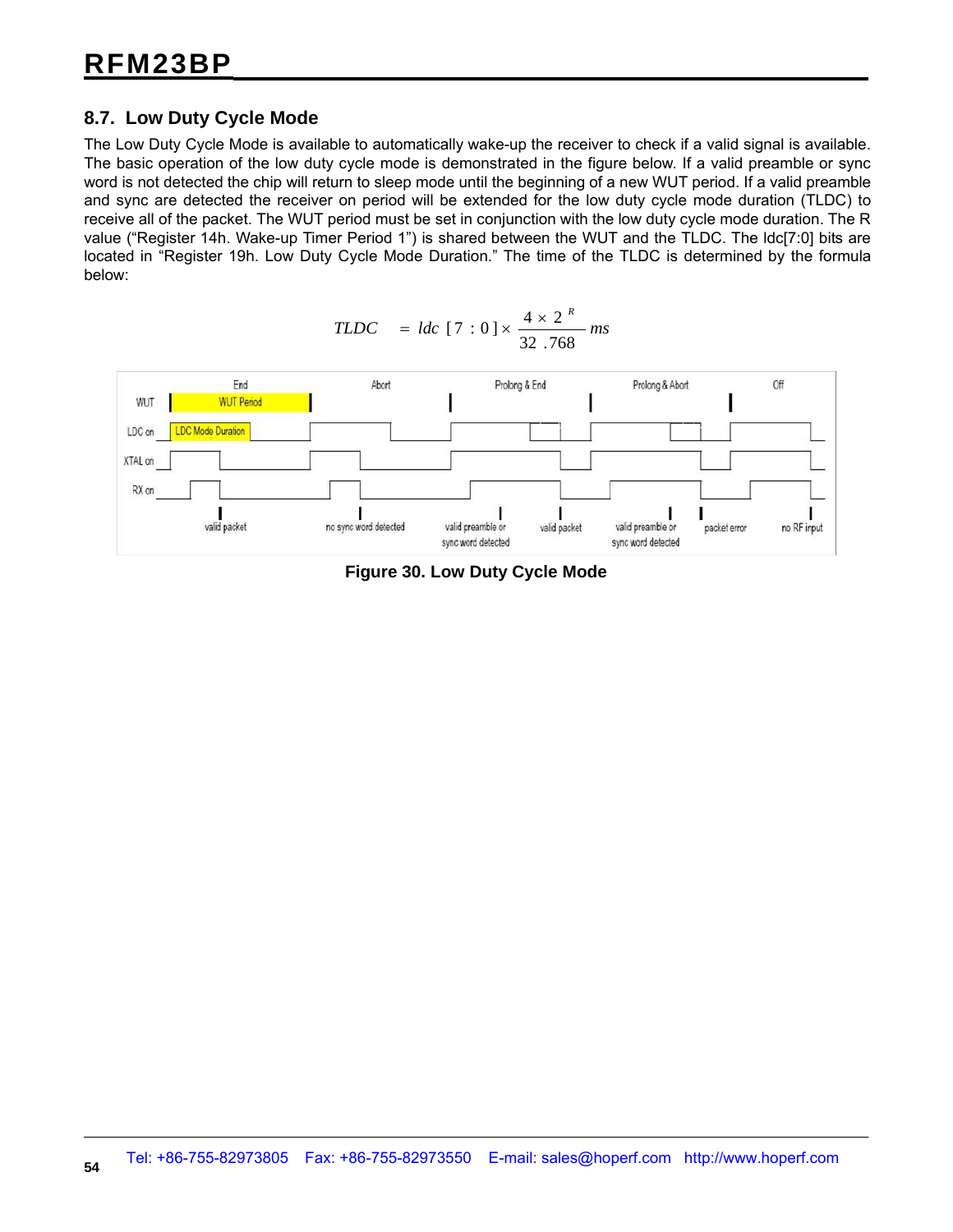## 8.7. Low Duty Cycle Mode

The Low Duty Cycle Mode is available to automatically wake-up the receiver to check if a valid signal is available. The basic operation of the low duty cycle mode is demonstrated in the figure below. If a valid preamble or sync word is not detected the chip will return to sleep mode until the beginning of a new WUT period. If a valid preamble and sync are detected the receiver on period will be extended for the low duty cycle mode duration (TLDC) to receive all of the packet. The WUT period must be set in conjunction with the low duty cycle mode duration. The R value ("Register 14h. Wake-up Timer Period 1") is shared between the WUT and the TLDC. The ldc[7:0] bits are located in "Register 19h. Low Duty Cycle Mode Duration." The time of the TLDC is determined by the formula below:

$$TLDC = ldc[7:0] \times \frac{4 \times 2^{R}}{32.768} ms$$

**Figure 30. Low Duty Cycle Mode**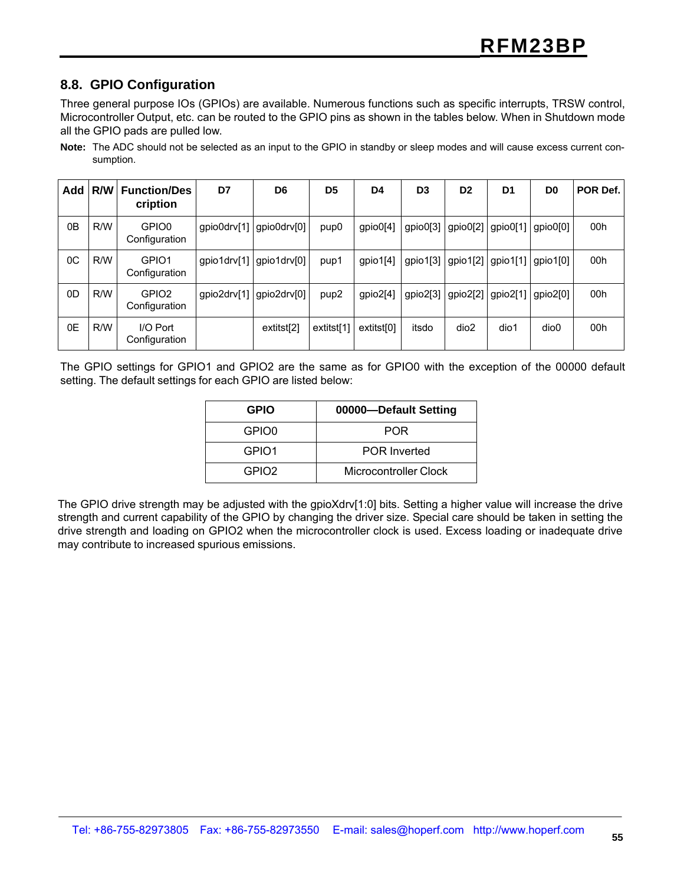## 8.8. GPIO Configuration

Three general purpose IOs (GPIOs) are available. Numerous functions such as specific interrupts, TRSW control, Microcontroller Output, etc. can be routed to the GPIO pins as shown in the tables below. When in Shutdown mode all the GPIO pads are pulled low.

**Note:** The ADC should not be selected as an input to the GPIO in standby or sleep modes and will cause excess current consumption.

| Add | R/W | Function/Description | D7 | D6 | D5 | D4 | D3 | D2 | D1 | D0 | POR Def. |
|---|---|---|---|---|---|---|---|---|---|---|---|
| 0B | R/W | GPIO0 Configuration | gpio0drv[1] | gpio0drv[0] | pup0 | gpio0[4] | gpio0[3] | gpio0[2] | gpio0[1] | gpio0[0] | 00h |
| 0C | R/W | GPIO1 Configuration | gpio1drv[1] | gpio1drv[0] | pup1 | gpio1[4] | gpio1[3] | gpio1[2] | gpio1[1] | gpio1[0] | 00h |
| 0D | R/W | GPIO2 Configuration | gpio2drv[1] | gpio2drv[0] | pup2 | gpio2[4] | gpio2[3] | gpio2[2] | gpio2[1] | gpio2[0] | 00h |
| 0E | R/W | I/O Port Configuration | | extitst[2] | extitst[1] | extitst[0] | itsdo | dio2 | dio1 | dio0 | 00h |

The GPIO settings for GPIO1 and GPIO2 are the same as for GPIO0 with the exception of the 00000 default setting. The default settings for each GPIO are listed below:

| GPIO | 00000—Default Setting |
|---|---|
| GPIO0 | POR |
| GPIO1 | POR Inverted |
| GPIO2 | Microcontroller Clock |

The GPIO drive strength may be adjusted with the gpioXdrv[1:0] bits. Setting a higher value will increase the drive strength and current capability of the GPIO by changing the driver size. Special care should be taken in setting the drive strength and loading on GPIO2 when the microcontroller clock is used. Excess loading or inadequate drive may contribute to increased spurious emissions.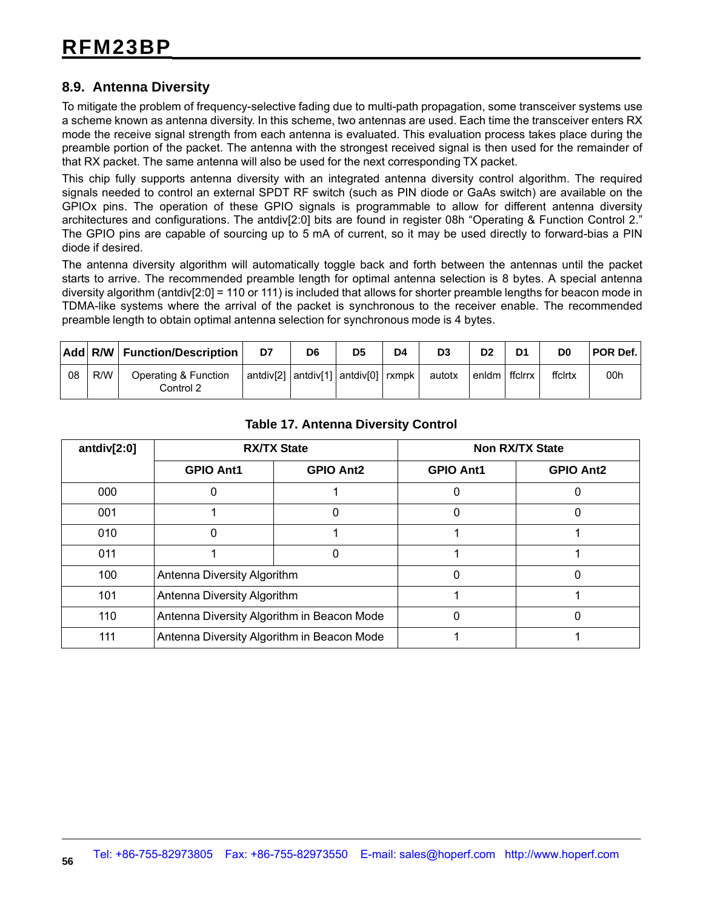## 8.9. Antenna Diversity

To mitigate the problem of frequency-selective fading due to multi-path propagation, some transceiver systems use a scheme known as antenna diversity. In this scheme, two antennas are used. Each time the transceiver enters RX mode the receive signal strength from each antenna is evaluated. This evaluation process takes place during the preamble portion of the packet. The antenna with the strongest received signal is then used for the remainder of that RX packet. The same antenna will also be used for the next corresponding TX packet.

This chip fully supports antenna diversity with an integrated antenna diversity control algorithm. The required signals needed to control an external SPDT RF switch (such as PIN diode or GaAs switch) are available on the GPIOx pins. The operation of these GPIO signals is programmable to allow for different antenna diversity architectures and configurations. The antdiv[2:0] bits are found in register 08h "Operating & Function Control 2." The GPIO pins are capable of sourcing up to 5 mA of current, so it may be used directly to forward-bias a PIN diode if desired.

The antenna diversity algorithm will automatically toggle back and forth between the antennas until the packet starts to arrive. The recommended preamble length for optimal antenna selection is 8 bytes. A special antenna diversity algorithm (antdiv[2:0] = 110 or 111) is included that allows for shorter preamble lengths for beacon mode in TDMA-like systems where the arrival of the packet is synchronous to the receiver enable. The recommended preamble length to obtain optimal antenna selection for synchronous mode is 4 bytes.

| Add | R/W | Function/Description | D7 | D6 | D5 | D4 | D3 | D2 | D1 | D0 | POR Def. |
|---|---|---|---|---|---|---|---|---|---|---|---|
| 08 | R/W | Operating & Function Control 2 | antdiv[2] | antdiv[1] | antdiv[0] | rxmpk | autotx | enldm | ffclrrx | ffclrtx | 00h |

**Table 17. Antenna Diversity Control**

| antdiv[2:0] | RX/TX State | | Non RX/TX State | |
|---|---|---|---|---|
| | GPIO Ant1 | GPIO Ant2 | GPIO Ant1 | GPIO Ant2 |
| 000 | 0 | 1 | 0 | 0 |
| 001 | 1 | 0 | 0 | 0 |
| 010 | 0 | 1 | 1 | 1 |
| 011 | 1 | 0 | 1 | 1 |
| 100 | Antenna Diversity Algorithm | | 0 | 0 |
| 101 | Antenna Diversity Algorithm | | 1 | 1 |
| 110 | Antenna Diversity Algorithm in Beacon Mode | | 0 | 0 |
| 111 | Antenna Diversity Algorithm in Beacon Mode | | 1 | 1 |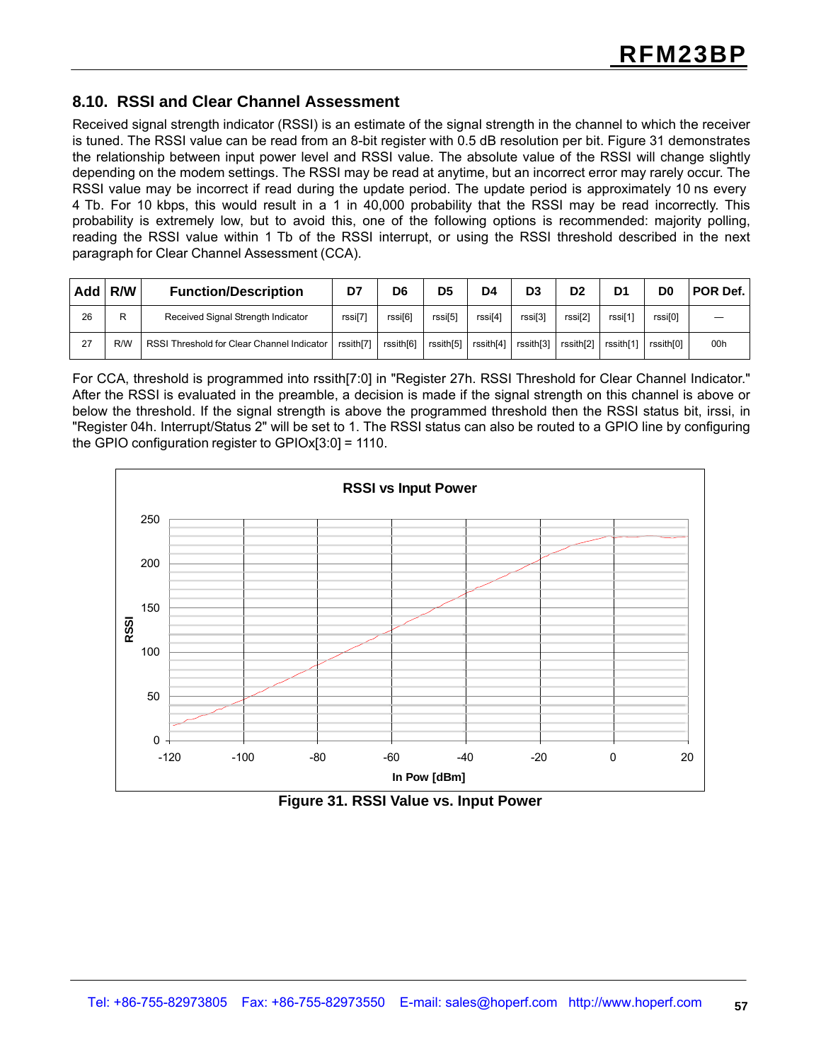## 8.10. RSSI and Clear Channel Assessment

Received signal strength indicator (RSSI) is an estimate of the signal strength in the channel to which the receiver is tuned. The RSSI value can be read from an 8-bit register with 0.5 dB resolution per bit. Figure 31 demonstrates the relationship between input power level and RSSI value. The absolute value of the RSSI will change slightly depending on the modem settings. The RSSI may be read at anytime, but an incorrect error may rarely occur. The RSSI value may be incorrect if read during the update period. The update period is approximately 10 ns every 4 Tb. For 10 kbps, this would result in a 1 in 40,000 probability that the RSSI may be read incorrectly. This probability is extremely low, but to avoid this, one of the following options is recommended: majority polling, reading the RSSI value within 1 Tb of the RSSI interrupt, or using the RSSI threshold described in the next paragraph for Clear Channel Assessment (CCA).

| Add | R/W | Function/Description | D7 | D6 | D5 | D4 | D3 | D2 | D1 | D0 | POR Def. |
|---|---|---|---|---|---|---|---|---|---|---|---|
| 26 | R | Received Signal Strength Indicator | rssi[7] | rssi[6] | rssi[5] | rssi[4] | rssi[3] | rssi[2] | rssi[1] | rssi[0] | — |
| 27 | R/W | RSSI Threshold for Clear Channel Indicator | rssith[7] | rssith[6] | rssith[5] | rssith[4] | rssith[3] | rssith[2] | rssith[1] | rssith[0] | 00h |

For CCA, threshold is programmed into rssith[7:0] in "Register 27h. RSSI Threshold for Clear Channel Indicator." After the RSSI is evaluated in the preamble, a decision is made if the signal strength on this channel is above or below the threshold. If the signal strength is above the programmed threshold then the RSSI status bit, irssi, in "Register 04h. Interrupt/Status 2" will be set to 1. The RSSI status can also be routed to a GPIO line by configuring the GPIO configuration register to GPIOx[3:0] = 1110.

**Figure 31. RSSI Value vs. Input Power**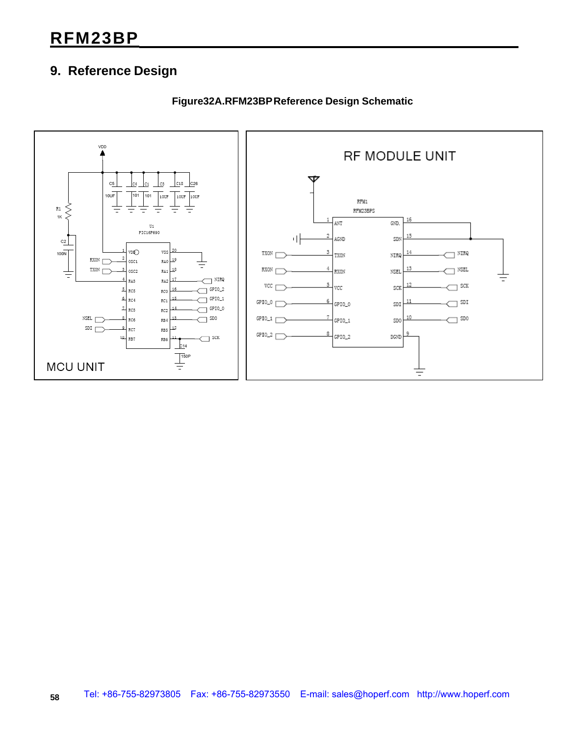## 9. Reference Design

**Figure32A.RFM23BP Reference Design Schematic**

MCU UNIT

RF MODULE UNIT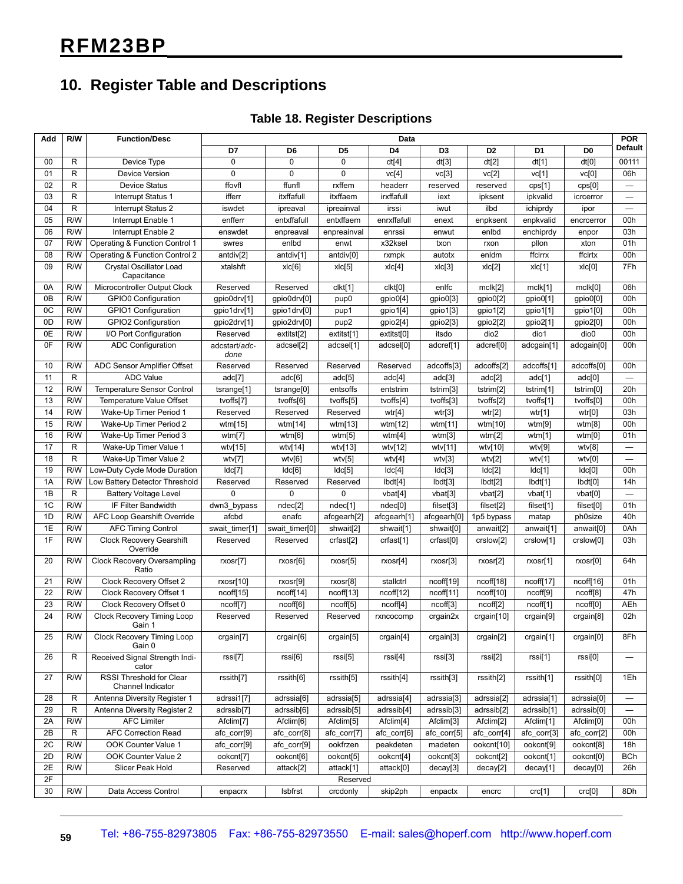# 10. Register Table and Descriptions

**Table 18. Register Descriptions**

| Add | R/W | Function/Desc | Data | | | | | | | | POR Default |
|---|---|---|---|---|---|---|---|---|---|---|---|
| | | | D7 | D6 | D5 | D4 | D3 | D2 | D1 | D0 | |
| 00 | R | Device Type | 0 | 0 | 0 | dt[4] | dt[3] | dt[2] | dt[1] | dt[0] | 00111 |
| 01 | R | Device Version | 0 | 0 | 0 | vc[4] | vc[3] | vc[2] | vc[1] | vc[0] | 06h |
| 02 | R | Device Status | ffovfl | ffunfl | rxffem | headerr | reserved | reserved | cps[1] | cps[0] | — |
| 03 | R | Interrupt Status 1 | ifferr | itxffafull | itxffaem | irxffafull | iext | ipksent | ipkvalid | icrcerror | — |
| 04 | R | Interrupt Status 2 | iswdet | ipreaval | ipreainval | irssi | iwut | ilbd | ichiprdy | ipor | — |
| 05 | R/W | Interrupt Enable 1 | enfferr | entxffafull | entxffaem | enrxffafull | enext | enpksent | enpkvalid | encrcerror | 00h |
| 06 | R/W | Interrupt Enable 2 | enswdet | enpreaval | enpreainval | enrssi | enwut | enlbd | enchiprdy | enpor | 03h |
| 07 | R/W | Operating & Function Control 1 | swres | enlbd | enwt | x32ksel | txon | rxon | pllon | xton | 01h |
| 08 | R/W | Operating & Function Control 2 | antdiv[2] | antdiv[1] | antdiv[0] | rxmpk | autotx | enldm | ffclrrx | ffclrtx | 00h |
| 09 | R/W | Crystal Oscillator Load Capacitance | xtalshft | xlc[6] | xlc[5] | xlc[4] | xlc[3] | xlc[2] | xlc[1] | xlc[0] | 7Fh |
| 0A | R/W | Microcontroller Output Clock | Reserved | Reserved | clkt[1] | clkt[0] | enlfc | mclk[2] | mclk[1] | mclk[0] | 06h |
| 0B | R/W | GPIO0 Configuration | gpio0drv[1] | gpio0drv[0] | pup0 | gpio0[4] | gpio0[3] | gpio0[2] | gpio0[1] | gpio0[0] | 00h |
| 0C | R/W | GPIO1 Configuration | gpio1drv[1] | gpio1drv[0] | pup1 | gpio1[4] | gpio1[3] | gpio1[2] | gpio1[1] | gpio1[0] | 00h |
| 0D | R/W | GPIO2 Configuration | gpio2drv[1] | gpio2drv[0] | pup2 | gpio2[4] | gpio2[3] | gpio2[2] | gpio2[1] | gpio2[0] | 00h |
| 0E | R/W | I/O Port Configuration | Reserved | extitst[2] | extitst[1] | extitst[0] | itsdo | dio2 | dio1 | dio0 | 00h |
| 0F | R/W | ADC Configuration | adcstart/*adcdone* | adcsel[2] | adcsel[1] | adcsel[0] | adcref[1] | adcref[0] | adcgain[1] | adcgain[0] | 00h |
| 10 | R/W | ADC Sensor Amplifier Offset | Reserved | Reserved | Reserved | Reserved | adcoffs[3] | adcoffs[2] | adcoffs[1] | adcoffs[0] | 00h |
| 11 | R | ADC Value | adc[7] | adc[6] | adc[5] | adc[4] | adc[3] | adc[2] | adc[1] | adc[0] | — |
| 12 | R/W | Temperature Sensor Control | tsrange[1] | tsrange[0] | entsoffs | entstrim | tstrim[3] | tstrim[2] | tstrim[1] | tstrim[0] | 20h |
| 13 | R/W | Temperature Value Offset | tvoffs[7] | tvoffs[6] | tvoffs[5] | tvoffs[4] | tvoffs[3] | tvoffs[2] | tvoffs[1] | tvoffs[0] | 00h |
| 14 | R/W | Wake-Up Timer Period 1 | Reserved | Reserved | Reserved | wtr[4] | wtr[3] | wtr[2] | wtr[1] | wtr[0] | 03h |
| 15 | R/W | Wake-Up Timer Period 2 | wtm[15] | wtm[14] | wtm[13] | wtm[12] | wtm[11] | wtm[10] | wtm[9] | wtm[8] | 00h |
| 16 | R/W | Wake-Up Timer Period 3 | wtm[7] | wtm[6] | wtm[5] | wtm[4] | wtm[3] | wtm[2] | wtm[1] | wtm[0] | 01h |
| 17 | R | Wake-Up Timer Value 1 | wtv[15] | wtv[14] | wtv[13] | wtv[12] | wtv[11] | wtv[10] | wtv[9] | wtv[8] | — |
| 18 | R | Wake-Up Timer Value 2 | wtv[7] | wtv[6] | wtv[5] | wtv[4] | wtv[3] | wtv[2] | wtv[1] | wtv[0] | — |
| 19 | R/W | Low-Duty Cycle Mode Duration | ldc[7] | ldc[6] | ldc[5] | ldc[4] | ldc[3] | ldc[2] | ldc[1] | ldc[0] | 00h |
| 1A | R/W | Low Battery Detector Threshold | Reserved | Reserved | Reserved | lbdt[4] | lbdt[3] | lbdt[2] | lbdt[1] | lbdt[0] | 14h |
| 1B | R | Battery Voltage Level | 0 | 0 | 0 | vbat[4] | vbat[3] | vbat[2] | vbat[1] | vbat[0] | — |
| 1C | R/W | IF Filter Bandwidth | dwn3_bypass | ndec[2] | ndec[1] | ndec[0] | filset[3] | filset[2] | filset[1] | filset[0] | 01h |
| 1D | R/W | AFC Loop Gearshift Override | afcbd | enafc | afcgearh[2] | afcgearh[1] | afcgearh[0] | 1p5 bypass | matap | ph0size | 40h |
| 1E | R/W | AFC Timing Control | swait_timer[1] | swait_timer[0] | shwait[2] | shwait[1] | shwait[0] | anwait[2] | anwait[1] | anwait[0] | 0Ah |
| 1F | R/W | Clock Recovery Gearshift Override | Reserved | Reserved | crfast[2] | crfast[1] | crfast[0] | crslow[2] | crslow[1] | crslow[0] | 03h |
| 20 | R/W | Clock Recovery Oversampling Ratio | rxosr[7] | rxosr[6] | rxosr[5] | rxosr[4] | rxosr[3] | rxosr[2] | rxosr[1] | rxosr[0] | 64h |
| 21 | R/W | Clock Recovery Offset 2 | rxosr[10] | rxosr[9] | rxosr[8] | stallctrl | ncoff[19] | ncoff[18] | ncoff[17] | ncoff[16] | 01h |
| 22 | R/W | Clock Recovery Offset 1 | ncoff[15] | ncoff[14] | ncoff[13] | ncoff[12] | ncoff[11] | ncoff[10] | ncoff[9] | ncoff[8] | 47h |
| 23 | R/W | Clock Recovery Offset 0 | ncoff[7] | ncoff[6] | ncoff[5] | ncoff[4] | ncoff[3] | ncoff[2] | ncoff[1] | ncoff[0] | AEh |
| 24 | R/W | Clock Recovery Timing Loop Gain 1 | Reserved | Reserved | Reserved | rxncocomp | crgain2x | crgain[10] | crgain[9] | crgain[8] | 02h |
| 25 | R/W | Clock Recovery Timing Loop Gain 0 | crgain[7] | crgain[6] | crgain[5] | crgain[4] | crgain[3] | crgain[2] | crgain[1] | crgain[0] | 8Fh |
| 26 | R | Received Signal Strength Indicator | rssi[7] | rssi[6] | rssi[5] | rssi[4] | rssi[3] | rssi[2] | rssi[1] | rssi[0] | — |
| 27 | R/W | RSSI Threshold for Clear Channel Indicator | rssith[7] | rssith[6] | rssith[5] | rssith[4] | rssith[3] | rssith[2] | rssith[1] | rssith[0] | 1Eh |
| 28 | R | Antenna Diversity Register 1 | adrssi1[7] | adrssia[6] | adrssia[5] | adrssia[4] | adrssia[3] | adrssia[2] | adrssia[1] | adrssia[0] | — |
| 29 | R | Antenna Diversity Register 2 | adrssib[7] | adrssib[6] | adrssib[5] | adrssib[4] | adrssib[3] | adrssib[2] | adrssib[1] | adrssib[0] | — |
| 2A | R/W | AFC Limiter | Afclim[7] | Afclim[6] | Afclim[5] | Afclim[4] | Afclim[3] | Afclim[2] | Afclim[1] | Afclim[0] | 00h |
| 2B | R | AFC Correction Read | afc_corr[9] | afc_corr[8] | afc_corr[7] | afc_corr[6] | afc_corr[5] | afc_corr[4] | afc_corr[3] | afc_corr[2] | 00h |
| 2C | R/W | OOK Counter Value 1 | afc_corr[9] | afc_corr[9] | ookfrzen | peakdeten | madeten | ookcnt[10] | ookcnt[9] | ookcnt[8] | 18h |
| 2D | R/W | OOK Counter Value 2 | ookcnt[7] | ookcnt[6] | ookcnt[5] | ookcnt[4] | ookcnt[3] | ookcnt[2] | ookcnt[1] | ookcnt[0] | BCh |
| 2E | R/W | Slicer Peak Hold | Reserved | attack[2] | attack[1] | attack[0] | decay[3] | decay[2] | decay[1] | decay[0] | 26h |
| 2F | | | | | Reserved | | | | | | |
| 30 | R/W | Data Access Control | enpacrx | lsbfrst | crcdonly | skip2ph | enpactx | encrc | crc[1] | crc[0] | 8Dh |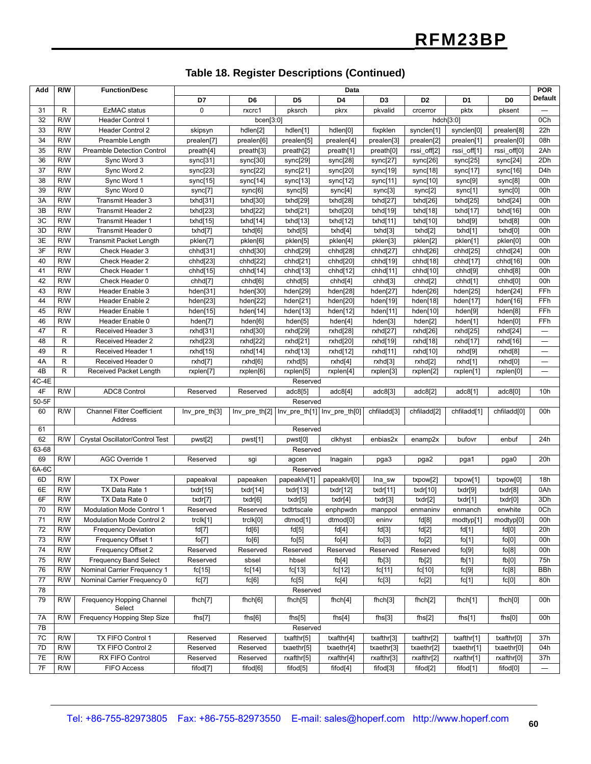## Table 18. Register Descriptions (Continued)

| Add | R/W | Function/Desc | Data | | | | | | | | POR Default |
|---|---|---|---|---|---|---|---|---|---|---|---|
| | | | D7 | D6 | D5 | D4 | D3 | D2 | D1 | D0 | |
| 31 | R | EzMAC status | 0 | rxcrc1 | pksrch | pkrx | pkvalid | crcerror | pktx | pksent | — |
| 32 | R/W | Header Control 1 | bcen[3:0] | | | | hdch[3:0] | | | | 0Ch |
| 33 | R/W | Header Control 2 | skipsyn | hdlen[2] | hdlen[1] | hdlen[0] | fixpklen | synclen[1] | synclen[0] | prealen[8] | 22h |
| 34 | R/W | Preamble Length | prealen[7] | prealen[6] | prealen[5] | prealen[4] | prealen[3] | prealen[2] | prealen[1] | prealen[0] | 08h |
| 35 | R/W | Preamble Detection Control | preath[4] | preath[3] | preath[2] | preath[1] | preath[0] | rssi_off[2] | rssi_off[1] | rssi_off[0] | 2Ah |
| 36 | R/W | Sync Word 3 | sync[31] | sync[30] | sync[29] | sync[28] | sync[27] | sync[26] | sync[25] | sync[24] | 2Dh |
| 37 | R/W | Sync Word 2 | sync[23] | sync[22] | sync[21] | sync[20] | sync[19] | sync[18] | sync[17] | sync[16] | D4h |
| 38 | R/W | Sync Word 1 | sync[15] | sync[14] | sync[13] | sync[12] | sync[11] | sync[10] | sync[9] | sync[8] | 00h |
| 39 | R/W | Sync Word 0 | sync[7] | sync[6] | sync[5] | sync[4] | sync[3] | sync[2] | sync[1] | sync[0] | 00h |
| 3A | R/W | Transmit Header 3 | txhd[31] | txhd[30] | txhd[29] | txhd[28] | txhd[27] | txhd[26] | txhd[25] | txhd[24] | 00h |
| 3B | R/W | Transmit Header 2 | txhd[23] | txhd[22] | txhd[21] | txhd[20] | txhd[19] | txhd[18] | txhd[17] | txhd[16] | 00h |
| 3C | R/W | Transmit Header 1 | txhd[15] | txhd[14] | txhd[13] | txhd[12] | txhd[11] | txhd[10] | txhd[9] | txhd[8] | 00h |
| 3D | R/W | Transmit Header 0 | txhd[7] | txhd[6] | txhd[5] | txhd[4] | txhd[3] | txhd[2] | txhd[1] | txhd[0] | 00h |
| 3E | R/W | Transmit Packet Length | pklen[7] | pklen[6] | pklen[5] | pklen[4] | pklen[3] | pklen[2] | pklen[1] | pklen[0] | 00h |
| 3F | R/W | Check Header 3 | chhd[31] | chhd[30] | chhd[29] | chhd[28] | chhd[27] | chhd[26] | chhd[25] | chhd[24] | 00h |
| 40 | R/W | Check Header 2 | chhd[23] | chhd[22] | chhd[21] | chhd[20] | chhd[19] | chhd[18] | chhd[17] | chhd[16] | 00h |
| 41 | R/W | Check Header 1 | chhd[15] | chhd[14] | chhd[13] | chhd[12] | chhd[11] | chhd[10] | chhd[9] | chhd[8] | 00h |
| 42 | R/W | Check Header 0 | chhd[7] | chhd[6] | chhd[5] | chhd[4] | chhd[3] | chhd[2] | chhd[1] | chhd[0] | 00h |
| 43 | R/W | Header Enable 3 | hden[31] | hden[30] | hden[29] | hden[28] | hden[27] | hden[26] | hden[25] | hden[24] | FFh |
| 44 | R/W | Header Enable 2 | hden[23] | hden[22] | hden[21] | hden[20] | hden[19] | hden[18] | hden[17] | hden[16] | FFh |
| 45 | R/W | Header Enable 1 | hden[15] | hden[14] | hden[13] | hden[12] | hden[11] | hden[10] | hden[9] | hden[8] | FFh |
| 46 | R/W | Header Enable 0 | hden[7] | hden[6] | hden[5] | hden[4] | hden[3] | hden[2] | hden[1] | hden[0] | FFh |
| 47 | R | Received Header 3 | rxhd[31] | rxhd[30] | rxhd[29] | rxhd[28] | rxhd[27] | rxhd[26] | rxhd[25] | rxhd[24] | — |
| 48 | R | Received Header 2 | rxhd[23] | rxhd[22] | rxhd[21] | rxhd[20] | rxhd[19] | rxhd[18] | rxhd[17] | rxhd[16] | — |
| 49 | R | Received Header 1 | rxhd[15] | rxhd[14] | rxhd[13] | rxhd[12] | rxhd[11] | rxhd[10] | rxhd[9] | rxhd[8] | — |
| 4A | R | Received Header 0 | rxhd[7] | rxhd[6] | rxhd[5] | rxhd[4] | rxhd[3] | rxhd[2] | rxhd[1] | rxhd[0] | — |
| 4B | R | Received Packet Length | rxplen[7] | rxplen[6] | rxplen[5] | rxplen[4] | rxplen[3] | rxplen[2] | rxplen[1] | rxplen[0] | — |
| 4C-4E | | Reserved | | | | | | | | | |
| 4F | R/W | ADC8 Control | Reserved | Reserved | adc8[5] | adc8[4] | adc8[3] | adc8[2] | adc8[1] | adc8[0] | 10h |
| 50-5F | | Reserved | | | | | | | | | |
| 60 | R/W | Channel Filter Coefficient Address | Inv_pre_th[3] | Inv_pre_th[2] | Inv_pre_th[1] | Inv_pre_th[0] | chfiladd[3] | chfiladd[2] | chfiladd[1] | chfiladd[0] | 00h |
| 61 | | Reserved | | | | | | | | | |
| 62 | R/W | Crystal Oscillator/Control Test | pwst[2] | pwst[1] | pwst[0] | clkhyst | enbias2x | enamp2x | bufovr | enbuf | 24h |
| 63-68 | | Reserved | | | | | | | | | |
| 69 | R/W | AGC Override 1 | Reserved | sgi | agcen | lnagain | pga3 | pga2 | pga1 | pga0 | 20h |
| 6A-6C | | Reserved | | | | | | | | | |
| 6D | R/W | TX Power | papeakval | papeaken | papeaklvl[1] | papeaklvl[0] | Ina_sw | txpow[2] | txpow[1] | txpow[0] | 18h |
| 6E | R/W | TX Data Rate 1 | txdr[15] | txdr[14] | txdr[13] | txdr[12] | txdr[11] | txdr[10] | txdr[9] | txdr[8] | 0Ah |
| 6F | R/W | TX Data Rate 0 | txdr[7] | txdr[6] | txdr[5] | txdr[4] | txdr[3] | txdr[2] | txdr[1] | txdr[0] | 3Dh |
| 70 | R/W | Modulation Mode Control 1 | Reserved | Reserved | txdtrtscale | enphpwdn | manppol | enmaninv | enmanch | enwhite | 0Ch |
| 71 | R/W | Modulation Mode Control 2 | trclk[1] | trclk[0] | dtmod[1] | dtmod[0] | eninv | fd[8] | modtyp[1] | modtyp[0] | 00h |
| 72 | R/W | Frequency Deviation | fd[7] | fd[6] | fd[5] | fd[4] | fd[3] | fd[2] | fd[1] | fd[0] | 20h |
| 73 | R/W | Frequency Offset 1 | fo[7] | fo[6] | fo[5] | fo[4] | fo[3] | fo[2] | fo[1] | fo[0] | 00h |
| 74 | R/W | Frequency Offset 2 | Reserved | Reserved | Reserved | Reserved | Reserved | Reserved | fo[9] | fo[8] | 00h |
| 75 | R/W | Frequency Band Select | Reserved | sbsel | hbsel | fb[4] | fb[3] | fb[2] | fb[1] | fb[0] | 75h |
| 76 | R/W | Nominal Carrier Frequency 1 | fc[15] | fc[14] | fc[13] | fc[12] | fc[11] | fc[10] | fc[9] | fc[8] | BBh |
| 77 | R/W | Nominal Carrier Frequency 0 | fc[7] | fc[6] | fc[5] | fc[4] | fc[3] | fc[2] | fc[1] | fc[0] | 80h |
| 78 | | Reserved | | | | | | | | | |
| 79 | R/W | Frequency Hopping Channel Select | fhch[7] | fhch[6] | fhch[5] | fhch[4] | fhch[3] | fhch[2] | fhch[1] | fhch[0] | 00h |
| 7A | R/W | Frequency Hopping Step Size | fhs[7] | fhs[6] | fhs[5] | fhs[4] | fhs[3] | fhs[2] | fhs[1] | fhs[0] | 00h |
| 7B | | Reserved | | | | | | | | | |
| 7C | R/W | TX FIFO Control 1 | Reserved | Reserved | txafthr[5] | txafthr[4] | txafthr[3] | txafthr[2] | txafthr[1] | txafthr[0] | 37h |
| 7D | R/W | TX FIFO Control 2 | Reserved | Reserved | txaethr[5] | txaethr[4] | txaethr[3] | txaethr[2] | txaethr[1] | txaethr[0] | 04h |
| 7E | R/W | RX FIFO Control | Reserved | Reserved | rxafthr[5] | rxafthr[4] | rxafthr[3] | rxafthr[2] | rxafthr[1] | rxafthr[0] | 37h |
| 7F | R/W | FIFO Access | fifod[7] | fifod[6] | fifod[5] | fifod[4] | fifod[3] | fifod[2] | fifod[1] | fifod[0] | — |

Tel: +86-755-82973805 Fax: +86-755-82973550 E-mail: sales@hoperf.com http://www.hoperf.com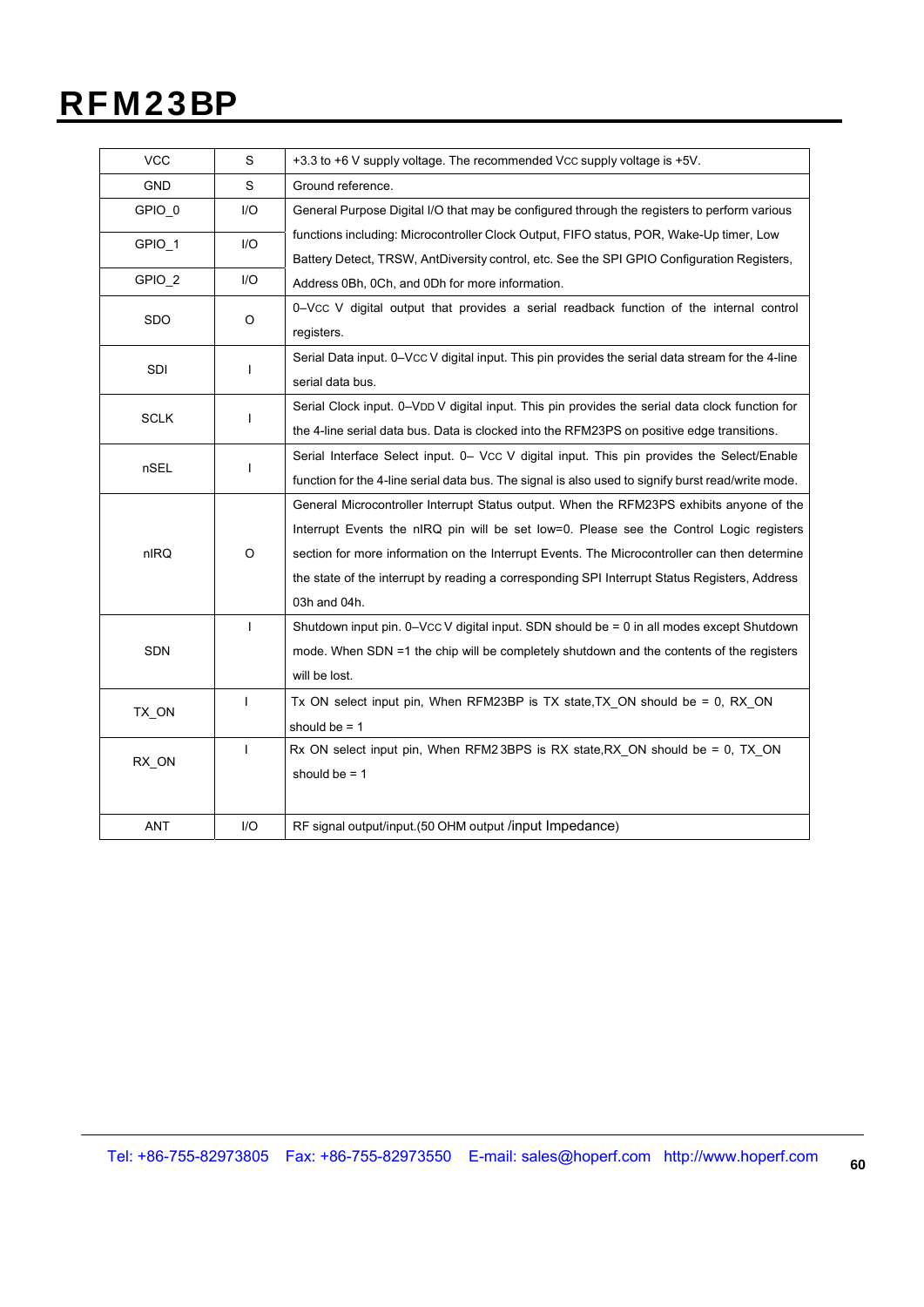| VCC | S | +3.3 to +6 V supply voltage. The recommended Vcc supply voltage is +5V. |
|---|---|---|
| GND | S | Ground reference. |
| GPIO_0 | I/O | General Purpose Digital I/O that may be configured through the registers to perform various functions including: Microcontroller Clock Output, FIFO status, POR, Wake-Up timer, Low Battery Detect, TRSW, AntDiversity control, etc. See the SPI GPIO Configuration Registers, Address 0Bh, 0Ch, and 0Dh for more information. |
| GPIO_1 | I/O | |
| GPIO_2 | I/O | |
| SDO | O | 0–Vcc V digital output that provides a serial readback function of the internal control registers. |
| SDI | I | Serial Data input. 0–Vcc V digital input. This pin provides the serial data stream for the 4-line serial data bus. |
| SCLK | I | Serial Clock input. 0–VDD V digital input. This pin provides the serial data clock function for the 4-line serial data bus. Data is clocked into the RFM23PS on positive edge transitions. |
| nSEL | I | Serial Interface Select input. 0– Vcc V digital input. This pin provides the Select/Enable function for the 4-line serial data bus. The signal is also used to signify burst read/write mode. |
| nIRQ | O | General Microcontroller Interrupt Status output. When the RFM23PS exhibits anyone of the Interrupt Events the nIRQ pin will be set low=0. Please see the Control Logic registers section for more information on the Interrupt Events. The Microcontroller can then determine the state of the interrupt by reading a corresponding SPI Interrupt Status Registers, Address 03h and 04h. |
| SDN | I | Shutdown input pin. 0–Vcc V digital input. SDN should be = 0 in all modes except Shutdown mode. When SDN =1 the chip will be completely shutdown and the contents of the registers will be lost. |
| TX_ON | I | Tx ON select input pin, When RFM23BP is TX state,TX_ON should be = 0, RX_ON should be = 1 |
| RX_ON | I | Rx ON select input pin, When RFM2 3BPS is RX state,RX_ON should be = 0, TX_ON should be = 1 |
| ANT | I/O | RF signal output/input.(50 OHM output /input Impedance) |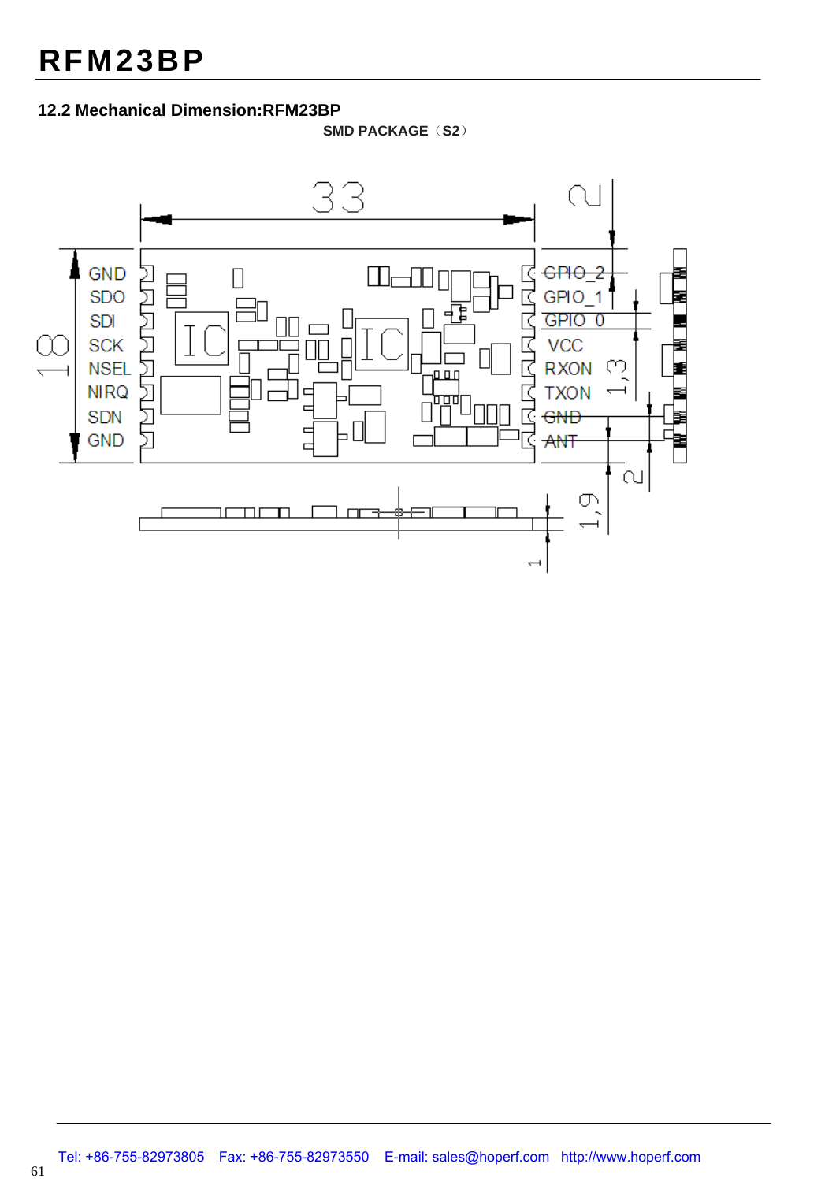## 12.2 Mechanical Dimension:RFM23BP

SMD PACKAGE（S2）

33

2

GND
SDO
SDI
SCK
NSEL
NIRQ
SDN
GND

18

GPIO_2
GPIO_1
GPIO_0
VCC
RXON
TXON
GND
ANT

1,3

2

1,9

1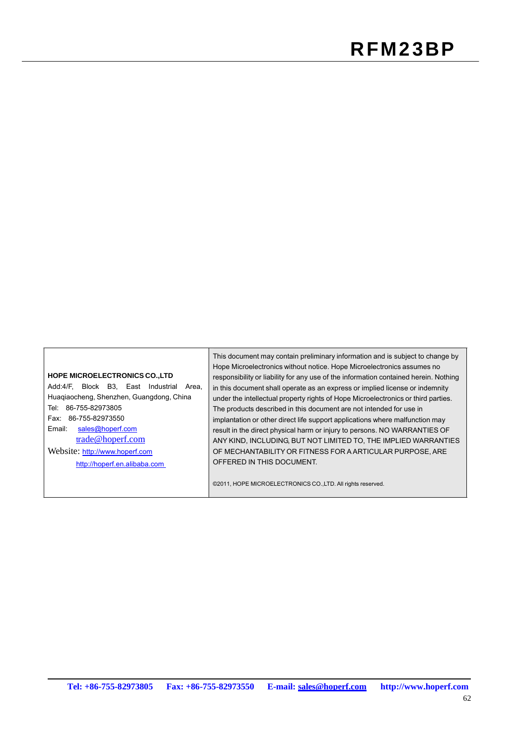| | |
|---|---|
| **HOPE MICROELECTRONICS CO.,LTD**<br>Add:4/F, Block B3, East Industrial Area, Huaqiaocheng, Shenzhen, Guangdong, China<br>Tel: 86-755-82973805<br>Fax: 86-755-82973550<br>Email: sales@hoperf.com<br>trade@hoperf.com<br>Website: http://www.hoperf.com<br>http://hoperf.en.alibaba.com | This document may contain preliminary information and is subject to change by Hope Microelectronics without notice. Hope Microelectronics assumes no responsibility or liability for any use of the information contained herein. Nothing in this document shall operate as an express or implied license or indemnity under the intellectual property rights of Hope Microelectronics or third parties. The products described in this document are not intended for use in implantation or other direct life support applications where malfunction may result in the direct physical harm or injury to persons. NO WARRANTIES OF ANY KIND, INCLUDING, BUT NOT LIMITED TO, THE IMPLIED WARRANTIES OF MECHANTABILITY OR FITNESS FOR A ARTICULAR PURPOSE, ARE OFFERED IN THIS DOCUMENT.<br><br>©2011, HOPE MICROELECTRONICS CO.,LTD. All rights reserved. |